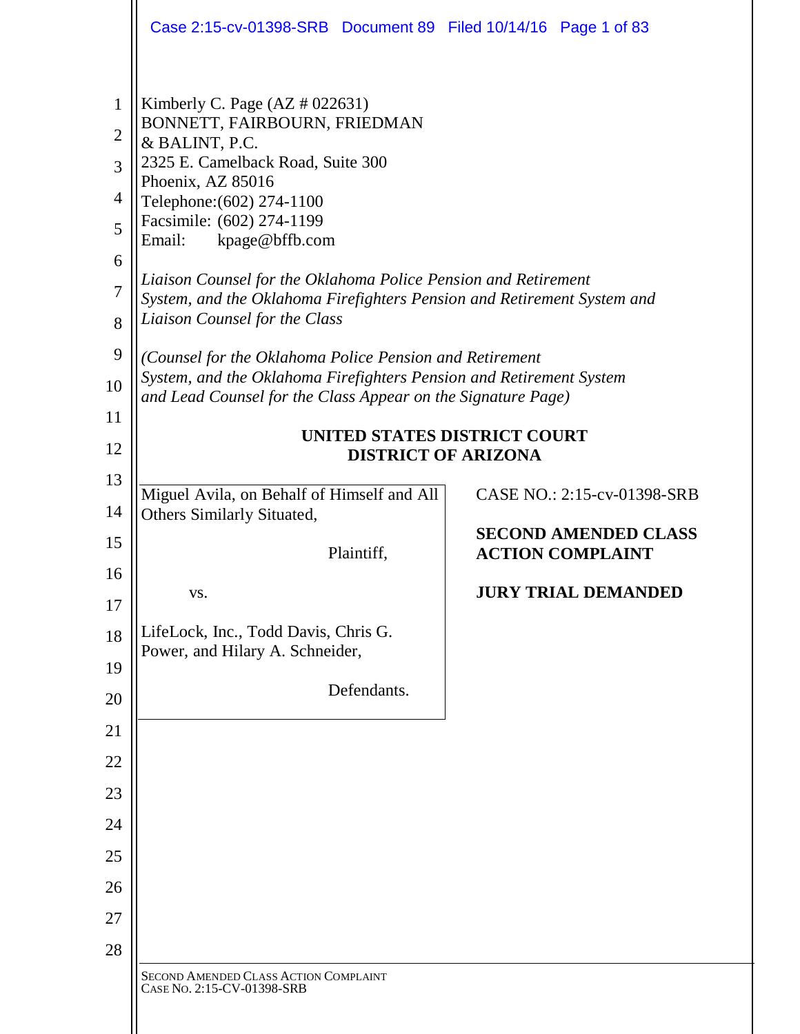Kimberly C. Page (AZ # 022631)
BONNETT, FAIRBOURN, FRIEDMAN
& BALINT, P.C.
2325 E. Camelback Road, Suite 300
Phoenix, AZ 85016
Telephone:(602) 274-1100
Facsimile: (602) 274-1199
Email: kpage@bffb.com

*Liaison Counsel for the Oklahoma Police Pension and Retirement System, and the Oklahoma Firefighters Pension and Retirement System and Liaison Counsel for the Class*

*(Counsel for the Oklahoma Police Pension and Retirement System, and the Oklahoma Firefighters Pension and Retirement System and Lead Counsel for the Class Appear on the Signature Page)*

**UNITED STATES DISTRICT COURT**
**DISTRICT OF ARIZONA**

| | |
|---|---|
| Miguel Avila, on Behalf of Himself and All Others Similarly Situated,<br><br>Plaintiff,<br><br>vs.<br><br>LifeLock, Inc., Todd Davis, Chris G. Power, and Hilary A. Schneider,<br><br>Defendants. | CASE NO.: 2:15-cv-01398-SRB<br><br>**SECOND AMENDED CLASS ACTION COMPLAINT**<br><br>**JURY TRIAL DEMANDED** |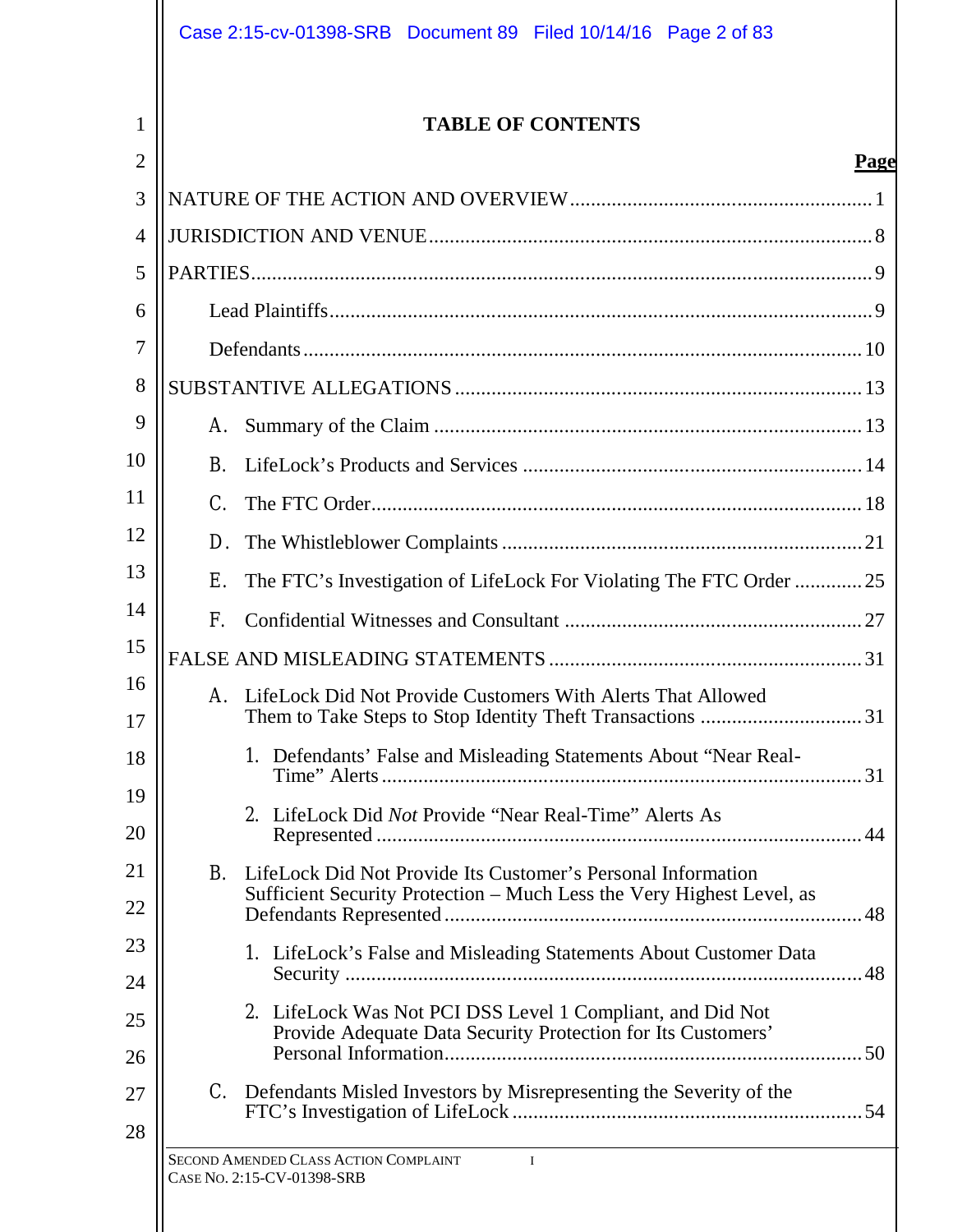# TABLE OF CONTENTS

| | Page |
|---|---|
| NATURE OF THE ACTION AND OVERVIEW | 1 |
| JURISDICTION AND VENUE | 8 |
| PARTIES | 9 |
| Lead Plaintiffs | 9 |
| Defendants | 10 |
| SUBSTANTIVE ALLEGATIONS | 13 |
| A. Summary of the Claim | 13 |
| B. LifeLock's Products and Services | 14 |
| C. The FTC Order | 18 |
| D. The Whistleblower Complaints | 21 |
| E. The FTC's Investigation of LifeLock For Violating The FTC Order | 25 |
| F. Confidential Witnesses and Consultant | 27 |
| FALSE AND MISLEADING STATEMENTS | 31 |
| A. LifeLock Did Not Provide Customers With Alerts That Allowed Them to Take Steps to Stop Identity Theft Transactions | 31 |
| 1. Defendants' False and Misleading Statements About "Near Real-Time" Alerts | 31 |
| 2. LifeLock Did *Not* Provide "Near Real-Time" Alerts As Represented | 44 |
| B. LifeLock Did Not Provide Its Customer's Personal Information Sufficient Security Protection – Much Less the Very Highest Level, as Defendants Represented | 48 |
| 1. LifeLock's False and Misleading Statements About Customer Data Security | 48 |
| 2. LifeLock Was Not PCI DSS Level 1 Compliant, and Did Not Provide Adequate Data Security Protection for Its Customers' Personal Information | 50 |
| C. Defendants Misled Investors by Misrepresenting the Severity of the FTC's Investigation of LifeLock | 54 |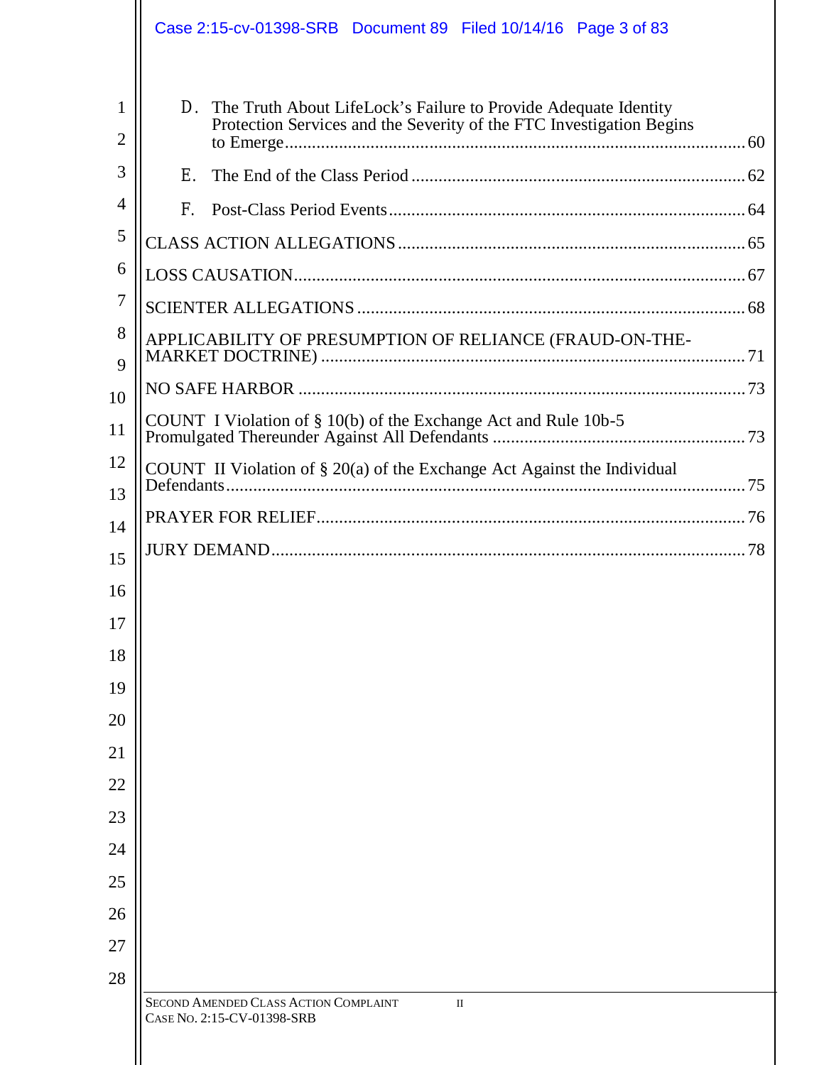D. The Truth About LifeLock's Failure to Provide Adequate Identity Protection Services and the Severity of the FTC Investigation Begins to Emerge ........ 60

E. The End of the Class Period ........ 62

F. Post-Class Period Events ........ 64

CLASS ACTION ALLEGATIONS ........ 65

LOSS CAUSATION ........ 67

SCIENTER ALLEGATIONS ........ 68

APPLICABILITY OF PRESUMPTION OF RELIANCE (FRAUD-ON-THE-MARKET DOCTRINE) ........ 71

NO SAFE HARBOR ........ 73

COUNT I Violation of § 10(b) of the Exchange Act and Rule 10b-5 Promulgated Thereunder Against All Defendants ........ 73

COUNT II Violation of § 20(a) of the Exchange Act Against the Individual Defendants ........ 75

PRAYER FOR RELIEF ........ 76

JURY DEMAND ........ 78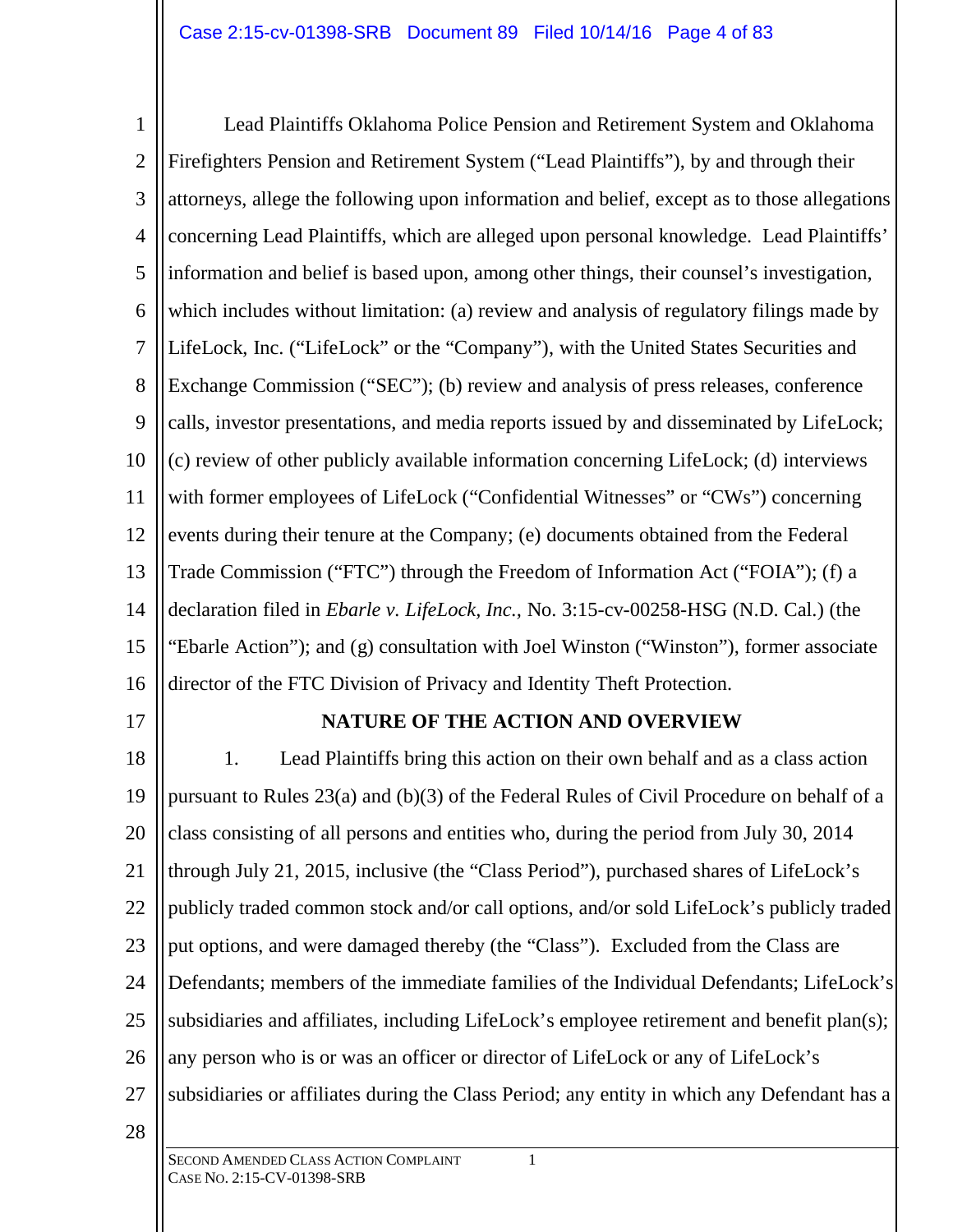Lead Plaintiffs Oklahoma Police Pension and Retirement System and Oklahoma Firefighters Pension and Retirement System ("Lead Plaintiffs"), by and through their attorneys, allege the following upon information and belief, except as to those allegations concerning Lead Plaintiffs, which are alleged upon personal knowledge. Lead Plaintiffs' information and belief is based upon, among other things, their counsel's investigation, which includes without limitation: (a) review and analysis of regulatory filings made by LifeLock, Inc. ("LifeLock" or the "Company"), with the United States Securities and Exchange Commission ("SEC"); (b) review and analysis of press releases, conference calls, investor presentations, and media reports issued by and disseminated by LifeLock; (c) review of other publicly available information concerning LifeLock; (d) interviews with former employees of LifeLock ("Confidential Witnesses" or "CWs") concerning events during their tenure at the Company; (e) documents obtained from the Federal Trade Commission ("FTC") through the Freedom of Information Act ("FOIA"); (f) a declaration filed in *Ebarle v. LifeLock, Inc.*, No. 3:15-cv-00258-HSG (N.D. Cal.) (the "Ebarle Action"); and (g) consultation with Joel Winston ("Winston"), former associate director of the FTC Division of Privacy and Identity Theft Protection.

## NATURE OF THE ACTION AND OVERVIEW

1. Lead Plaintiffs bring this action on their own behalf and as a class action pursuant to Rules 23(a) and (b)(3) of the Federal Rules of Civil Procedure on behalf of a class consisting of all persons and entities who, during the period from July 30, 2014 through July 21, 2015, inclusive (the "Class Period"), purchased shares of LifeLock's publicly traded common stock and/or call options, and/or sold LifeLock's publicly traded put options, and were damaged thereby (the "Class"). Excluded from the Class are Defendants; members of the immediate families of the Individual Defendants; LifeLock's subsidiaries and affiliates, including LifeLock's employee retirement and benefit plan(s); any person who is or was an officer or director of LifeLock or any of LifeLock's subsidiaries or affiliates during the Class Period; any entity in which any Defendant has a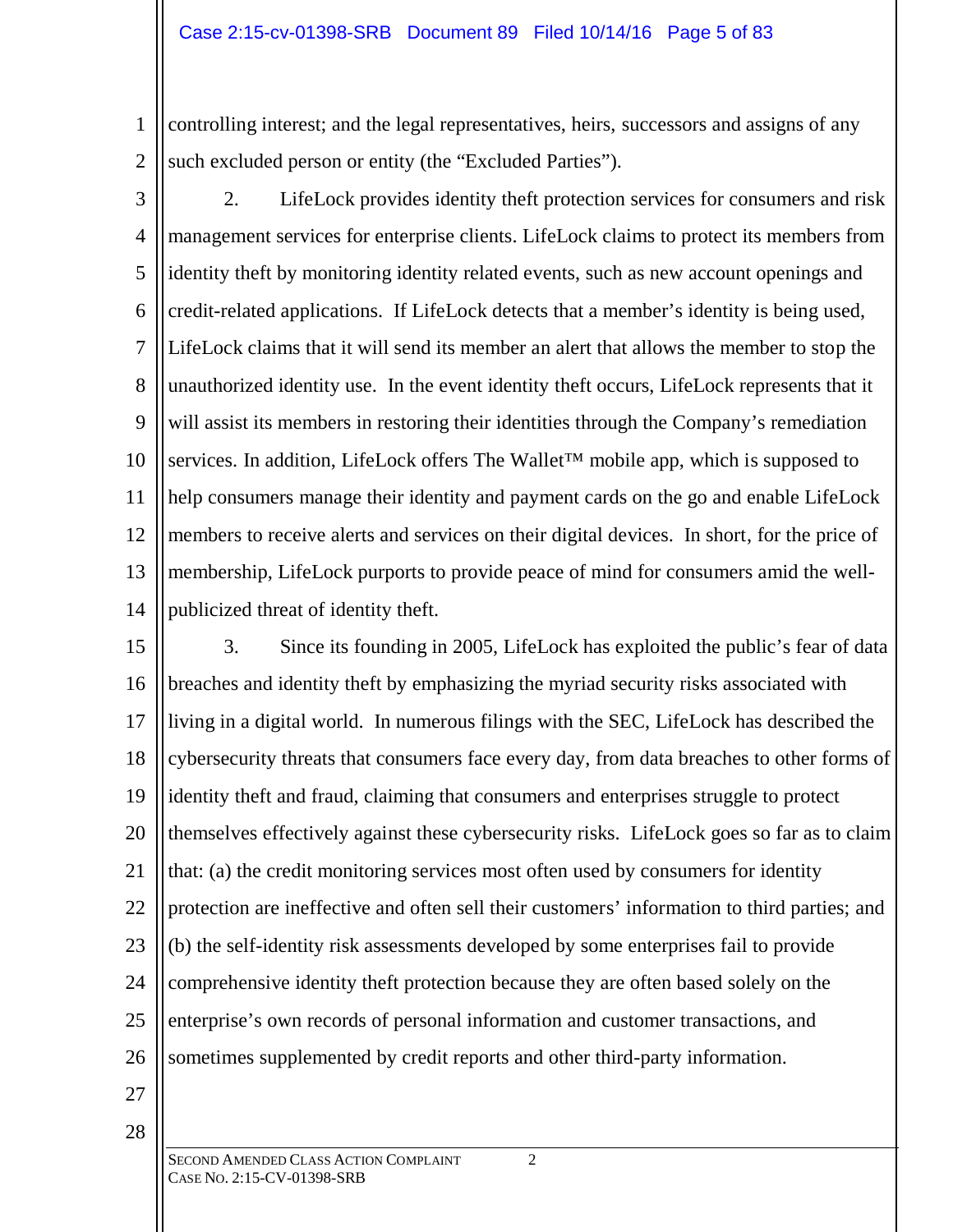controlling interest; and the legal representatives, heirs, successors and assigns of any such excluded person or entity (the "Excluded Parties").

2. LifeLock provides identity theft protection services for consumers and risk management services for enterprise clients. LifeLock claims to protect its members from identity theft by monitoring identity related events, such as new account openings and credit-related applications. If LifeLock detects that a member's identity is being used, LifeLock claims that it will send its member an alert that allows the member to stop the unauthorized identity use. In the event identity theft occurs, LifeLock represents that it will assist its members in restoring their identities through the Company's remediation services. In addition, LifeLock offers The Wallet™ mobile app, which is supposed to help consumers manage their identity and payment cards on the go and enable LifeLock members to receive alerts and services on their digital devices. In short, for the price of membership, LifeLock purports to provide peace of mind for consumers amid the well-publicized threat of identity theft.

3. Since its founding in 2005, LifeLock has exploited the public's fear of data breaches and identity theft by emphasizing the myriad security risks associated with living in a digital world. In numerous filings with the SEC, LifeLock has described the cybersecurity threats that consumers face every day, from data breaches to other forms of identity theft and fraud, claiming that consumers and enterprises struggle to protect themselves effectively against these cybersecurity risks. LifeLock goes so far as to claim that: (a) the credit monitoring services most often used by consumers for identity protection are ineffective and often sell their customers' information to third parties; and (b) the self-identity risk assessments developed by some enterprises fail to provide comprehensive identity theft protection because they are often based solely on the enterprise's own records of personal information and customer transactions, and sometimes supplemented by credit reports and other third-party information.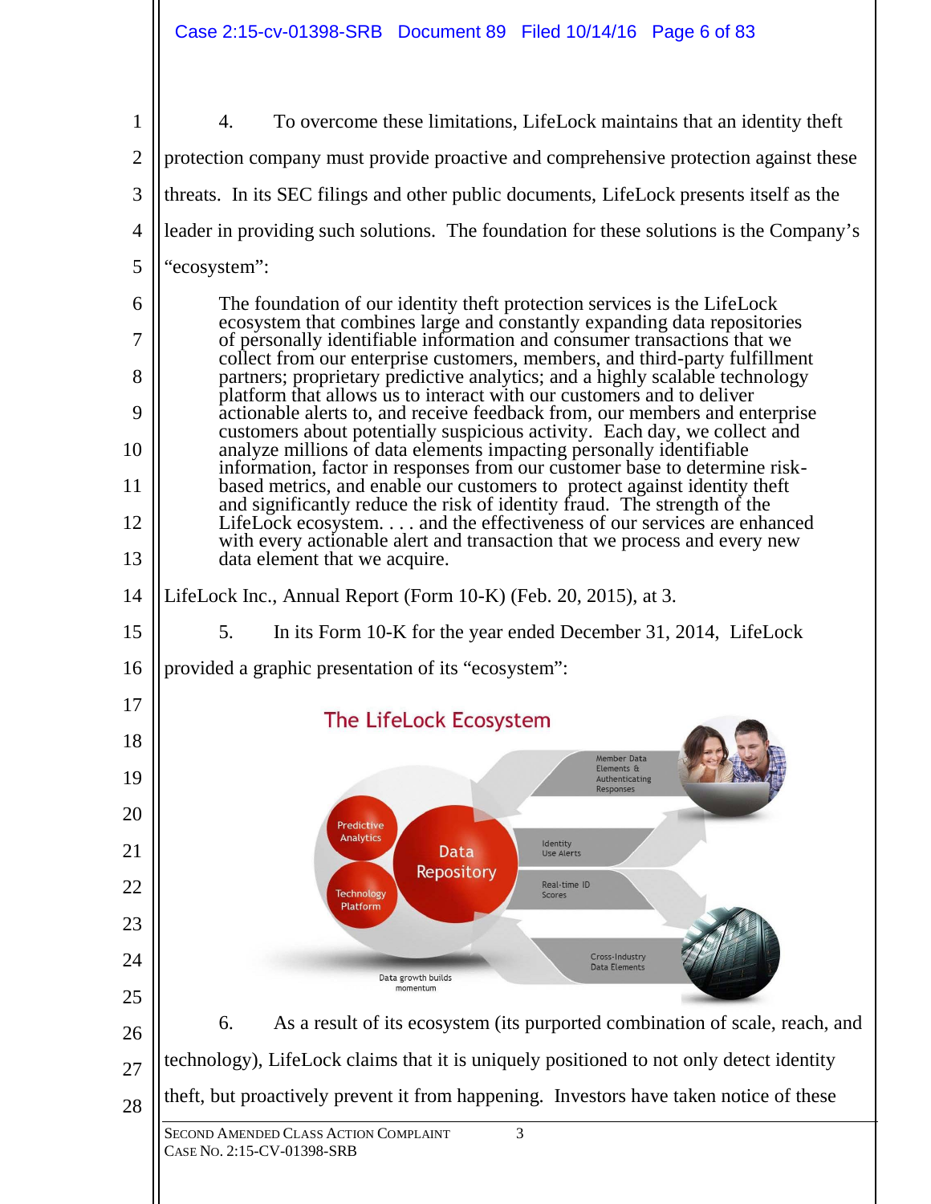4. To overcome these limitations, LifeLock maintains that an identity theft protection company must provide proactive and comprehensive protection against these threats. In its SEC filings and other public documents, LifeLock presents itself as the leader in providing such solutions. The foundation for these solutions is the Company's "ecosystem":

> The foundation of our identity theft protection services is the LifeLock ecosystem that combines large and constantly expanding data repositories of personally identifiable information and consumer transactions that we collect from our enterprise customers, members, and third-party fulfillment partners; proprietary predictive analytics; and a highly scalable technology platform that allows us to interact with our customers and to deliver actionable alerts to, and receive feedback from, our members and enterprise customers about potentially suspicious activity. Each day, we collect and analyze millions of data elements impacting personally identifiable information, factor in responses from our customer base to determine risk-based metrics, and enable our customers to protect against identity theft and significantly reduce the risk of identity fraud. The strength of the LifeLock ecosystem. . . . and the effectiveness of our services are enhanced with every actionable alert and transaction that we process and every new data element that we acquire.

LifeLock Inc., Annual Report (Form 10-K) (Feb. 20, 2015), at 3.

5. In its Form 10-K for the year ended December 31, 2014, LifeLock provided a graphic presentation of its "ecosystem":

The LifeLock Ecosystem

Member Data Elements & Authenticating Responses

Predictive Analytics

Data Repository

Technology Platform

Identity Use Alerts

Real-time ID Scores

Cross-Industry Data Elements

Data growth builds momentum

6. As a result of its ecosystem (its purported combination of scale, reach, and technology), LifeLock claims that it is uniquely positioned to not only detect identity theft, but proactively prevent it from happening. Investors have taken notice of these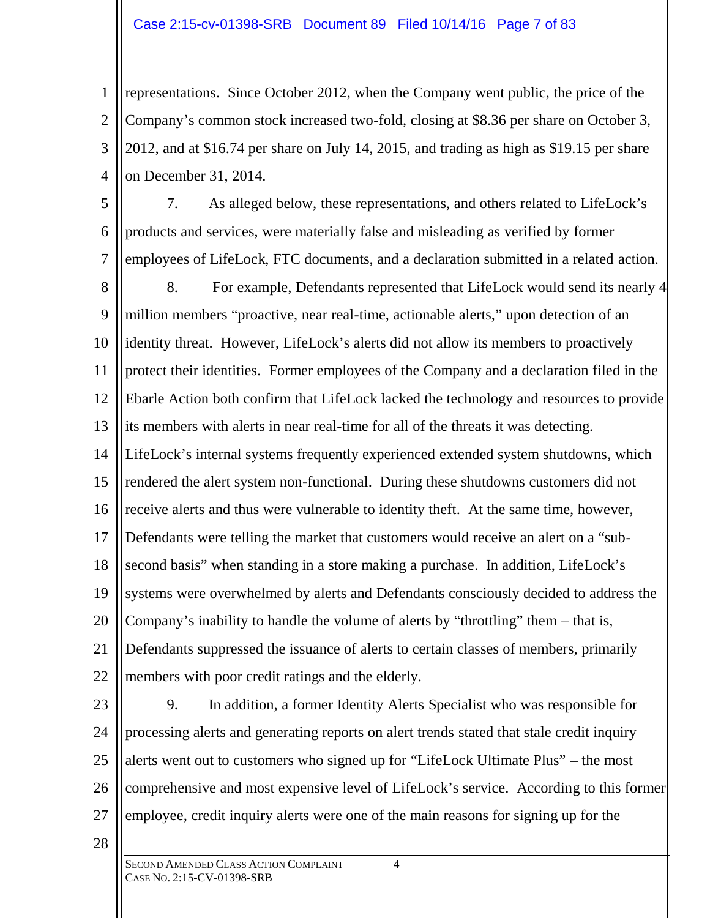representations. Since October 2012, when the Company went public, the price of the Company's common stock increased two-fold, closing at $8.36 per share on October 3, 2012, and at $16.74 per share on July 14, 2015, and trading as high as $19.15 per share on December 31, 2014.

7. As alleged below, these representations, and others related to LifeLock's products and services, were materially false and misleading as verified by former employees of LifeLock, FTC documents, and a declaration submitted in a related action.

8. For example, Defendants represented that LifeLock would send its nearly 4 million members "proactive, near real-time, actionable alerts," upon detection of an identity threat. However, LifeLock's alerts did not allow its members to proactively protect their identities. Former employees of the Company and a declaration filed in the Ebarle Action both confirm that LifeLock lacked the technology and resources to provide its members with alerts in near real-time for all of the threats it was detecting. LifeLock's internal systems frequently experienced extended system shutdowns, which rendered the alert system non-functional. During these shutdowns customers did not receive alerts and thus were vulnerable to identity theft. At the same time, however, Defendants were telling the market that customers would receive an alert on a "sub-second basis" when standing in a store making a purchase. In addition, LifeLock's systems were overwhelmed by alerts and Defendants consciously decided to address the Company's inability to handle the volume of alerts by "throttling" them – that is, Defendants suppressed the issuance of alerts to certain classes of members, primarily members with poor credit ratings and the elderly.

9. In addition, a former Identity Alerts Specialist who was responsible for processing alerts and generating reports on alert trends stated that stale credit inquiry alerts went out to customers who signed up for "LifeLock Ultimate Plus" – the most comprehensive and most expensive level of LifeLock's service. According to this former employee, credit inquiry alerts were one of the main reasons for signing up for the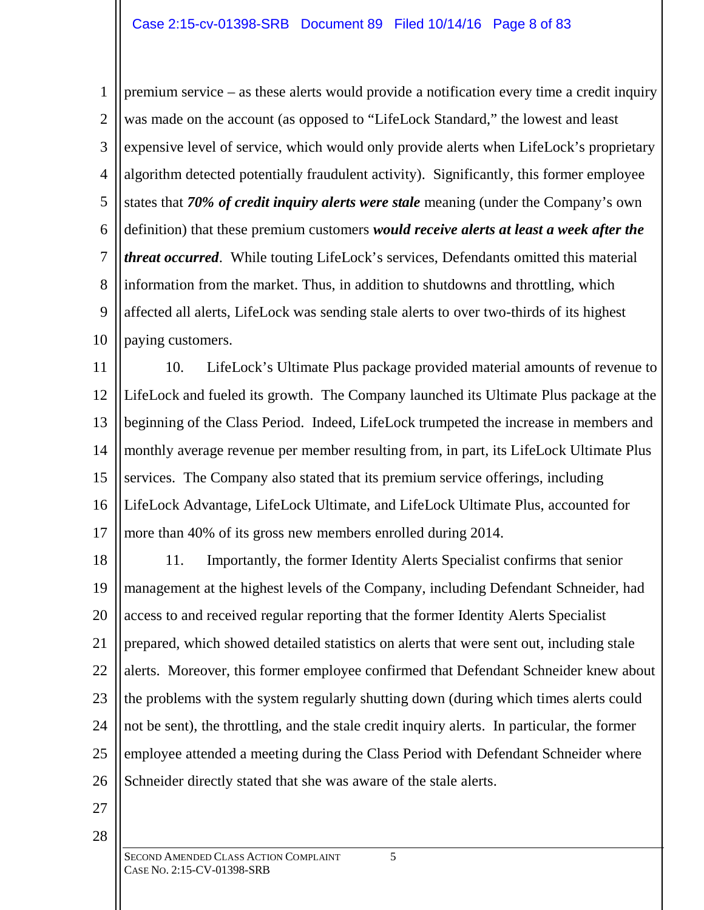premium service – as these alerts would provide a notification every time a credit inquiry was made on the account (as opposed to "LifeLock Standard," the lowest and least expensive level of service, which would only provide alerts when LifeLock's proprietary algorithm detected potentially fraudulent activity). Significantly, this former employee states that ***70% of credit inquiry alerts were stale*** meaning (under the Company's own definition) that these premium customers ***would receive alerts at least a week after the threat occurred***. While touting LifeLock's services, Defendants omitted this material information from the market. Thus, in addition to shutdowns and throttling, which affected all alerts, LifeLock was sending stale alerts to over two-thirds of its highest paying customers.

10. LifeLock's Ultimate Plus package provided material amounts of revenue to LifeLock and fueled its growth. The Company launched its Ultimate Plus package at the beginning of the Class Period. Indeed, LifeLock trumpeted the increase in members and monthly average revenue per member resulting from, in part, its LifeLock Ultimate Plus services. The Company also stated that its premium service offerings, including LifeLock Advantage, LifeLock Ultimate, and LifeLock Ultimate Plus, accounted for more than 40% of its gross new members enrolled during 2014.

11. Importantly, the former Identity Alerts Specialist confirms that senior management at the highest levels of the Company, including Defendant Schneider, had access to and received regular reporting that the former Identity Alerts Specialist prepared, which showed detailed statistics on alerts that were sent out, including stale alerts. Moreover, this former employee confirmed that Defendant Schneider knew about the problems with the system regularly shutting down (during which times alerts could not be sent), the throttling, and the stale credit inquiry alerts. In particular, the former employee attended a meeting during the Class Period with Defendant Schneider where Schneider directly stated that she was aware of the stale alerts.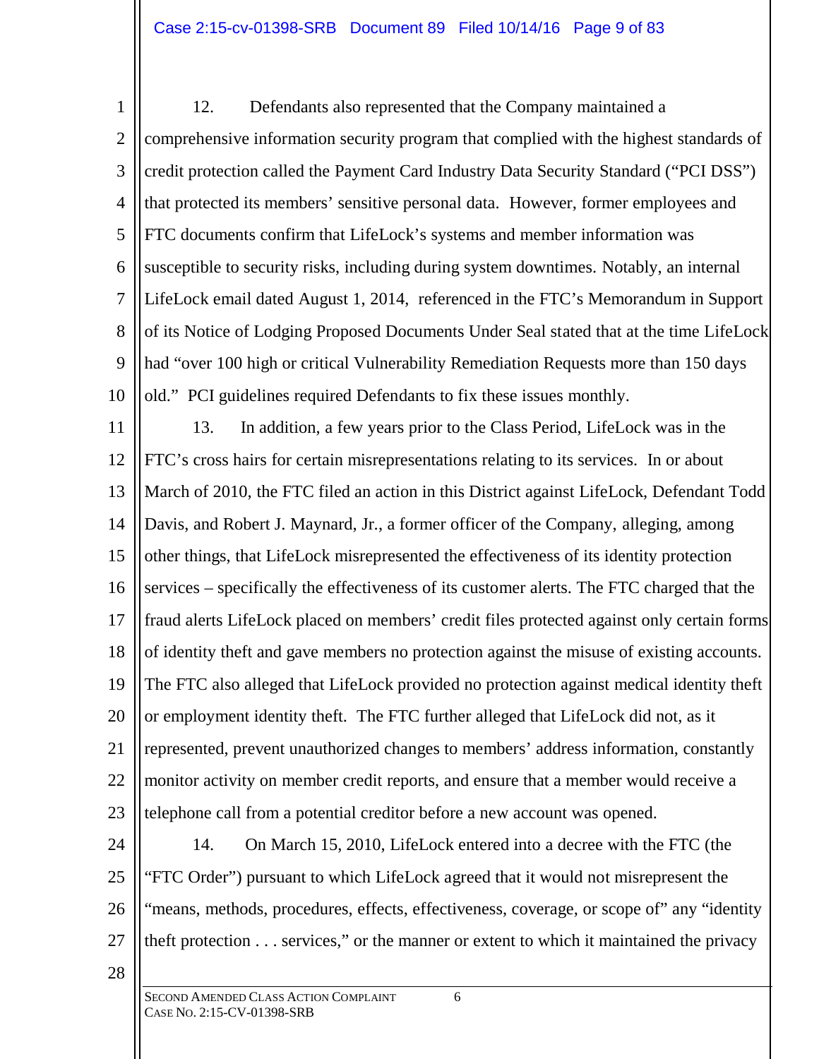12. Defendants also represented that the Company maintained a comprehensive information security program that complied with the highest standards of credit protection called the Payment Card Industry Data Security Standard ("PCI DSS") that protected its members' sensitive personal data. However, former employees and FTC documents confirm that LifeLock's systems and member information was susceptible to security risks, including during system downtimes. Notably, an internal LifeLock email dated August 1, 2014, referenced in the FTC's Memorandum in Support of its Notice of Lodging Proposed Documents Under Seal stated that at the time LifeLock had "over 100 high or critical Vulnerability Remediation Requests more than 150 days old." PCI guidelines required Defendants to fix these issues monthly.

13. In addition, a few years prior to the Class Period, LifeLock was in the FTC's cross hairs for certain misrepresentations relating to its services. In or about March of 2010, the FTC filed an action in this District against LifeLock, Defendant Todd Davis, and Robert J. Maynard, Jr., a former officer of the Company, alleging, among other things, that LifeLock misrepresented the effectiveness of its identity protection services – specifically the effectiveness of its customer alerts. The FTC charged that the fraud alerts LifeLock placed on members' credit files protected against only certain forms of identity theft and gave members no protection against the misuse of existing accounts. The FTC also alleged that LifeLock provided no protection against medical identity theft or employment identity theft. The FTC further alleged that LifeLock did not, as it represented, prevent unauthorized changes to members' address information, constantly monitor activity on member credit reports, and ensure that a member would receive a telephone call from a potential creditor before a new account was opened.

14. On March 15, 2010, LifeLock entered into a decree with the FTC (the "FTC Order") pursuant to which LifeLock agreed that it would not misrepresent the "means, methods, procedures, effects, effectiveness, coverage, or scope of" any "identity theft protection . . . services," or the manner or extent to which it maintained the privacy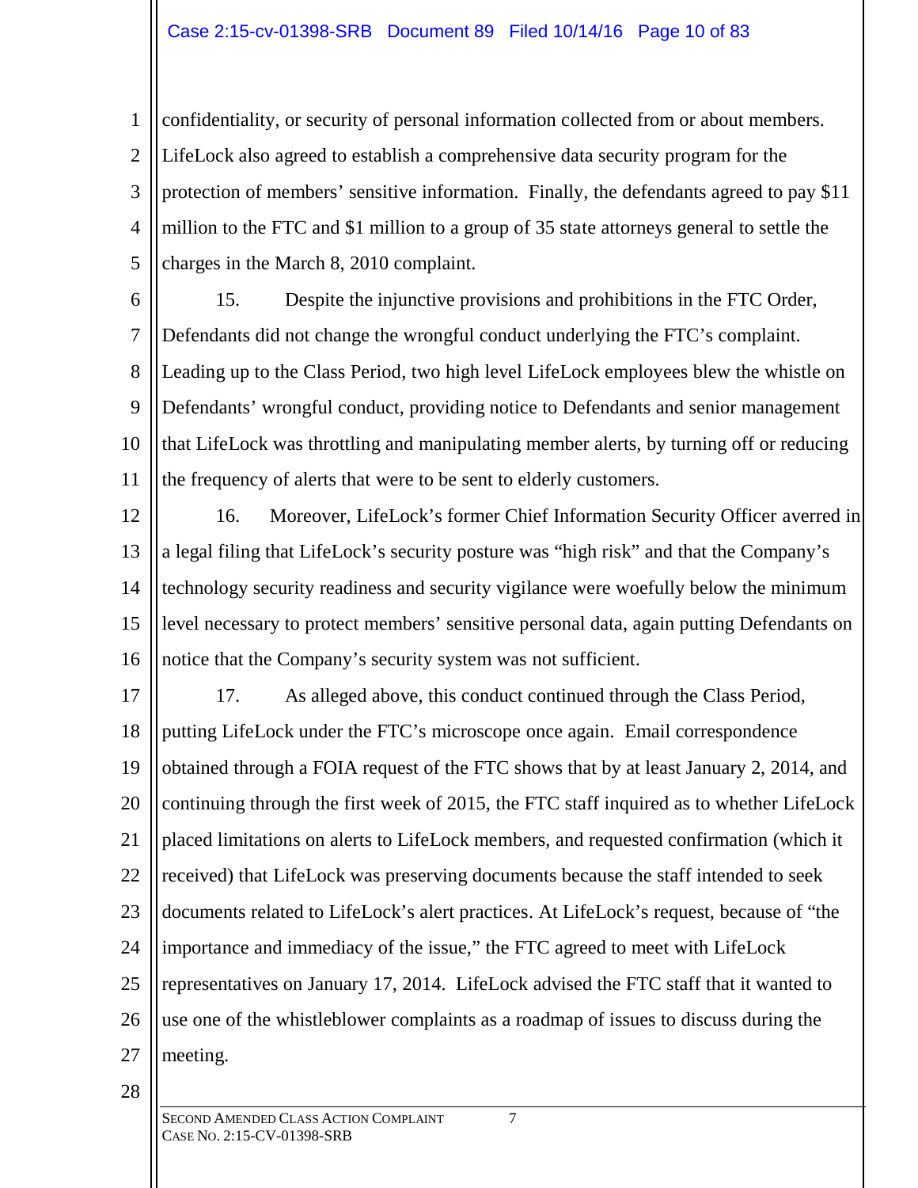confidentiality, or security of personal information collected from or about members. LifeLock also agreed to establish a comprehensive data security program for the protection of members' sensitive information. Finally, the defendants agreed to pay $11 million to the FTC and $1 million to a group of 35 state attorneys general to settle the charges in the March 8, 2010 complaint.

15. Despite the injunctive provisions and prohibitions in the FTC Order, Defendants did not change the wrongful conduct underlying the FTC's complaint. Leading up to the Class Period, two high level LifeLock employees blew the whistle on Defendants' wrongful conduct, providing notice to Defendants and senior management that LifeLock was throttling and manipulating member alerts, by turning off or reducing the frequency of alerts that were to be sent to elderly customers.

16. Moreover, LifeLock's former Chief Information Security Officer averred in a legal filing that LifeLock's security posture was "high risk" and that the Company's technology security readiness and security vigilance were woefully below the minimum level necessary to protect members' sensitive personal data, again putting Defendants on notice that the Company's security system was not sufficient.

17. As alleged above, this conduct continued through the Class Period, putting LifeLock under the FTC's microscope once again. Email correspondence obtained through a FOIA request of the FTC shows that by at least January 2, 2014, and continuing through the first week of 2015, the FTC staff inquired as to whether LifeLock placed limitations on alerts to LifeLock members, and requested confirmation (which it received) that LifeLock was preserving documents because the staff intended to seek documents related to LifeLock's alert practices. At LifeLock's request, because of "the importance and immediacy of the issue," the FTC agreed to meet with LifeLock representatives on January 17, 2014. LifeLock advised the FTC staff that it wanted to use one of the whistleblower complaints as a roadmap of issues to discuss during the meeting.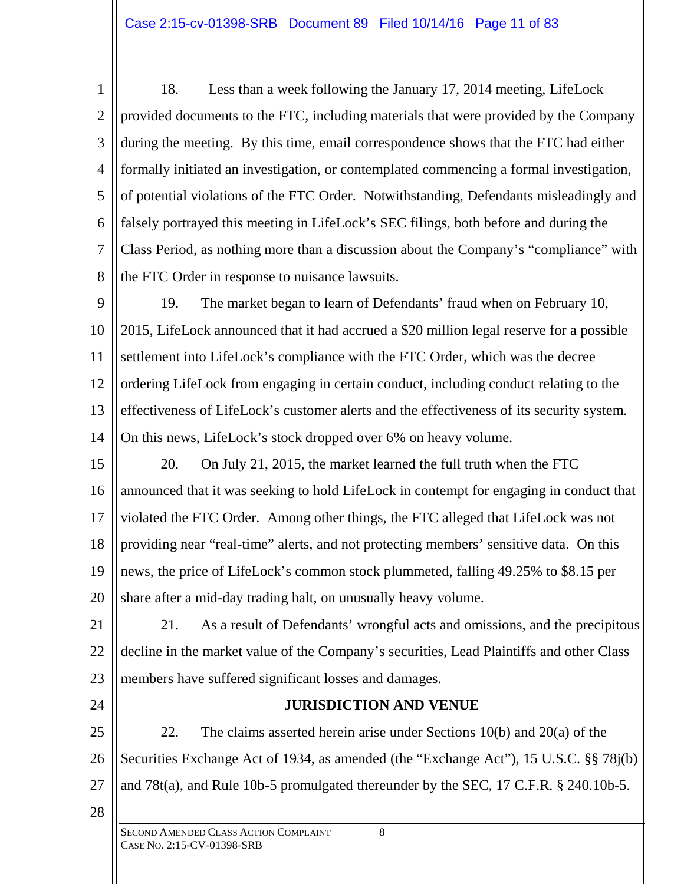18. Less than a week following the January 17, 2014 meeting, LifeLock provided documents to the FTC, including materials that were provided by the Company during the meeting. By this time, email correspondence shows that the FTC had either formally initiated an investigation, or contemplated commencing a formal investigation, of potential violations of the FTC Order. Notwithstanding, Defendants misleadingly and falsely portrayed this meeting in LifeLock's SEC filings, both before and during the Class Period, as nothing more than a discussion about the Company's "compliance" with the FTC Order in response to nuisance lawsuits.

19. The market began to learn of Defendants' fraud when on February 10, 2015, LifeLock announced that it had accrued a $20 million legal reserve for a possible settlement into LifeLock's compliance with the FTC Order, which was the decree ordering LifeLock from engaging in certain conduct, including conduct relating to the effectiveness of LifeLock's customer alerts and the effectiveness of its security system. On this news, LifeLock's stock dropped over 6% on heavy volume.

20. On July 21, 2015, the market learned the full truth when the FTC announced that it was seeking to hold LifeLock in contempt for engaging in conduct that violated the FTC Order. Among other things, the FTC alleged that LifeLock was not providing near "real-time" alerts, and not protecting members' sensitive data. On this news, the price of LifeLock's common stock plummeted, falling 49.25% to $8.15 per share after a mid-day trading halt, on unusually heavy volume.

21. As a result of Defendants' wrongful acts and omissions, and the precipitous decline in the market value of the Company's securities, Lead Plaintiffs and other Class members have suffered significant losses and damages.

## JURISDICTION AND VENUE

22. The claims asserted herein arise under Sections 10(b) and 20(a) of the Securities Exchange Act of 1934, as amended (the "Exchange Act"), 15 U.S.C. §§ 78j(b) and 78t(a), and Rule 10b-5 promulgated thereunder by the SEC, 17 C.F.R. § 240.10b-5.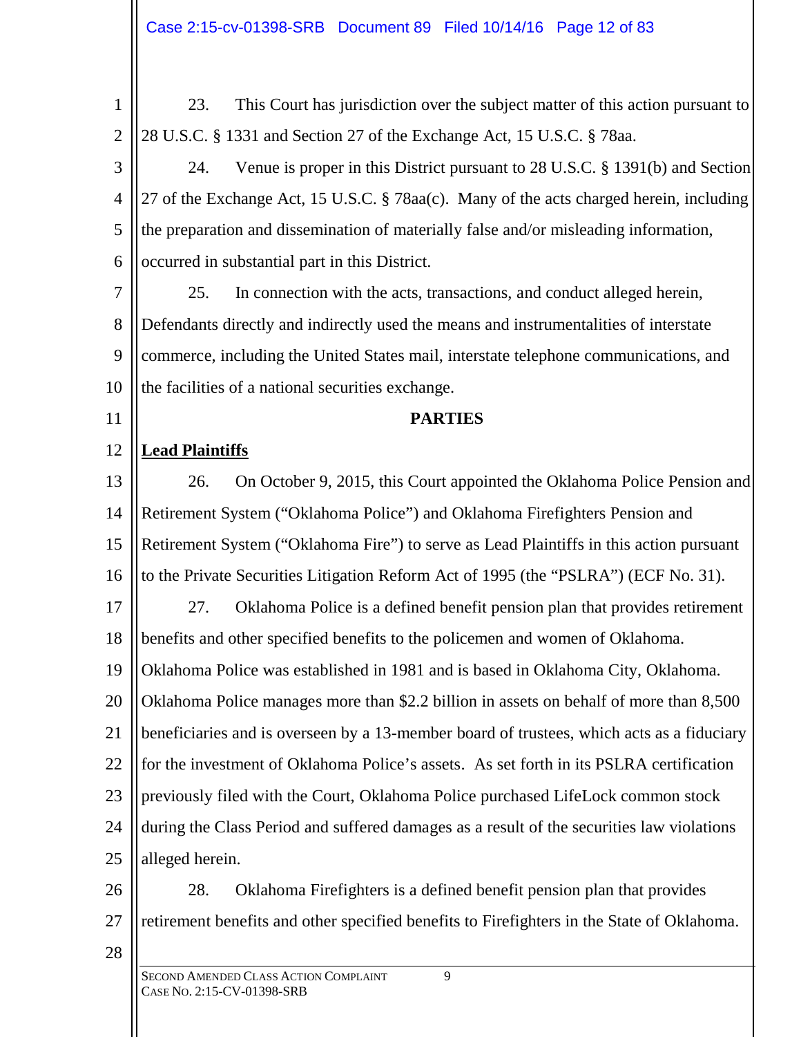23. This Court has jurisdiction over the subject matter of this action pursuant to 28 U.S.C. § 1331 and Section 27 of the Exchange Act, 15 U.S.C. § 78aa.

24. Venue is proper in this District pursuant to 28 U.S.C. § 1391(b) and Section 27 of the Exchange Act, 15 U.S.C. § 78aa(c). Many of the acts charged herein, including the preparation and dissemination of materially false and/or misleading information, occurred in substantial part in this District.

25. In connection with the acts, transactions, and conduct alleged herein, Defendants directly and indirectly used the means and instrumentalities of interstate commerce, including the United States mail, interstate telephone communications, and the facilities of a national securities exchange.

## PARTIES

**Lead Plaintiffs**

26. On October 9, 2015, this Court appointed the Oklahoma Police Pension and Retirement System ("Oklahoma Police") and Oklahoma Firefighters Pension and Retirement System ("Oklahoma Fire") to serve as Lead Plaintiffs in this action pursuant to the Private Securities Litigation Reform Act of 1995 (the "PSLRA") (ECF No. 31).

27. Oklahoma Police is a defined benefit pension plan that provides retirement benefits and other specified benefits to the policemen and women of Oklahoma. Oklahoma Police was established in 1981 and is based in Oklahoma City, Oklahoma. Oklahoma Police manages more than $2.2 billion in assets on behalf of more than 8,500 beneficiaries and is overseen by a 13-member board of trustees, which acts as a fiduciary for the investment of Oklahoma Police's assets. As set forth in its PSLRA certification previously filed with the Court, Oklahoma Police purchased LifeLock common stock during the Class Period and suffered damages as a result of the securities law violations alleged herein.

28. Oklahoma Firefighters is a defined benefit pension plan that provides retirement benefits and other specified benefits to Firefighters in the State of Oklahoma.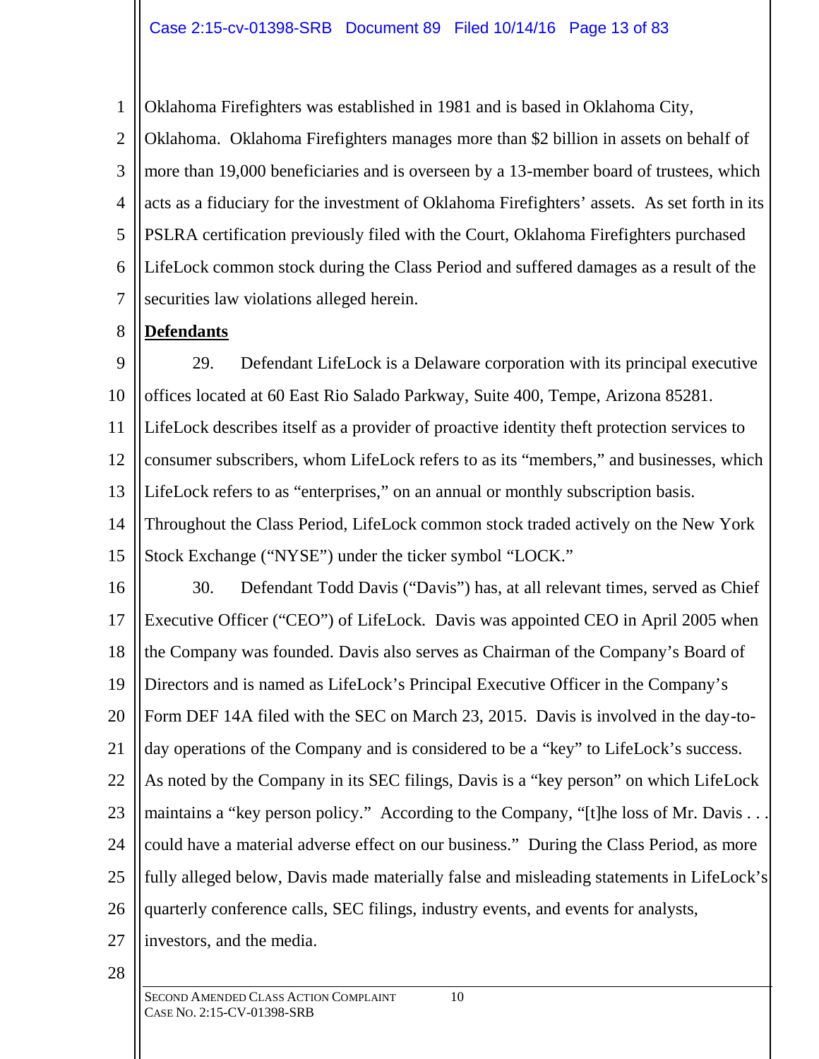Oklahoma Firefighters was established in 1981 and is based in Oklahoma City, Oklahoma. Oklahoma Firefighters manages more than $2 billion in assets on behalf of more than 19,000 beneficiaries and is overseen by a 13-member board of trustees, which acts as a fiduciary for the investment of Oklahoma Firefighters' assets. As set forth in its PSLRA certification previously filed with the Court, Oklahoma Firefighters purchased LifeLock common stock during the Class Period and suffered damages as a result of the securities law violations alleged herein.

**Defendants**

29. Defendant LifeLock is a Delaware corporation with its principal executive offices located at 60 East Rio Salado Parkway, Suite 400, Tempe, Arizona 85281. LifeLock describes itself as a provider of proactive identity theft protection services to consumer subscribers, whom LifeLock refers to as its "members," and businesses, which LifeLock refers to as "enterprises," on an annual or monthly subscription basis. Throughout the Class Period, LifeLock common stock traded actively on the New York Stock Exchange ("NYSE") under the ticker symbol "LOCK."

30. Defendant Todd Davis ("Davis") has, at all relevant times, served as Chief Executive Officer ("CEO") of LifeLock. Davis was appointed CEO in April 2005 when the Company was founded. Davis also serves as Chairman of the Company's Board of Directors and is named as LifeLock's Principal Executive Officer in the Company's Form DEF 14A filed with the SEC on March 23, 2015. Davis is involved in the day-to-day operations of the Company and is considered to be a "key" to LifeLock's success. As noted by the Company in its SEC filings, Davis is a "key person" on which LifeLock maintains a "key person policy." According to the Company, "[t]he loss of Mr. Davis . . . could have a material adverse effect on our business." During the Class Period, as more fully alleged below, Davis made materially false and misleading statements in LifeLock's quarterly conference calls, SEC filings, industry events, and events for analysts, investors, and the media.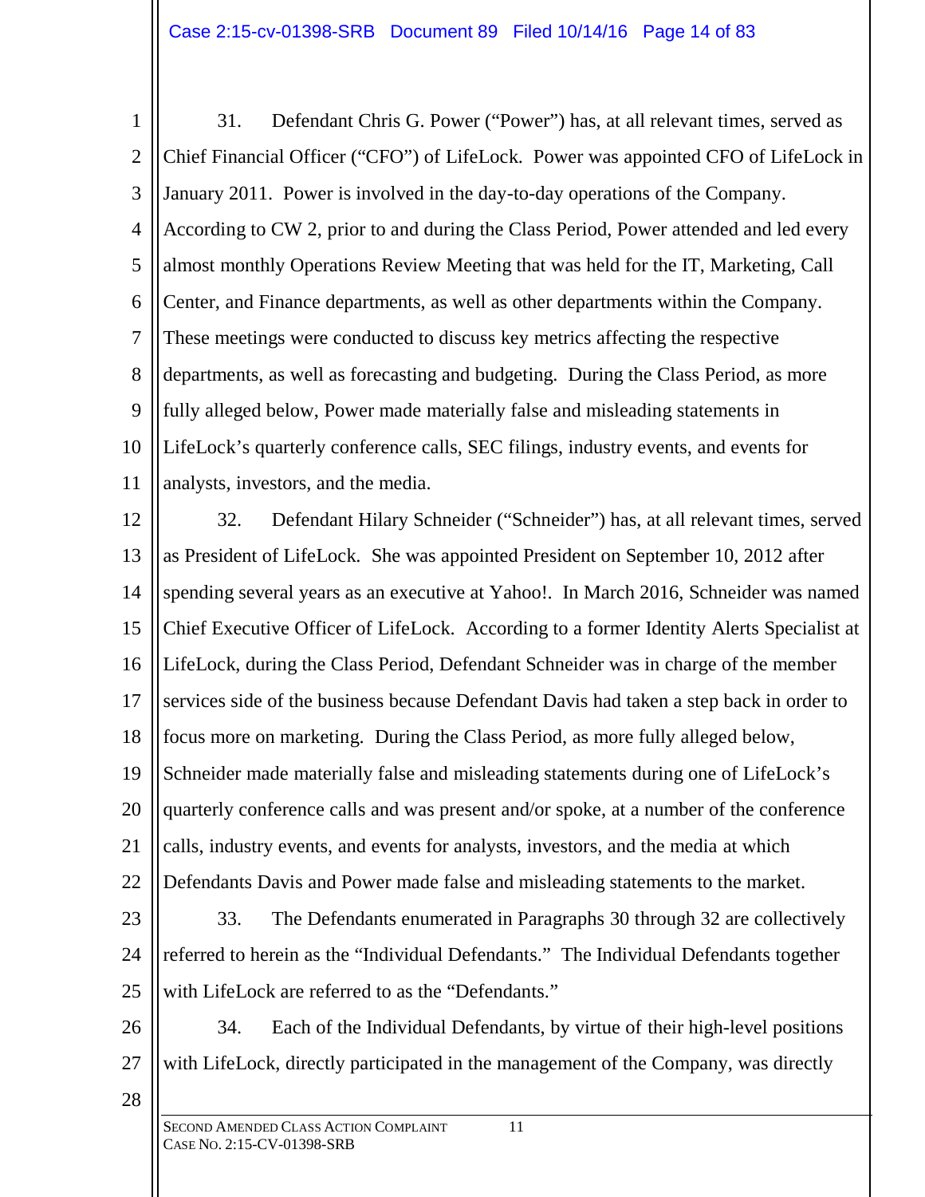31. Defendant Chris G. Power ("Power") has, at all relevant times, served as Chief Financial Officer ("CFO") of LifeLock. Power was appointed CFO of LifeLock in January 2011. Power is involved in the day-to-day operations of the Company. According to CW 2, prior to and during the Class Period, Power attended and led every almost monthly Operations Review Meeting that was held for the IT, Marketing, Call Center, and Finance departments, as well as other departments within the Company. These meetings were conducted to discuss key metrics affecting the respective departments, as well as forecasting and budgeting. During the Class Period, as more fully alleged below, Power made materially false and misleading statements in LifeLock's quarterly conference calls, SEC filings, industry events, and events for analysts, investors, and the media.

32. Defendant Hilary Schneider ("Schneider") has, at all relevant times, served as President of LifeLock. She was appointed President on September 10, 2012 after spending several years as an executive at Yahoo!. In March 2016, Schneider was named Chief Executive Officer of LifeLock. According to a former Identity Alerts Specialist at LifeLock, during the Class Period, Defendant Schneider was in charge of the member services side of the business because Defendant Davis had taken a step back in order to focus more on marketing. During the Class Period, as more fully alleged below, Schneider made materially false and misleading statements during one of LifeLock's quarterly conference calls and was present and/or spoke, at a number of the conference calls, industry events, and events for analysts, investors, and the media at which Defendants Davis and Power made false and misleading statements to the market.

33. The Defendants enumerated in Paragraphs 30 through 32 are collectively referred to herein as the "Individual Defendants." The Individual Defendants together with LifeLock are referred to as the "Defendants."

34. Each of the Individual Defendants, by virtue of their high-level positions with LifeLock, directly participated in the management of the Company, was directly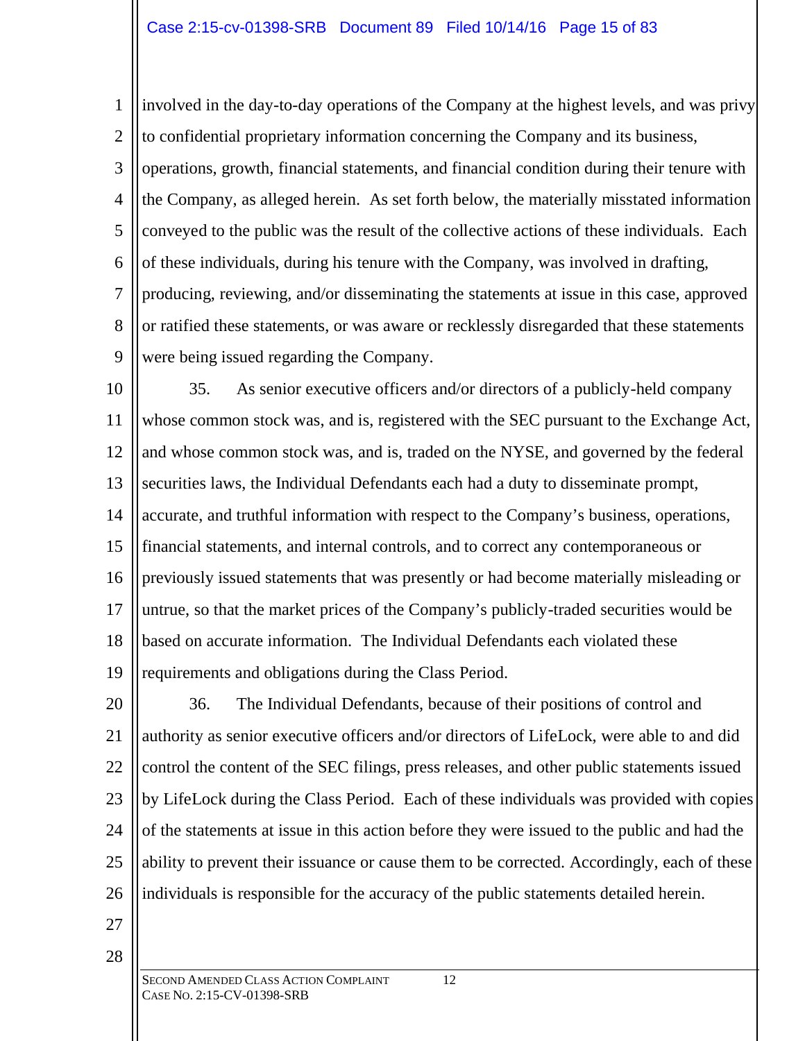involved in the day-to-day operations of the Company at the highest levels, and was privy to confidential proprietary information concerning the Company and its business, operations, growth, financial statements, and financial condition during their tenure with the Company, as alleged herein. As set forth below, the materially misstated information conveyed to the public was the result of the collective actions of these individuals. Each of these individuals, during his tenure with the Company, was involved in drafting, producing, reviewing, and/or disseminating the statements at issue in this case, approved or ratified these statements, or was aware or recklessly disregarded that these statements were being issued regarding the Company.

35. As senior executive officers and/or directors of a publicly-held company whose common stock was, and is, registered with the SEC pursuant to the Exchange Act, and whose common stock was, and is, traded on the NYSE, and governed by the federal securities laws, the Individual Defendants each had a duty to disseminate prompt, accurate, and truthful information with respect to the Company's business, operations, financial statements, and internal controls, and to correct any contemporaneous or previously issued statements that was presently or had become materially misleading or untrue, so that the market prices of the Company's publicly-traded securities would be based on accurate information. The Individual Defendants each violated these requirements and obligations during the Class Period.

36. The Individual Defendants, because of their positions of control and authority as senior executive officers and/or directors of LifeLock, were able to and did control the content of the SEC filings, press releases, and other public statements issued by LifeLock during the Class Period. Each of these individuals was provided with copies of the statements at issue in this action before they were issued to the public and had the ability to prevent their issuance or cause them to be corrected. Accordingly, each of these individuals is responsible for the accuracy of the public statements detailed herein.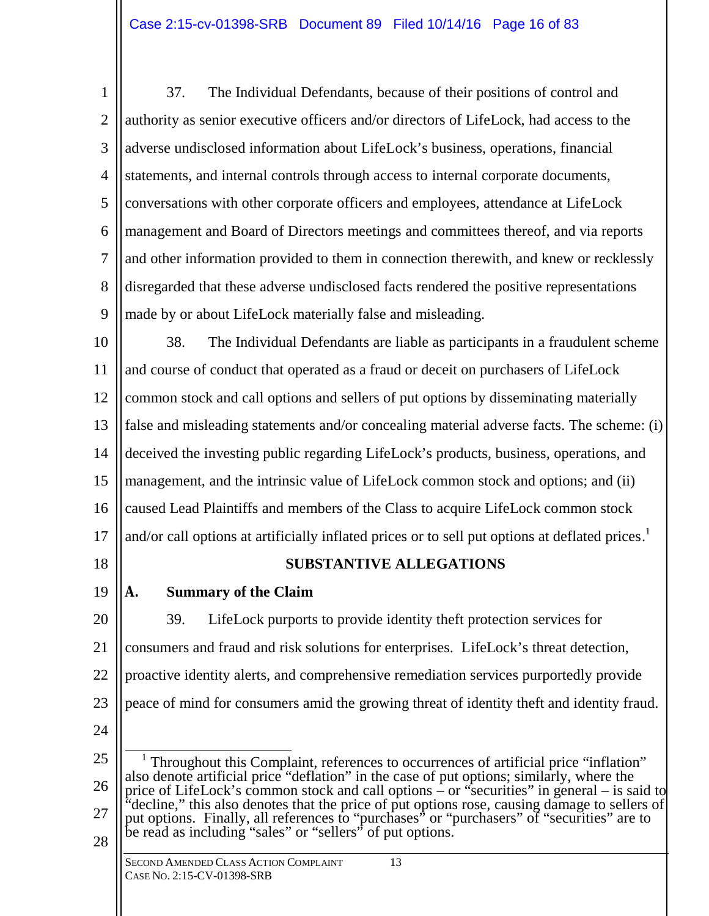37. The Individual Defendants, because of their positions of control and authority as senior executive officers and/or directors of LifeLock, had access to the adverse undisclosed information about LifeLock's business, operations, financial statements, and internal controls through access to internal corporate documents, conversations with other corporate officers and employees, attendance at LifeLock management and Board of Directors meetings and committees thereof, and via reports and other information provided to them in connection therewith, and knew or recklessly disregarded that these adverse undisclosed facts rendered the positive representations made by or about LifeLock materially false and misleading.

38. The Individual Defendants are liable as participants in a fraudulent scheme and course of conduct that operated as a fraud or deceit on purchasers of LifeLock common stock and call options and sellers of put options by disseminating materially false and misleading statements and/or concealing material adverse facts. The scheme: (i) deceived the investing public regarding LifeLock's products, business, operations, and management, and the intrinsic value of LifeLock common stock and options; and (ii) caused Lead Plaintiffs and members of the Class to acquire LifeLock common stock and/or call options at artificially inflated prices or to sell put options at deflated prices.[1]

## SUBSTANTIVE ALLEGATIONS

### A. Summary of the Claim

39. LifeLock purports to provide identity theft protection services for consumers and fraud and risk solutions for enterprises. LifeLock's threat detection, proactive identity alerts, and comprehensive remediation services purportedly provide peace of mind for consumers amid the growing threat of identity theft and identity fraud.

[1] Throughout this Complaint, references to occurrences of artificial price "inflation" also denote artificial price "deflation" in the case of put options; similarly, where the price of LifeLock's common stock and call options – or "securities" in general – is said to "decline," this also denotes that the price of put options rose, causing damage to sellers of put options. Finally, all references to "purchases" or "purchasers" of "securities" are to be read as including "sales" or "sellers" of put options.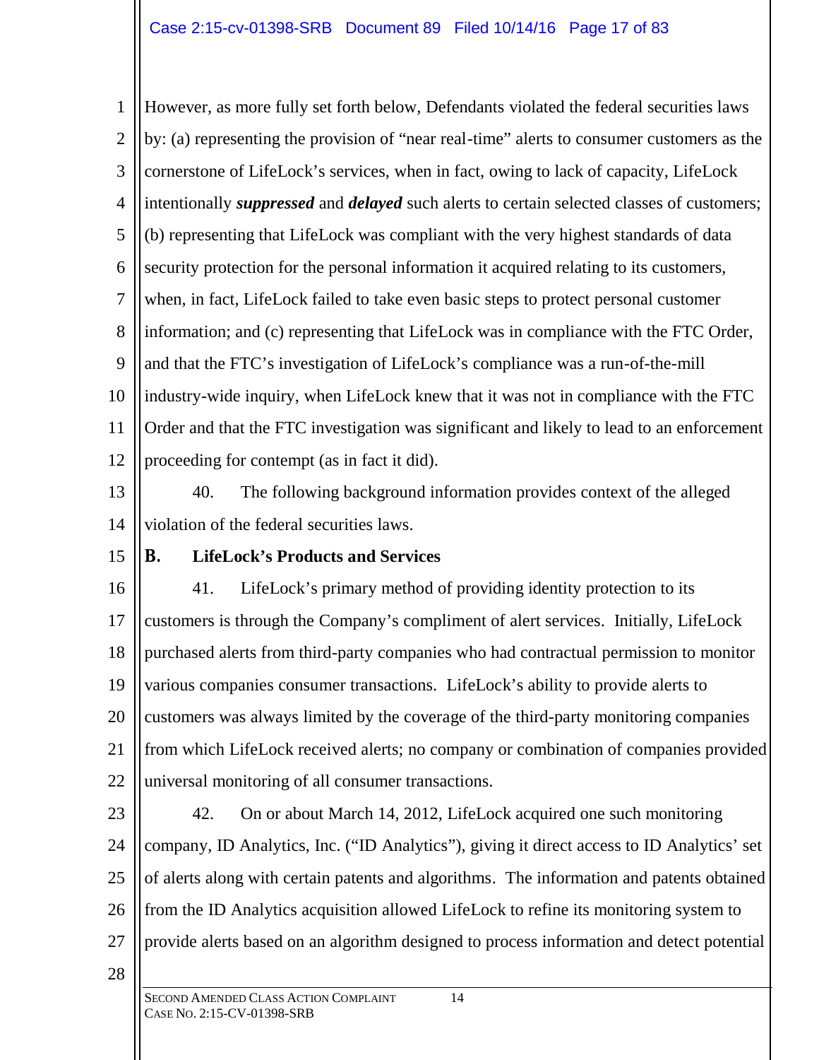However, as more fully set forth below, Defendants violated the federal securities laws by: (a) representing the provision of "near real-time" alerts to consumer customers as the cornerstone of LifeLock's services, when in fact, owing to lack of capacity, LifeLock intentionally ***suppressed*** and ***delayed*** such alerts to certain selected classes of customers; (b) representing that LifeLock was compliant with the very highest standards of data security protection for the personal information it acquired relating to its customers, when, in fact, LifeLock failed to take even basic steps to protect personal customer information; and (c) representing that LifeLock was in compliance with the FTC Order, and that the FTC's investigation of LifeLock's compliance was a run-of-the-mill industry-wide inquiry, when LifeLock knew that it was not in compliance with the FTC Order and that the FTC investigation was significant and likely to lead to an enforcement proceeding for contempt (as in fact it did).

40. The following background information provides context of the alleged violation of the federal securities laws.

### B. LifeLock's Products and Services

41. LifeLock's primary method of providing identity protection to its customers is through the Company's compliment of alert services. Initially, LifeLock purchased alerts from third-party companies who had contractual permission to monitor various companies consumer transactions. LifeLock's ability to provide alerts to customers was always limited by the coverage of the third-party monitoring companies from which LifeLock received alerts; no company or combination of companies provided universal monitoring of all consumer transactions.

42. On or about March 14, 2012, LifeLock acquired one such monitoring company, ID Analytics, Inc. ("ID Analytics"), giving it direct access to ID Analytics' set of alerts along with certain patents and algorithms. The information and patents obtained from the ID Analytics acquisition allowed LifeLock to refine its monitoring system to provide alerts based on an algorithm designed to process information and detect potential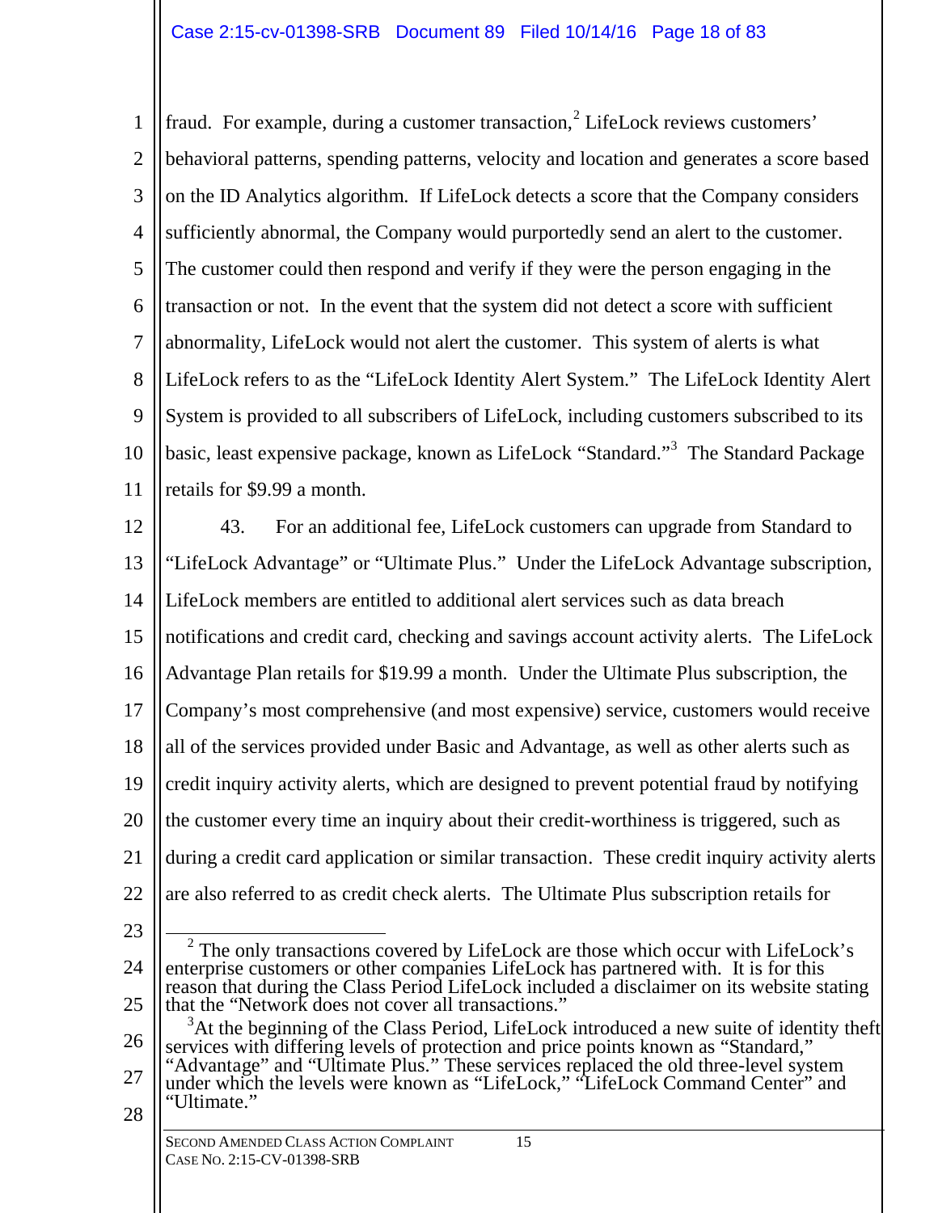fraud. For example, during a customer transaction,[2] LifeLock reviews customers' behavioral patterns, spending patterns, velocity and location and generates a score based on the ID Analytics algorithm. If LifeLock detects a score that the Company considers sufficiently abnormal, the Company would purportedly send an alert to the customer. The customer could then respond and verify if they were the person engaging in the transaction or not. In the event that the system did not detect a score with sufficient abnormality, LifeLock would not alert the customer. This system of alerts is what LifeLock refers to as the "LifeLock Identity Alert System." The LifeLock Identity Alert System is provided to all subscribers of LifeLock, including customers subscribed to its basic, least expensive package, known as LifeLock "Standard."[3] The Standard Package retails for $9.99 a month.

43. For an additional fee, LifeLock customers can upgrade from Standard to "LifeLock Advantage" or "Ultimate Plus." Under the LifeLock Advantage subscription, LifeLock members are entitled to additional alert services such as data breach notifications and credit card, checking and savings account activity alerts. The LifeLock Advantage Plan retails for $19.99 a month. Under the Ultimate Plus subscription, the Company's most comprehensive (and most expensive) service, customers would receive all of the services provided under Basic and Advantage, as well as other alerts such as credit inquiry activity alerts, which are designed to prevent potential fraud by notifying the customer every time an inquiry about their credit-worthiness is triggered, such as during a credit card application or similar transaction. These credit inquiry activity alerts are also referred to as credit check alerts. The Ultimate Plus subscription retails for

---

[2] The only transactions covered by LifeLock are those which occur with LifeLock's enterprise customers or other companies LifeLock has partnered with. It is for this reason that during the Class Period LifeLock included a disclaimer on its website stating that the "Network does not cover all transactions."

[3] At the beginning of the Class Period, LifeLock introduced a new suite of identity theft services with differing levels of protection and price points known as "Standard," "Advantage" and "Ultimate Plus." These services replaced the old three-level system under which the levels were known as "LifeLock," "LifeLock Command Center" and "Ultimate."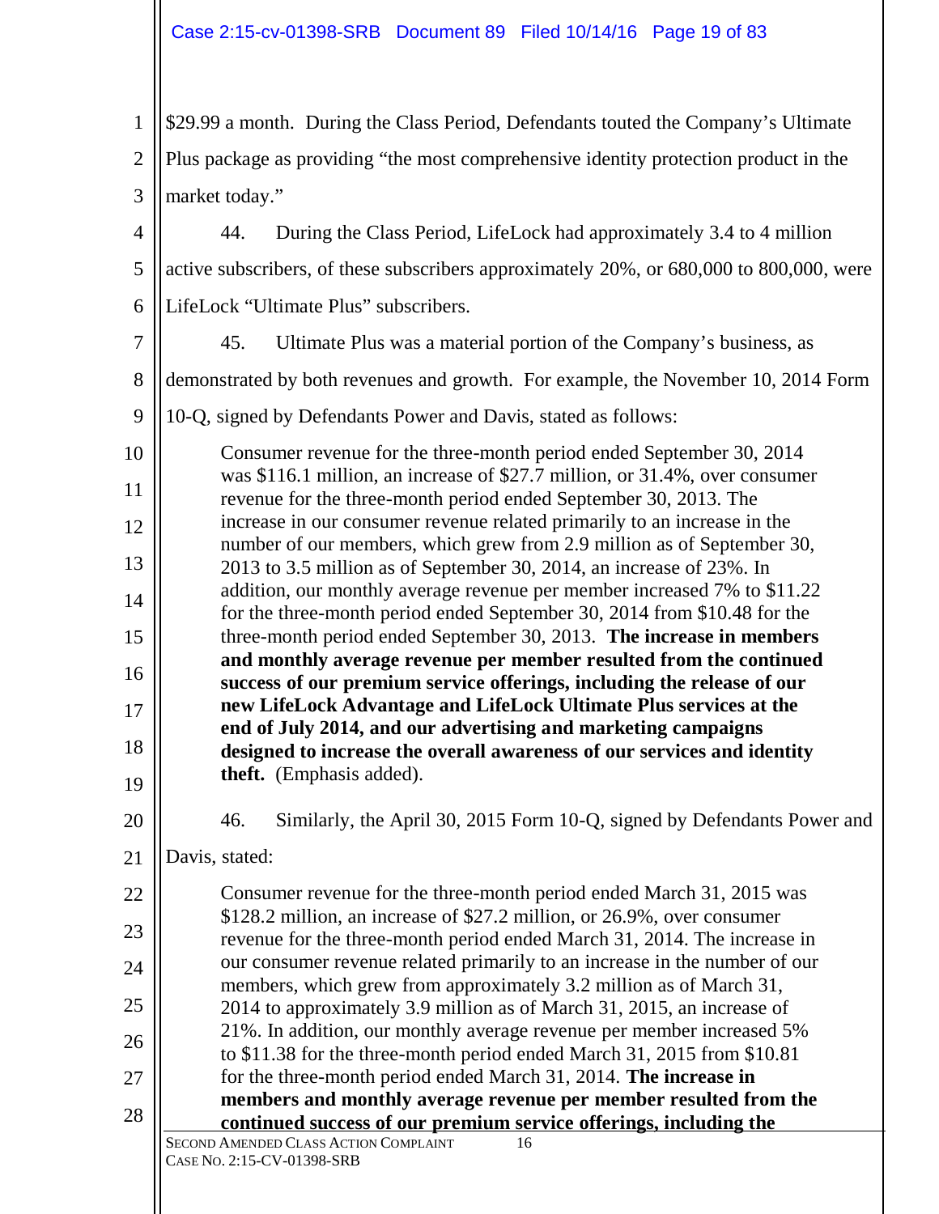$29.99 a month. During the Class Period, Defendants touted the Company's Ultimate Plus package as providing "the most comprehensive identity protection product in the market today."

44. During the Class Period, LifeLock had approximately 3.4 to 4 million active subscribers, of these subscribers approximately 20%, or 680,000 to 800,000, were LifeLock "Ultimate Plus" subscribers.

45. Ultimate Plus was a material portion of the Company's business, as demonstrated by both revenues and growth. For example, the November 10, 2014 Form 10-Q, signed by Defendants Power and Davis, stated as follows:

> Consumer revenue for the three-month period ended September 30, 2014 was $116.1 million, an increase of $27.7 million, or 31.4%, over consumer revenue for the three-month period ended September 30, 2013. The increase in our consumer revenue related primarily to an increase in the number of our members, which grew from 2.9 million as of September 30, 2013 to 3.5 million as of September 30, 2014, an increase of 23%. In addition, our monthly average revenue per member increased 7% to $11.22 for the three-month period ended September 30, 2014 from $10.48 for the three-month period ended September 30, 2013. **The increase in members and monthly average revenue per member resulted from the continued success of our premium service offerings, including the release of our new LifeLock Advantage and LifeLock Ultimate Plus services at the end of July 2014, and our advertising and marketing campaigns designed to increase the overall awareness of our services and identity theft.** (Emphasis added).

46. Similarly, the April 30, 2015 Form 10-Q, signed by Defendants Power and Davis, stated:

> Consumer revenue for the three-month period ended March 31, 2015 was $128.2 million, an increase of $27.2 million, or 26.9%, over consumer revenue for the three-month period ended March 31, 2014. The increase in our consumer revenue related primarily to an increase in the number of our members, which grew from approximately 3.2 million as of March 31, 2014 to approximately 3.9 million as of March 31, 2015, an increase of 21%. In addition, our monthly average revenue per member increased 5% to $11.38 for the three-month period ended March 31, 2015 from $10.81 for the three-month period ended March 31, 2014. **The increase in members and monthly average revenue per member resulted from the continued success of our premium service offerings, including the**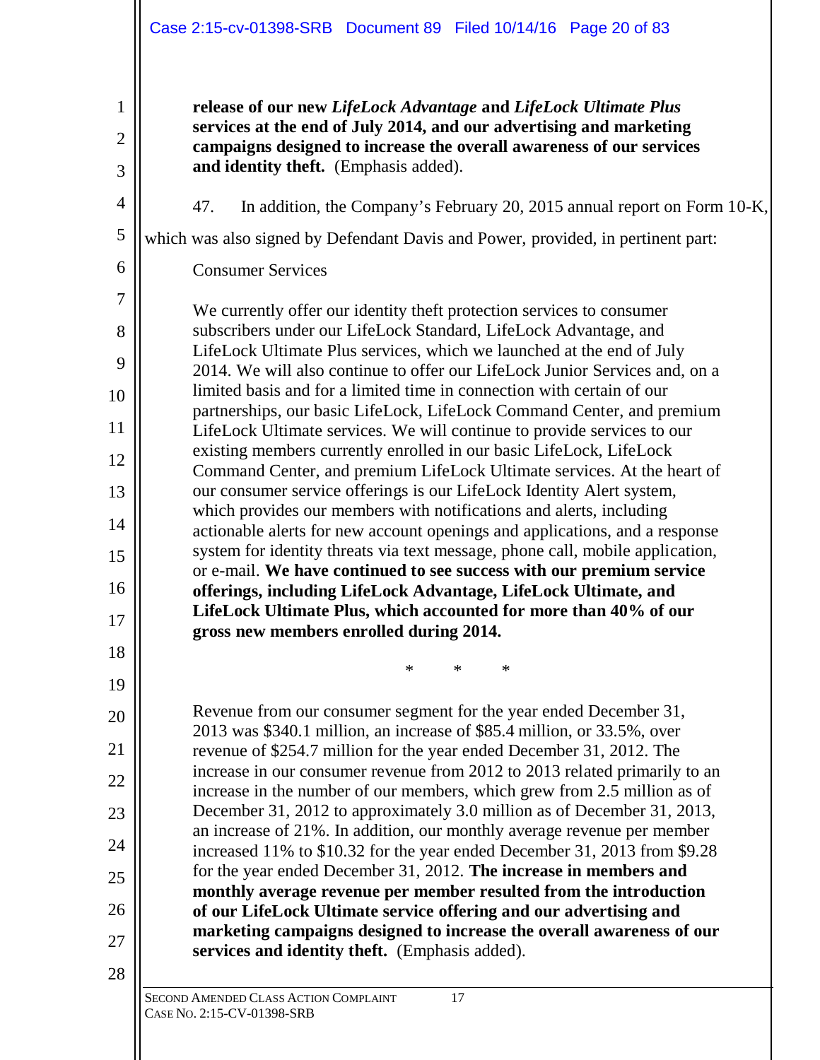**release of our new *LifeLock Advantage* and *LifeLock Ultimate Plus* services at the end of July 2014, and our advertising and marketing campaigns designed to increase the overall awareness of our services and identity theft.** (Emphasis added).

47. In addition, the Company's February 20, 2015 annual report on Form 10-K, which was also signed by Defendant Davis and Power, provided, in pertinent part:

> Consumer Services
>
> We currently offer our identity theft protection services to consumer subscribers under our LifeLock Standard, LifeLock Advantage, and LifeLock Ultimate Plus services, which we launched at the end of July 2014. We will also continue to offer our LifeLock Junior Services and, on a limited basis and for a limited time in connection with certain of our partnerships, our basic LifeLock, LifeLock Command Center, and premium LifeLock Ultimate services. We will continue to provide services to our existing members currently enrolled in our basic LifeLock, LifeLock Command Center, and premium LifeLock Ultimate services. At the heart of our consumer service offerings is our LifeLock Identity Alert system, which provides our members with notifications and alerts, including actionable alerts for new account openings and applications, and a response system for identity threats via text message, phone call, mobile application, or e-mail. **We have continued to see success with our premium service offerings, including LifeLock Advantage, LifeLock Ultimate, and LifeLock Ultimate Plus, which accounted for more than 40% of our gross new members enrolled during 2014.**
>
> \* \* \*
>
> Revenue from our consumer segment for the year ended December 31, 2013 was $340.1 million, an increase of $85.4 million, or 33.5%, over revenue of $254.7 million for the year ended December 31, 2012. The increase in our consumer revenue from 2012 to 2013 related primarily to an increase in the number of our members, which grew from 2.5 million as of December 31, 2012 to approximately 3.0 million as of December 31, 2013, an increase of 21%. In addition, our monthly average revenue per member increased 11% to $10.32 for the year ended December 31, 2013 from $9.28 for the year ended December 31, 2012. **The increase in members and monthly average revenue per member resulted from the introduction of our LifeLock Ultimate service offering and our advertising and marketing campaigns designed to increase the overall awareness of our services and identity theft.** (Emphasis added).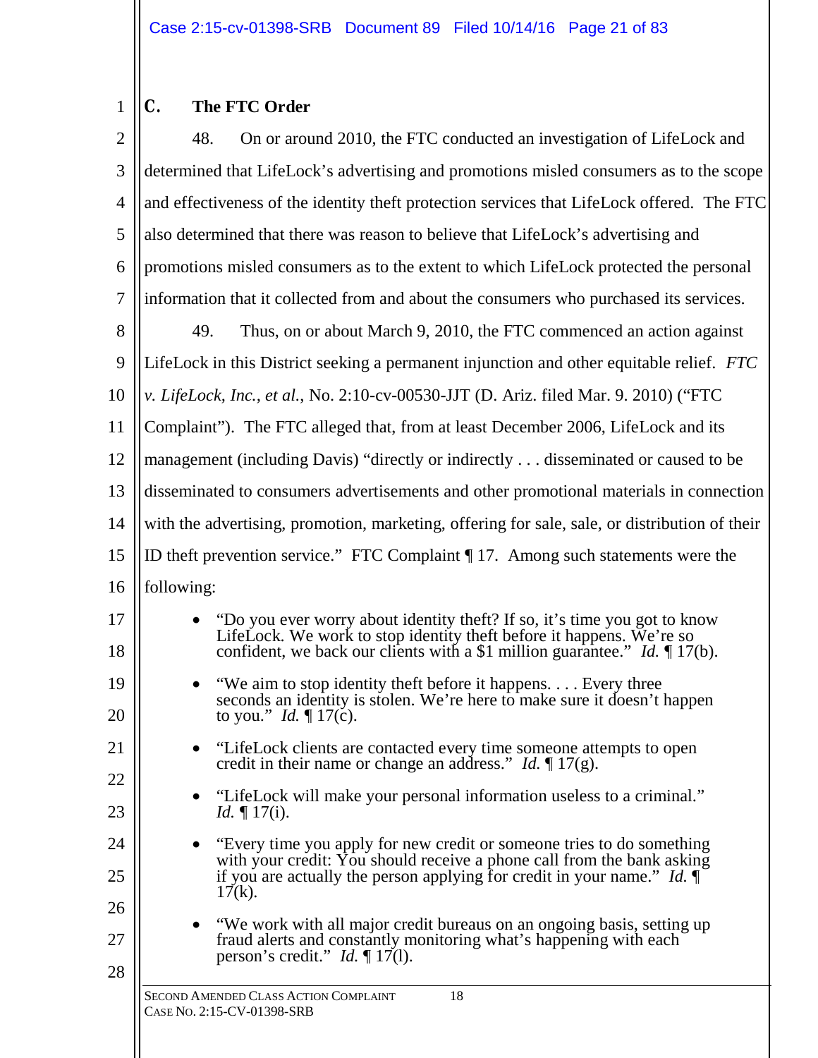### C. The FTC Order

48. On or around 2010, the FTC conducted an investigation of LifeLock and determined that LifeLock's advertising and promotions misled consumers as to the scope and effectiveness of the identity theft protection services that LifeLock offered. The FTC also determined that there was reason to believe that LifeLock's advertising and promotions misled consumers as to the extent to which LifeLock protected the personal information that it collected from and about the consumers who purchased its services.

49. Thus, on or about March 9, 2010, the FTC commenced an action against LifeLock in this District seeking a permanent injunction and other equitable relief. *FTC v. LifeLock, Inc., et al.*, No. 2:10-cv-00530-JJT (D. Ariz. filed Mar. 9. 2010) ("FTC Complaint"). The FTC alleged that, from at least December 2006, LifeLock and its management (including Davis) "directly or indirectly . . . disseminated or caused to be disseminated to consumers advertisements and other promotional materials in connection with the advertising, promotion, marketing, offering for sale, sale, or distribution of their ID theft prevention service." FTC Complaint ¶ 17. Among such statements were the following:

- "Do you ever worry about identity theft? If so, it's time you got to know LifeLock. We work to stop identity theft before it happens. We're so confident, we back our clients with a $1 million guarantee." *Id.* ¶ 17(b).
- "We aim to stop identity theft before it happens. . . . Every three seconds an identity is stolen. We're here to make sure it doesn't happen to you." *Id.* ¶ 17(c).
- "LifeLock clients are contacted every time someone attempts to open credit in their name or change an address." *Id.* ¶ 17(g).
- "LifeLock will make your personal information useless to a criminal." *Id.* ¶ 17(i).
- "Every time you apply for new credit or someone tries to do something with your credit: You should receive a phone call from the bank asking if you are actually the person applying for credit in your name." *Id.* ¶ 17(k).
- "We work with all major credit bureaus on an ongoing basis, setting up fraud alerts and constantly monitoring what's happening with each person's credit." *Id.* ¶ 17(l).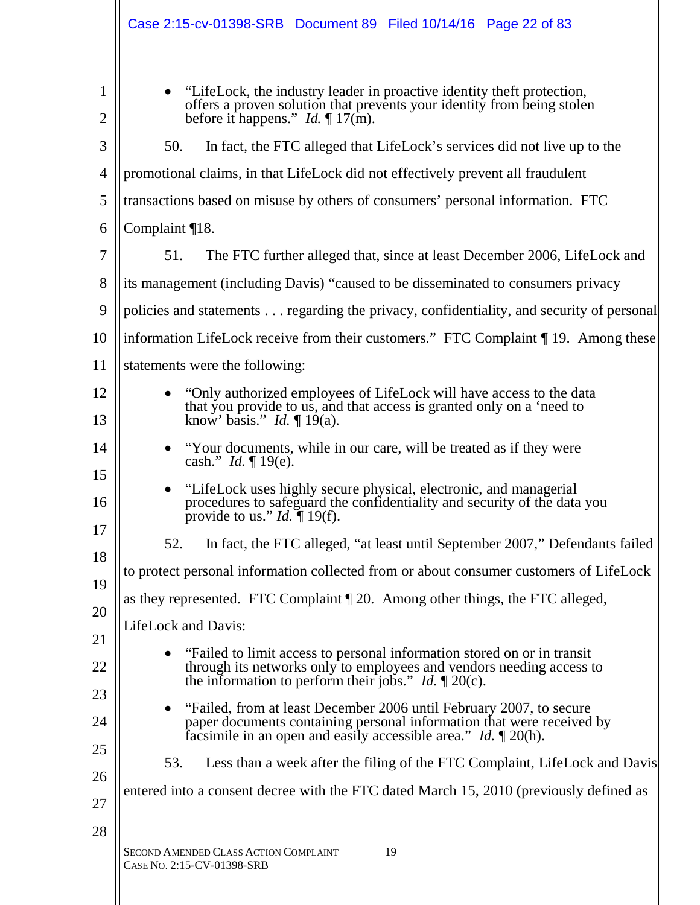- "LifeLock, the industry leader in proactive identity theft protection, offers a proven solution that prevents your identity from being stolen before it happens." *Id.* ¶ 17(m).

50. In fact, the FTC alleged that LifeLock's services did not live up to the promotional claims, in that LifeLock did not effectively prevent all fraudulent transactions based on misuse by others of consumers' personal information. FTC Complaint ¶18.

51. The FTC further alleged that, since at least December 2006, LifeLock and its management (including Davis) "caused to be disseminated to consumers privacy policies and statements . . . regarding the privacy, confidentiality, and security of personal information LifeLock receive from their customers." FTC Complaint ¶ 19. Among these statements were the following:

- "Only authorized employees of LifeLock will have access to the data that you provide to us, and that access is granted only on a 'need to know' basis." *Id.* ¶ 19(a).
- "Your documents, while in our care, will be treated as if they were cash." *Id.* ¶ 19(e).
- "LifeLock uses highly secure physical, electronic, and managerial procedures to safeguard the confidentiality and security of the data you provide to us." *Id.* ¶ 19(f).

52. In fact, the FTC alleged, "at least until September 2007," Defendants failed to protect personal information collected from or about consumer customers of LifeLock as they represented. FTC Complaint ¶ 20. Among other things, the FTC alleged, LifeLock and Davis:

- "Failed to limit access to personal information stored on or in transit through its networks only to employees and vendors needing access to the information to perform their jobs." *Id.* ¶ 20(c).
- "Failed, from at least December 2006 until February 2007, to secure paper documents containing personal information that were received by facsimile in an open and easily accessible area." *Id.* ¶ 20(h).

53. Less than a week after the filing of the FTC Complaint, LifeLock and Davis entered into a consent decree with the FTC dated March 15, 2010 (previously defined as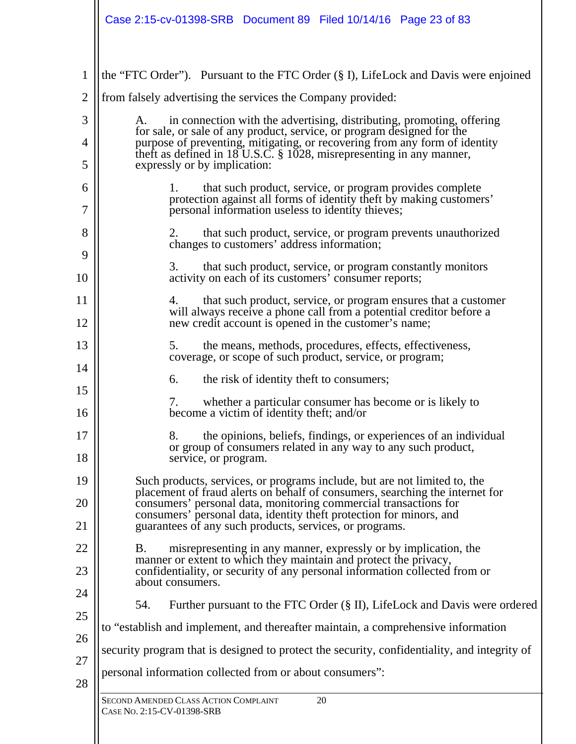the "FTC Order"). Pursuant to the FTC Order (§ I), LifeLock and Davis were enjoined from falsely advertising the services the Company provided:

> A. in connection with the advertising, distributing, promoting, offering for sale, or sale of any product, service, or program designed for the purpose of preventing, mitigating, or recovering from any form of identity theft as defined in 18 U.S.C. § 1028, misrepresenting in any manner, expressly or by implication:
>
> > 1. that such product, service, or program provides complete protection against all forms of identity theft by making customers' personal information useless to identity thieves;
> >
> > 2. that such product, service, or program prevents unauthorized changes to customers' address information;
> >
> > 3. that such product, service, or program constantly monitors activity on each of its customers' consumer reports;
> >
> > 4. that such product, service, or program ensures that a customer will always receive a phone call from a potential creditor before a new credit account is opened in the customer's name;
> >
> > 5. the means, methods, procedures, effects, effectiveness, coverage, or scope of such product, service, or program;
> >
> > 6. the risk of identity theft to consumers;
> >
> > 7. whether a particular consumer has become or is likely to become a victim of identity theft; and/or
> >
> > 8. the opinions, beliefs, findings, or experiences of an individual or group of consumers related in any way to any such product, service, or program.
>
> Such products, services, or programs include, but are not limited to, the placement of fraud alerts on behalf of consumers, searching the internet for consumers' personal data, monitoring commercial transactions for consumers' personal data, identity theft protection for minors, and guarantees of any such products, services, or programs.
>
> B. misrepresenting in any manner, expressly or by implication, the manner or extent to which they maintain and protect the privacy, confidentiality, or security of any personal information collected from or about consumers.

54. Further pursuant to the FTC Order (§ II), LifeLock and Davis were ordered to "establish and implement, and thereafter maintain, a comprehensive information security program that is designed to protect the security, confidentiality, and integrity of personal information collected from or about consumers":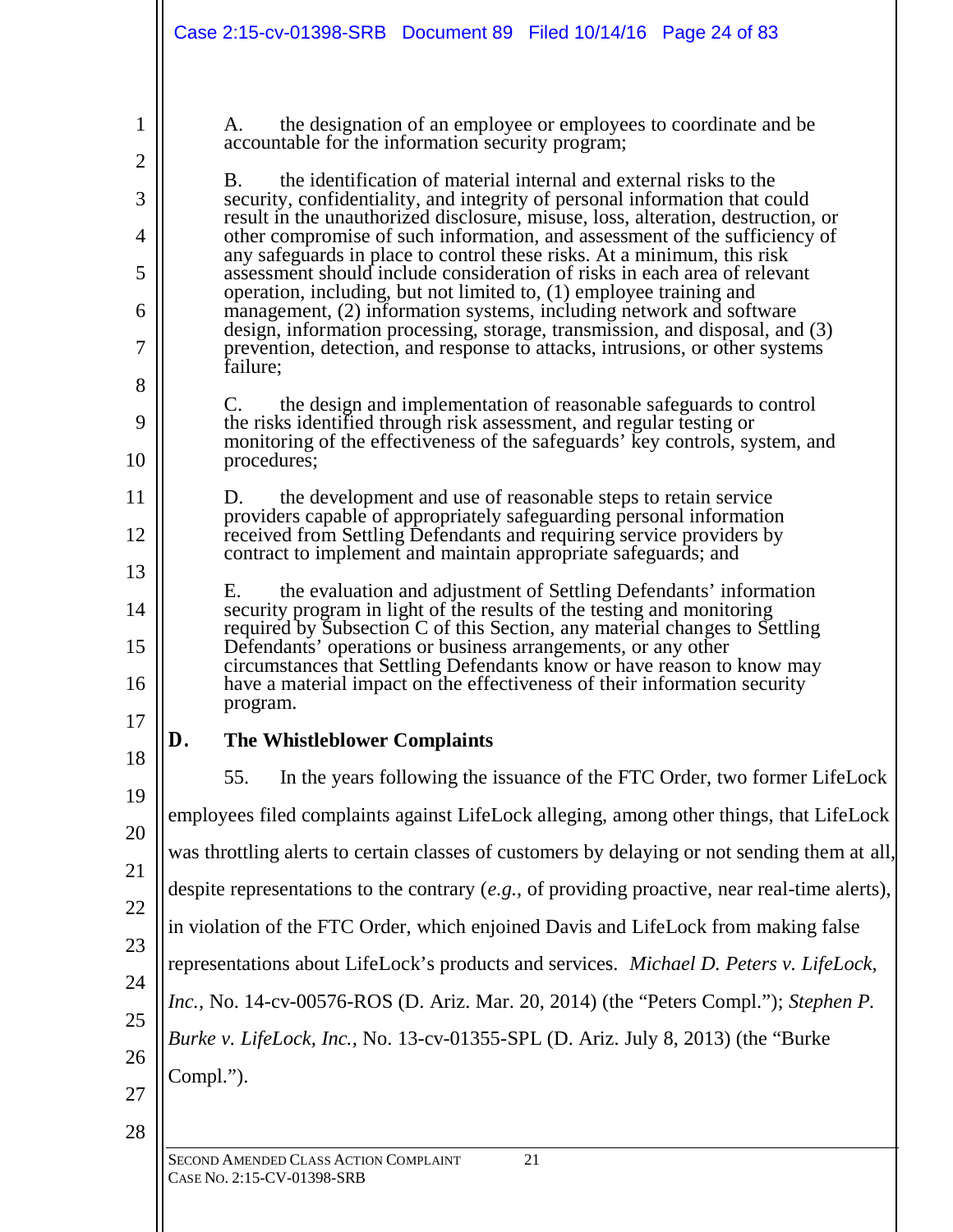A. the designation of an employee or employees to coordinate and be accountable for the information security program;

B. the identification of material internal and external risks to the security, confidentiality, and integrity of personal information that could result in the unauthorized disclosure, misuse, loss, alteration, destruction, or other compromise of such information, and assessment of the sufficiency of any safeguards in place to control these risks. At a minimum, this risk assessment should include consideration of risks in each area of relevant operation, including, but not limited to, (1) employee training and management, (2) information systems, including network and software design, information processing, storage, transmission, and disposal, and (3) prevention, detection, and response to attacks, intrusions, or other systems failure;

C. the design and implementation of reasonable safeguards to control the risks identified through risk assessment, and regular testing or monitoring of the effectiveness of the safeguards' key controls, system, and procedures;

D. the development and use of reasonable steps to retain service providers capable of appropriately safeguarding personal information received from Settling Defendants and requiring service providers by contract to implement and maintain appropriate safeguards; and

E. the evaluation and adjustment of Settling Defendants' information security program in light of the results of the testing and monitoring required by Subsection C of this Section, any material changes to Settling Defendants' operations or business arrangements, or any other circumstances that Settling Defendants know or have reason to know may have a material impact on the effectiveness of their information security program.

### D. The Whistleblower Complaints

55. In the years following the issuance of the FTC Order, two former LifeLock employees filed complaints against LifeLock alleging, among other things, that LifeLock was throttling alerts to certain classes of customers by delaying or not sending them at all, despite representations to the contrary (*e.g.*, of providing proactive, near real-time alerts), in violation of the FTC Order, which enjoined Davis and LifeLock from making false representations about LifeLock's products and services. *Michael D. Peters v. LifeLock, Inc.*, No. 14-cv-00576-ROS (D. Ariz. Mar. 20, 2014) (the "Peters Compl."); *Stephen P. Burke v. LifeLock, Inc.*, No. 13-cv-01355-SPL (D. Ariz. July 8, 2013) (the "Burke Compl.").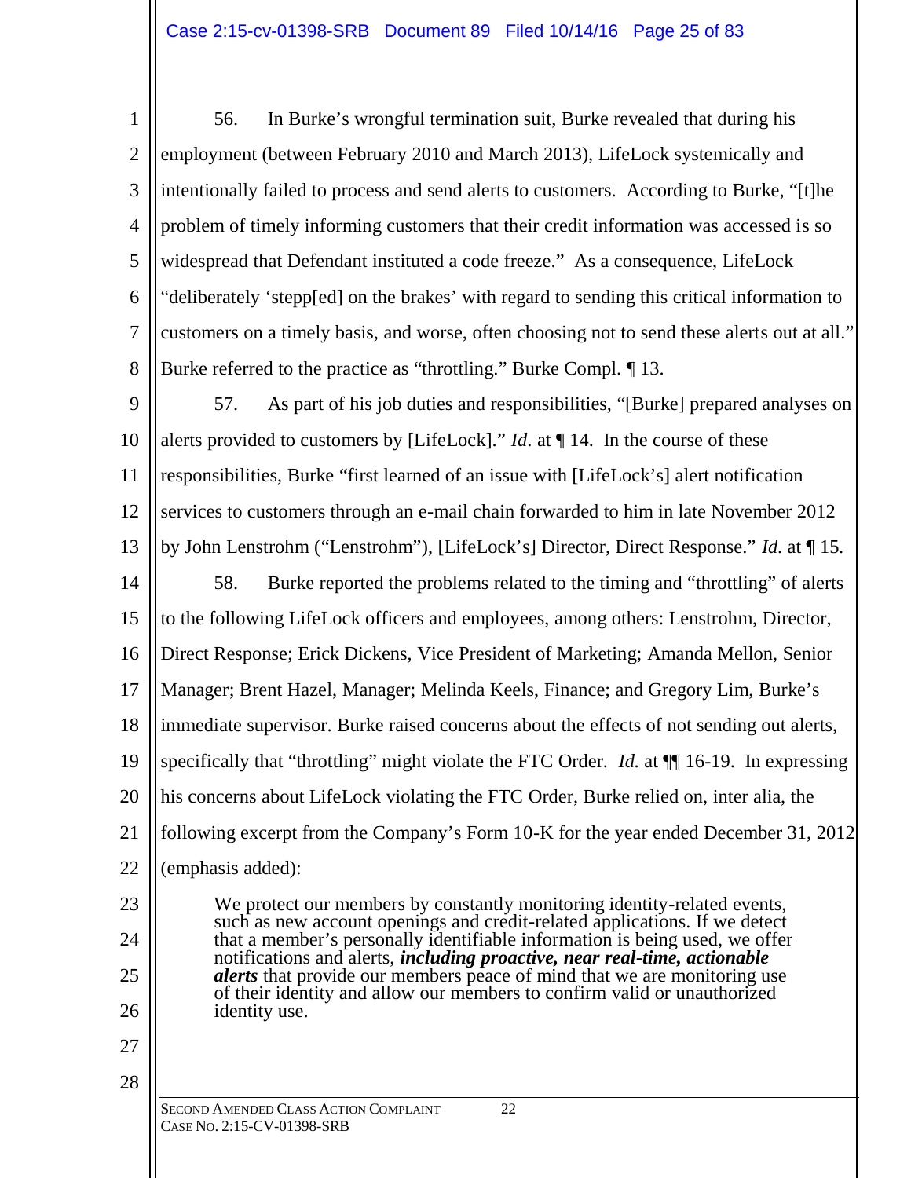56. In Burke's wrongful termination suit, Burke revealed that during his employment (between February 2010 and March 2013), LifeLock systemically and intentionally failed to process and send alerts to customers. According to Burke, "[t]he problem of timely informing customers that their credit information was accessed is so widespread that Defendant instituted a code freeze." As a consequence, LifeLock "deliberately 'stepp[ed] on the brakes' with regard to sending this critical information to customers on a timely basis, and worse, often choosing not to send these alerts out at all." Burke referred to the practice as "throttling." Burke Compl. ¶ 13.

57. As part of his job duties and responsibilities, "[Burke] prepared analyses on alerts provided to customers by [LifeLock]." *Id*. at ¶ 14. In the course of these responsibilities, Burke "first learned of an issue with [LifeLock's] alert notification services to customers through an e-mail chain forwarded to him in late November 2012 by John Lenstrohm ("Lenstrohm"), [LifeLock's] Director, Direct Response." *Id.* at ¶ 15.

58. Burke reported the problems related to the timing and "throttling" of alerts to the following LifeLock officers and employees, among others: Lenstrohm, Director, Direct Response; Erick Dickens, Vice President of Marketing; Amanda Mellon, Senior Manager; Brent Hazel, Manager; Melinda Keels, Finance; and Gregory Lim, Burke's immediate supervisor. Burke raised concerns about the effects of not sending out alerts, specifically that "throttling" might violate the FTC Order. *Id.* at ¶¶ 16-19. In expressing his concerns about LifeLock violating the FTC Order, Burke relied on, inter alia, the following excerpt from the Company's Form 10-K for the year ended December 31, 2012 (emphasis added):

> We protect our members by constantly monitoring identity-related events, such as new account openings and credit-related applications. If we detect that a member's personally identifiable information is being used, we offer notifications and alerts, ***including proactive, near real-time, actionable alerts*** that provide our members peace of mind that we are monitoring use of their identity and allow our members to confirm valid or unauthorized identity use.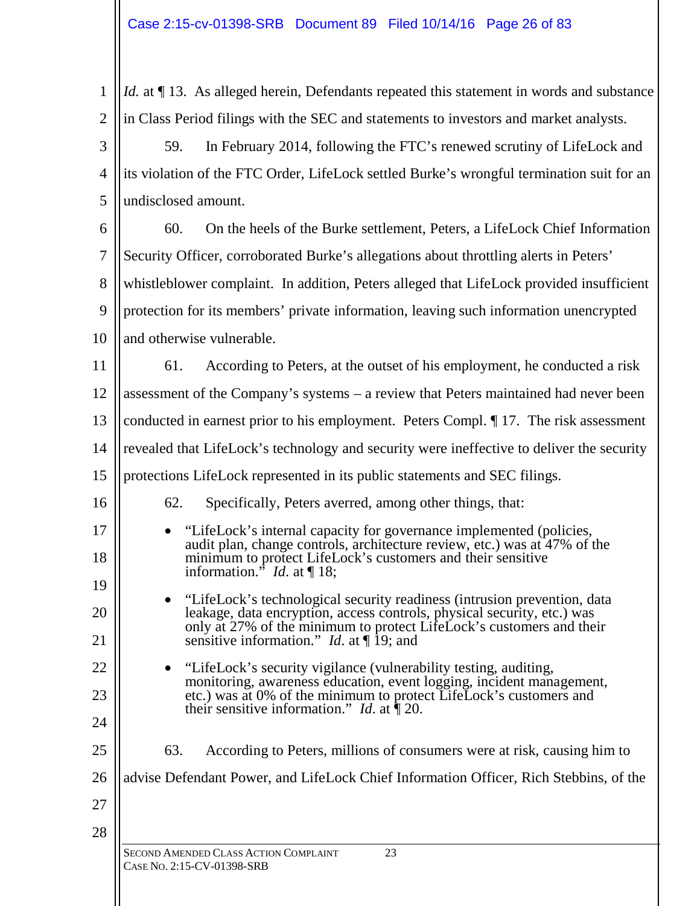*Id.* at ¶ 13. As alleged herein, Defendants repeated this statement in words and substance in Class Period filings with the SEC and statements to investors and market analysts.

59. In February 2014, following the FTC's renewed scrutiny of LifeLock and its violation of the FTC Order, LifeLock settled Burke's wrongful termination suit for an undisclosed amount.

60. On the heels of the Burke settlement, Peters, a LifeLock Chief Information Security Officer, corroborated Burke's allegations about throttling alerts in Peters' whistleblower complaint. In addition, Peters alleged that LifeLock provided insufficient protection for its members' private information, leaving such information unencrypted and otherwise vulnerable.

61. According to Peters, at the outset of his employment, he conducted a risk assessment of the Company's systems – a review that Peters maintained had never been conducted in earnest prior to his employment. Peters Compl. ¶ 17. The risk assessment revealed that LifeLock's technology and security were ineffective to deliver the security protections LifeLock represented in its public statements and SEC filings.

62. Specifically, Peters averred, among other things, that:

- "LifeLock's internal capacity for governance implemented (policies, audit plan, change controls, architecture review, etc.) was at 47% of the minimum to protect LifeLock's customers and their sensitive information." *Id.* at ¶ 18;
- "LifeLock's technological security readiness (intrusion prevention, data leakage, data encryption, access controls, physical security, etc.) was only at 27% of the minimum to protect LifeLock's customers and their sensitive information." *Id.* at ¶ 19; and
- "LifeLock's security vigilance (vulnerability testing, auditing, monitoring, awareness education, event logging, incident management, etc.) was at 0% of the minimum to protect LifeLock's customers and their sensitive information." *Id.* at ¶ 20.

63. According to Peters, millions of consumers were at risk, causing him to advise Defendant Power, and LifeLock Chief Information Officer, Rich Stebbins, of the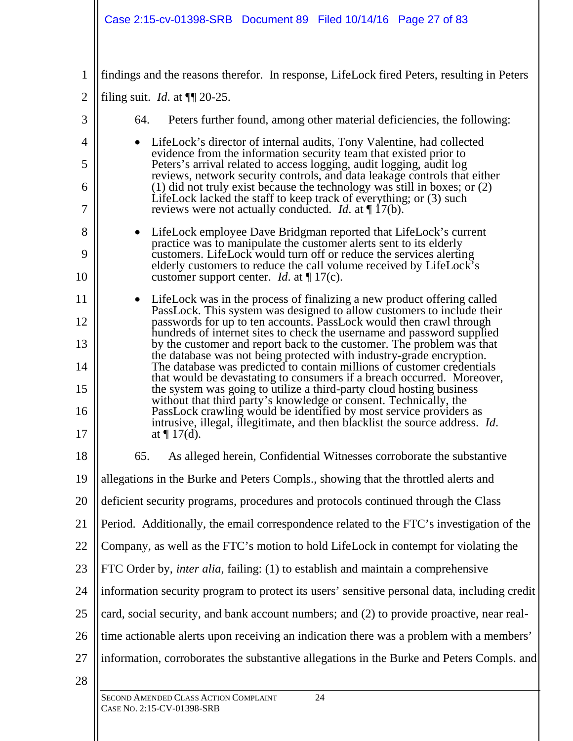findings and the reasons therefor. In response, LifeLock fired Peters, resulting in Peters filing suit. *Id.* at ¶¶ 20-25.

64. Peters further found, among other material deficiencies, the following:

- LifeLock's director of internal audits, Tony Valentine, had collected evidence from the information security team that existed prior to Peters's arrival related to access logging, audit logging, audit log reviews, network security controls, and data leakage controls that either (1) did not truly exist because the technology was still in boxes; or (2) LifeLock lacked the staff to keep track of everything; or (3) such reviews were not actually conducted. *Id.* at ¶ 17(b).

- LifeLock employee Dave Bridgman reported that LifeLock's current practice was to manipulate the customer alerts sent to its elderly customers. LifeLock would turn off or reduce the services alerting elderly customers to reduce the call volume received by LifeLock's customer support center. *Id.* at ¶ 17(c).

- LifeLock was in the process of finalizing a new product offering called PassLock. This system was designed to allow customers to include their passwords for up to ten accounts. PassLock would then crawl through hundreds of internet sites to check the username and password supplied by the customer and report back to the customer. The problem was that the database was not being protected with industry-grade encryption. The database was predicted to contain millions of customer credentials that would be devastating to consumers if a breach occurred. Moreover, the system was going to utilize a third-party cloud hosting business without that third party's knowledge or consent. Technically, the PassLock crawling would be identified by most service providers as intrusive, illegal, illegitimate, and then blacklist the source address. *Id.* at ¶ 17(d).

65. As alleged herein, Confidential Witnesses corroborate the substantive allegations in the Burke and Peters Compls., showing that the throttled alerts and deficient security programs, procedures and protocols continued through the Class Period. Additionally, the email correspondence related to the FTC's investigation of the Company, as well as the FTC's motion to hold LifeLock in contempt for violating the FTC Order by, *inter alia*, failing: (1) to establish and maintain a comprehensive information security program to protect its users' sensitive personal data, including credit card, social security, and bank account numbers; and (2) to provide proactive, near real-time actionable alerts upon receiving an indication there was a problem with a members' information, corroborates the substantive allegations in the Burke and Peters Compls. and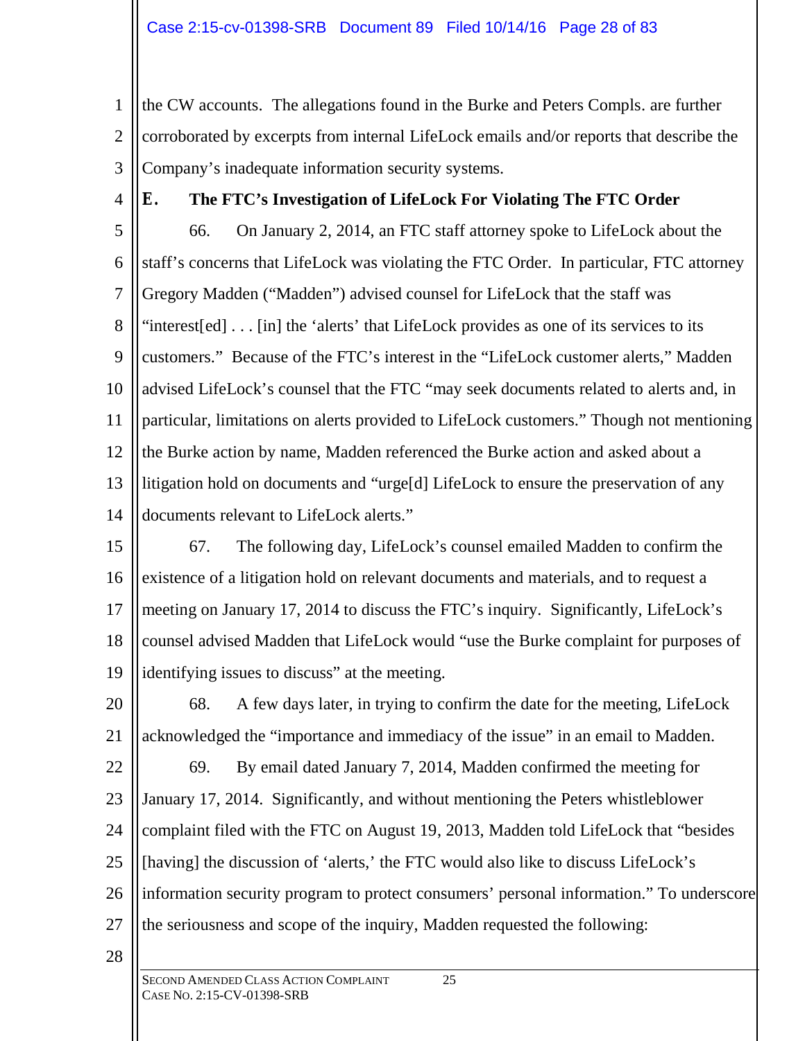the CW accounts. The allegations found in the Burke and Peters Compls. are further corroborated by excerpts from internal LifeLock emails and/or reports that describe the Company's inadequate information security systems.

### E. The FTC's Investigation of LifeLock For Violating The FTC Order

66. On January 2, 2014, an FTC staff attorney spoke to LifeLock about the staff's concerns that LifeLock was violating the FTC Order. In particular, FTC attorney Gregory Madden ("Madden") advised counsel for LifeLock that the staff was "interest[ed] . . . [in] the 'alerts' that LifeLock provides as one of its services to its customers." Because of the FTC's interest in the "LifeLock customer alerts," Madden advised LifeLock's counsel that the FTC "may seek documents related to alerts and, in particular, limitations on alerts provided to LifeLock customers." Though not mentioning the Burke action by name, Madden referenced the Burke action and asked about a litigation hold on documents and "urge[d] LifeLock to ensure the preservation of any documents relevant to LifeLock alerts."

67. The following day, LifeLock's counsel emailed Madden to confirm the existence of a litigation hold on relevant documents and materials, and to request a meeting on January 17, 2014 to discuss the FTC's inquiry. Significantly, LifeLock's counsel advised Madden that LifeLock would "use the Burke complaint for purposes of identifying issues to discuss" at the meeting.

68. A few days later, in trying to confirm the date for the meeting, LifeLock acknowledged the "importance and immediacy of the issue" in an email to Madden.

69. By email dated January 7, 2014, Madden confirmed the meeting for January 17, 2014. Significantly, and without mentioning the Peters whistleblower complaint filed with the FTC on August 19, 2013, Madden told LifeLock that "besides [having] the discussion of 'alerts,' the FTC would also like to discuss LifeLock's information security program to protect consumers' personal information." To underscore the seriousness and scope of the inquiry, Madden requested the following: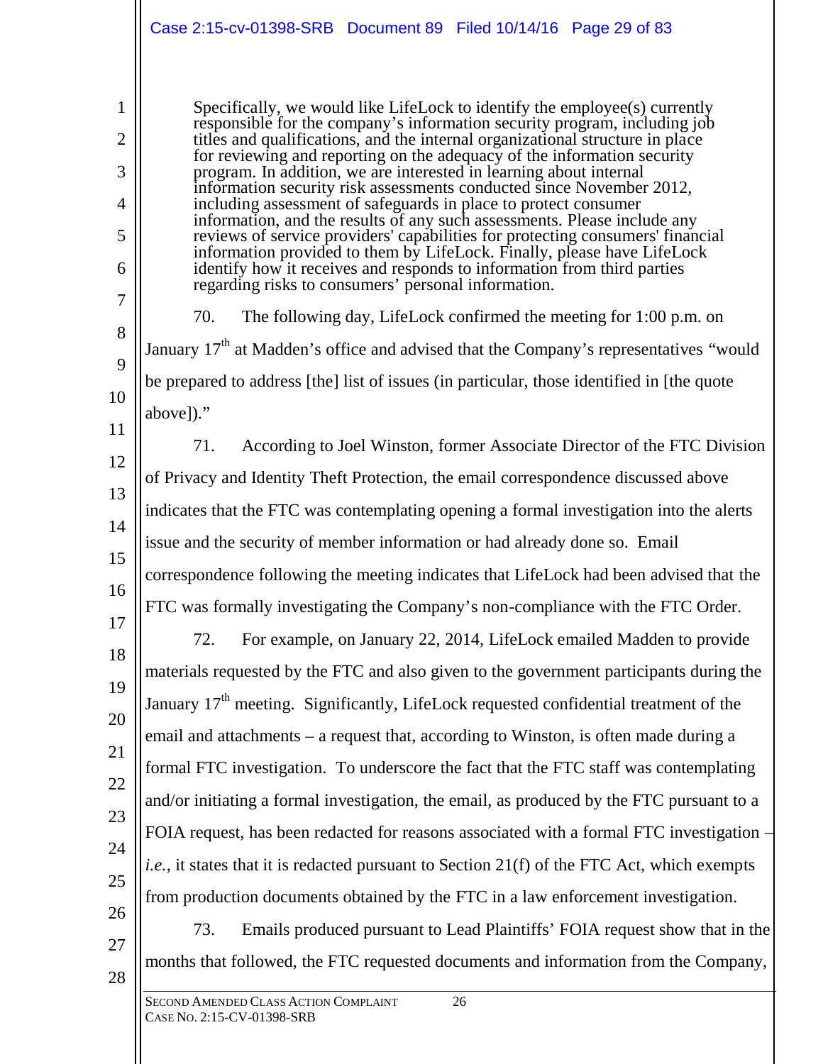> Specifically, we would like LifeLock to identify the employee(s) currently responsible for the company's information security program, including job titles and qualifications, and the internal organizational structure in place for reviewing and reporting on the adequacy of the information security program. In addition, we are interested in learning about internal information security risk assessments conducted since November 2012, including assessment of safeguards in place to protect consumer information, and the results of any such assessments. Please include any reviews of service providers' capabilities for protecting consumers' financial information provided to them by LifeLock. Finally, please have LifeLock identify how it receives and responds to information from third parties regarding risks to consumers' personal information.

70. The following day, LifeLock confirmed the meeting for 1:00 p.m. on January 17th at Madden's office and advised that the Company's representatives "would be prepared to address [the] list of issues (in particular, those identified in [the quote above])."

71. According to Joel Winston, former Associate Director of the FTC Division of Privacy and Identity Theft Protection, the email correspondence discussed above indicates that the FTC was contemplating opening a formal investigation into the alerts issue and the security of member information or had already done so. Email correspondence following the meeting indicates that LifeLock had been advised that the FTC was formally investigating the Company's non-compliance with the FTC Order.

72. For example, on January 22, 2014, LifeLock emailed Madden to provide materials requested by the FTC and also given to the government participants during the January 17th meeting. Significantly, LifeLock requested confidential treatment of the email and attachments – a request that, according to Winston, is often made during a formal FTC investigation. To underscore the fact that the FTC staff was contemplating and/or initiating a formal investigation, the email, as produced by the FTC pursuant to a FOIA request, has been redacted for reasons associated with a formal FTC investigation – *i.e.,* it states that it is redacted pursuant to Section 21(f) of the FTC Act, which exempts from production documents obtained by the FTC in a law enforcement investigation.

73. Emails produced pursuant to Lead Plaintiffs' FOIA request show that in the months that followed, the FTC requested documents and information from the Company,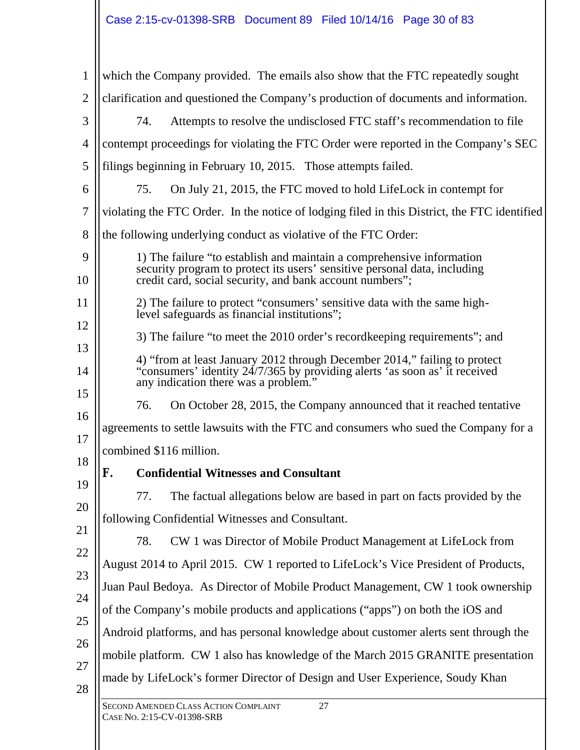which the Company provided. The emails also show that the FTC repeatedly sought clarification and questioned the Company's production of documents and information.

74. Attempts to resolve the undisclosed FTC staff's recommendation to file contempt proceedings for violating the FTC Order were reported in the Company's SEC filings beginning in February 10, 2015. Those attempts failed.

75. On July 21, 2015, the FTC moved to hold LifeLock in contempt for violating the FTC Order. In the notice of lodging filed in this District, the FTC identified the following underlying conduct as violative of the FTC Order:

> 1) The failure "to establish and maintain a comprehensive information security program to protect its users' sensitive personal data, including credit card, social security, and bank account numbers";
>
> 2) The failure to protect "consumers' sensitive data with the same high-level safeguards as financial institutions";
>
> 3) The failure "to meet the 2010 order's recordkeeping requirements"; and
>
> 4) "from at least January 2012 through December 2014," failing to protect "consumers' identity 24/7/365 by providing alerts 'as soon as' it received any indication there was a problem."

76. On October 28, 2015, the Company announced that it reached tentative agreements to settle lawsuits with the FTC and consumers who sued the Company for a combined $116 million.

### F. Confidential Witnesses and Consultant

77. The factual allegations below are based in part on facts provided by the following Confidential Witnesses and Consultant.

78. CW 1 was Director of Mobile Product Management at LifeLock from August 2014 to April 2015. CW 1 reported to LifeLock's Vice President of Products, Juan Paul Bedoya. As Director of Mobile Product Management, CW 1 took ownership of the Company's mobile products and applications ("apps") on both the iOS and Android platforms, and has personal knowledge about customer alerts sent through the mobile platform. CW 1 also has knowledge of the March 2015 GRANITE presentation made by LifeLock's former Director of Design and User Experience, Soudy Khan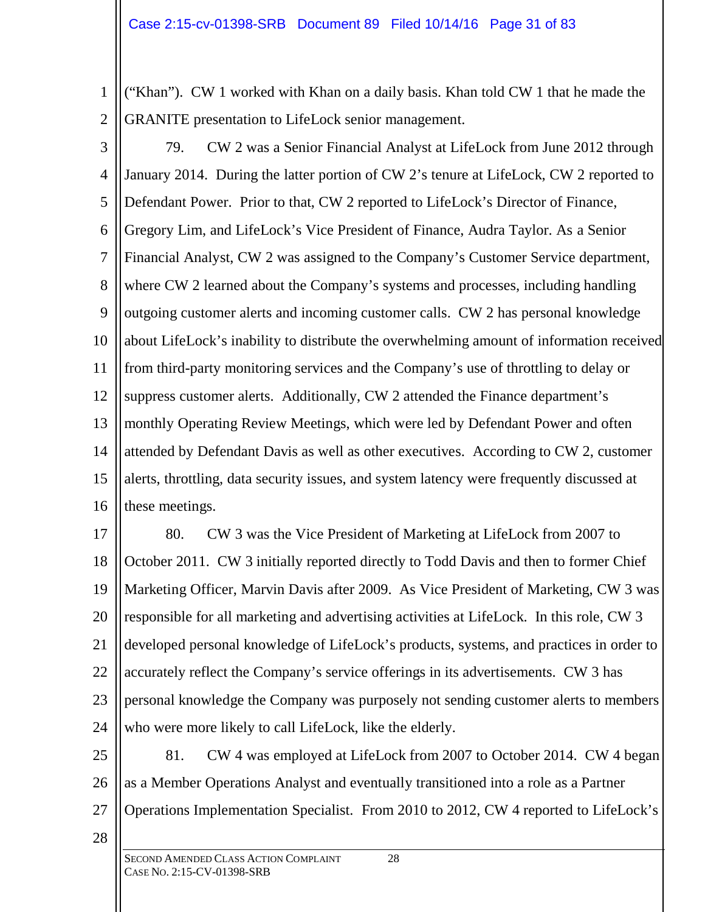("Khan"). CW 1 worked with Khan on a daily basis. Khan told CW 1 that he made the GRANITE presentation to LifeLock senior management.

79. CW 2 was a Senior Financial Analyst at LifeLock from June 2012 through January 2014. During the latter portion of CW 2's tenure at LifeLock, CW 2 reported to Defendant Power. Prior to that, CW 2 reported to LifeLock's Director of Finance, Gregory Lim, and LifeLock's Vice President of Finance, Audra Taylor. As a Senior Financial Analyst, CW 2 was assigned to the Company's Customer Service department, where CW 2 learned about the Company's systems and processes, including handling outgoing customer alerts and incoming customer calls. CW 2 has personal knowledge about LifeLock's inability to distribute the overwhelming amount of information received from third-party monitoring services and the Company's use of throttling to delay or suppress customer alerts. Additionally, CW 2 attended the Finance department's monthly Operating Review Meetings, which were led by Defendant Power and often attended by Defendant Davis as well as other executives. According to CW 2, customer alerts, throttling, data security issues, and system latency were frequently discussed at these meetings.

80. CW 3 was the Vice President of Marketing at LifeLock from 2007 to October 2011. CW 3 initially reported directly to Todd Davis and then to former Chief Marketing Officer, Marvin Davis after 2009. As Vice President of Marketing, CW 3 was responsible for all marketing and advertising activities at LifeLock. In this role, CW 3 developed personal knowledge of LifeLock's products, systems, and practices in order to accurately reflect the Company's service offerings in its advertisements. CW 3 has personal knowledge the Company was purposely not sending customer alerts to members who were more likely to call LifeLock, like the elderly.

81. CW 4 was employed at LifeLock from 2007 to October 2014. CW 4 began as a Member Operations Analyst and eventually transitioned into a role as a Partner Operations Implementation Specialist. From 2010 to 2012, CW 4 reported to LifeLock's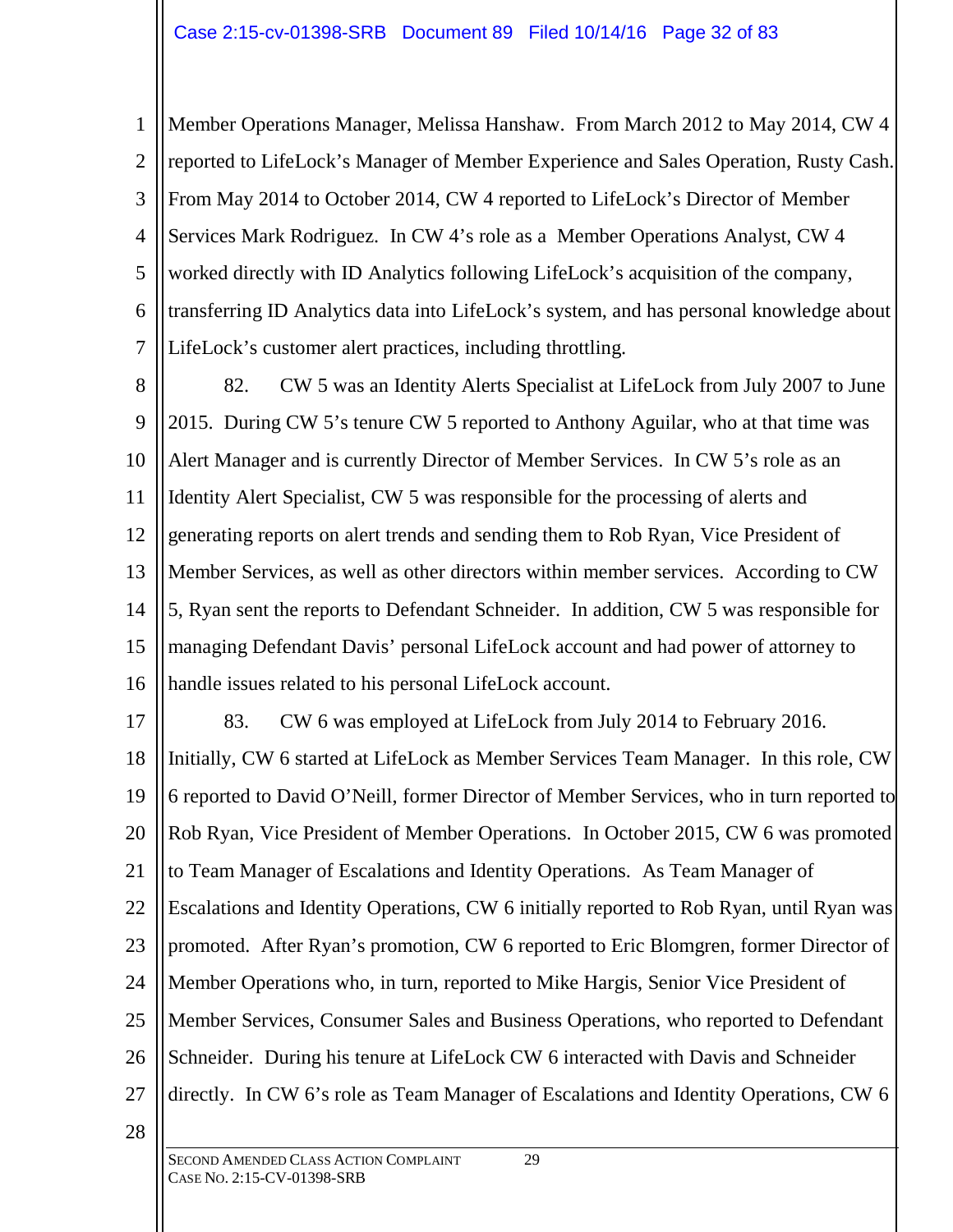Member Operations Manager, Melissa Hanshaw. From March 2012 to May 2014, CW 4 reported to LifeLock's Manager of Member Experience and Sales Operation, Rusty Cash. From May 2014 to October 2014, CW 4 reported to LifeLock's Director of Member Services Mark Rodriguez. In CW 4's role as a Member Operations Analyst, CW 4 worked directly with ID Analytics following LifeLock's acquisition of the company, transferring ID Analytics data into LifeLock's system, and has personal knowledge about LifeLock's customer alert practices, including throttling.

82. CW 5 was an Identity Alerts Specialist at LifeLock from July 2007 to June 2015. During CW 5's tenure CW 5 reported to Anthony Aguilar, who at that time was Alert Manager and is currently Director of Member Services. In CW 5's role as an Identity Alert Specialist, CW 5 was responsible for the processing of alerts and generating reports on alert trends and sending them to Rob Ryan, Vice President of Member Services, as well as other directors within member services. According to CW 5, Ryan sent the reports to Defendant Schneider. In addition, CW 5 was responsible for managing Defendant Davis' personal LifeLock account and had power of attorney to handle issues related to his personal LifeLock account.

83. CW 6 was employed at LifeLock from July 2014 to February 2016. Initially, CW 6 started at LifeLock as Member Services Team Manager. In this role, CW 6 reported to David O'Neill, former Director of Member Services, who in turn reported to Rob Ryan, Vice President of Member Operations. In October 2015, CW 6 was promoted to Team Manager of Escalations and Identity Operations. As Team Manager of Escalations and Identity Operations, CW 6 initially reported to Rob Ryan, until Ryan was promoted. After Ryan's promotion, CW 6 reported to Eric Blomgren, former Director of Member Operations who, in turn, reported to Mike Hargis, Senior Vice President of Member Services, Consumer Sales and Business Operations, who reported to Defendant Schneider. During his tenure at LifeLock CW 6 interacted with Davis and Schneider directly. In CW 6's role as Team Manager of Escalations and Identity Operations, CW 6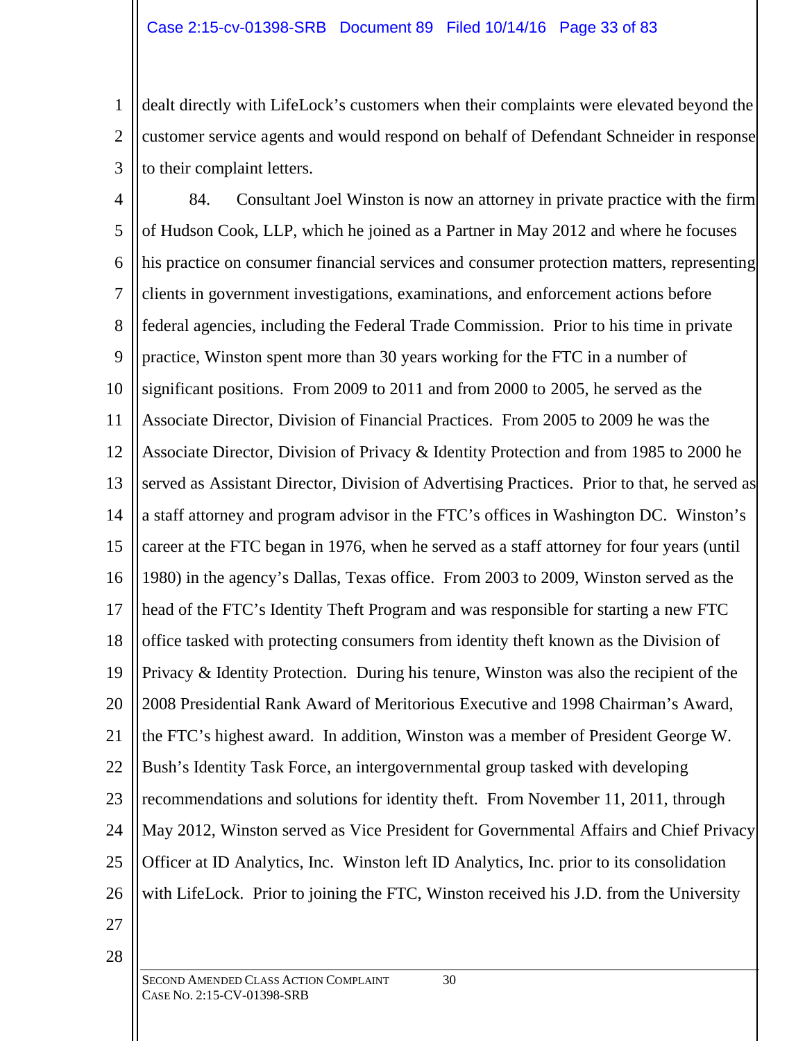dealt directly with LifeLock's customers when their complaints were elevated beyond the customer service agents and would respond on behalf of Defendant Schneider in response to their complaint letters.

84. Consultant Joel Winston is now an attorney in private practice with the firm of Hudson Cook, LLP, which he joined as a Partner in May 2012 and where he focuses his practice on consumer financial services and consumer protection matters, representing clients in government investigations, examinations, and enforcement actions before federal agencies, including the Federal Trade Commission. Prior to his time in private practice, Winston spent more than 30 years working for the FTC in a number of significant positions. From 2009 to 2011 and from 2000 to 2005, he served as the Associate Director, Division of Financial Practices. From 2005 to 2009 he was the Associate Director, Division of Privacy & Identity Protection and from 1985 to 2000 he served as Assistant Director, Division of Advertising Practices. Prior to that, he served as a staff attorney and program advisor in the FTC's offices in Washington DC. Winston's career at the FTC began in 1976, when he served as a staff attorney for four years (until 1980) in the agency's Dallas, Texas office. From 2003 to 2009, Winston served as the head of the FTC's Identity Theft Program and was responsible for starting a new FTC office tasked with protecting consumers from identity theft known as the Division of Privacy & Identity Protection. During his tenure, Winston was also the recipient of the 2008 Presidential Rank Award of Meritorious Executive and 1998 Chairman's Award, the FTC's highest award. In addition, Winston was a member of President George W. Bush's Identity Task Force, an intergovernmental group tasked with developing recommendations and solutions for identity theft. From November 11, 2011, through May 2012, Winston served as Vice President for Governmental Affairs and Chief Privacy Officer at ID Analytics, Inc. Winston left ID Analytics, Inc. prior to its consolidation with LifeLock. Prior to joining the FTC, Winston received his J.D. from the University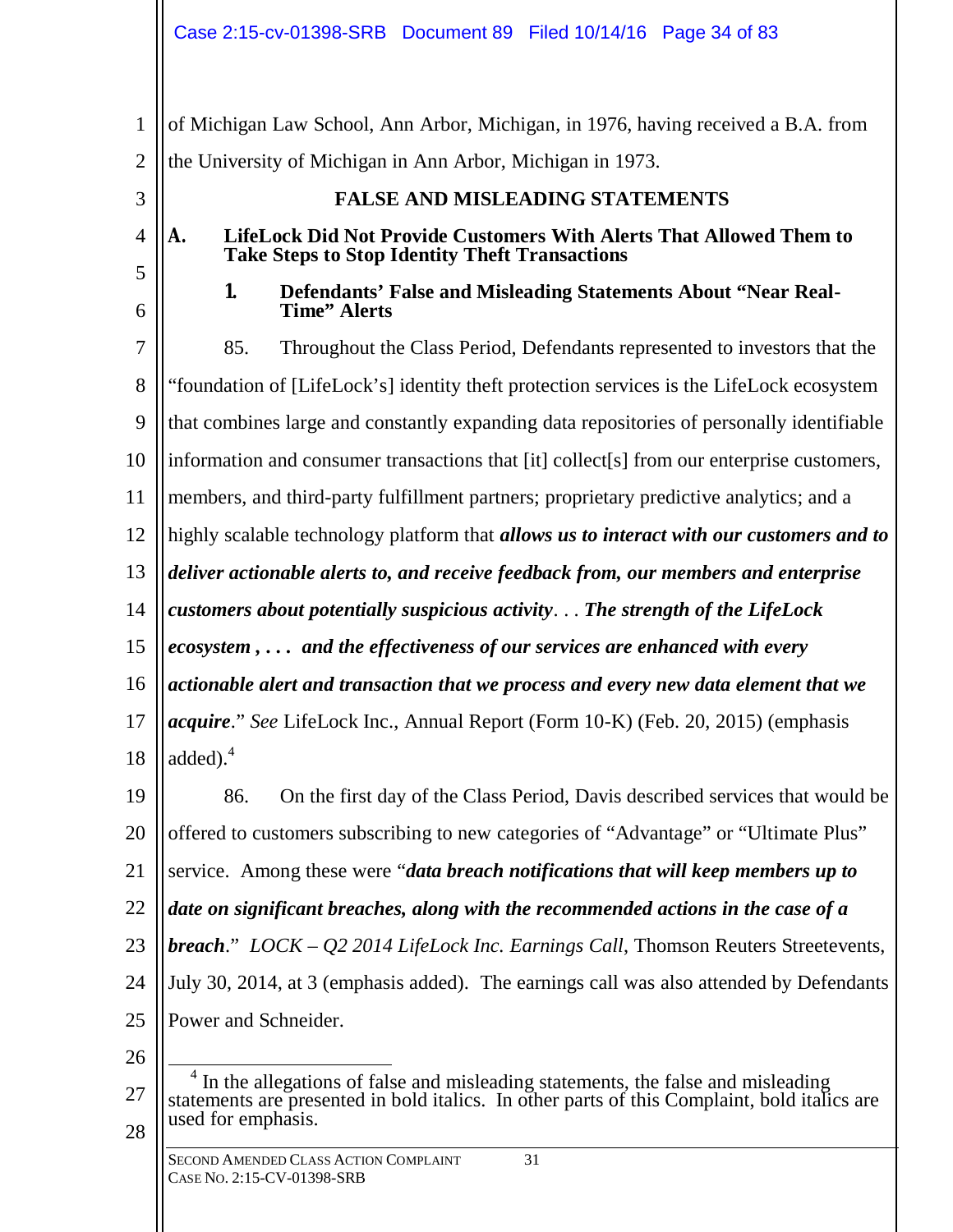of Michigan Law School, Ann Arbor, Michigan, in 1976, having received a B.A. from the University of Michigan in Ann Arbor, Michigan in 1973.

## FALSE AND MISLEADING STATEMENTS

### A. LifeLock Did Not Provide Customers With Alerts That Allowed Them to Take Steps to Stop Identity Theft Transactions

#### 1. Defendants' False and Misleading Statements About "Near Real-Time" Alerts

85. Throughout the Class Period, Defendants represented to investors that the "foundation of [LifeLock's] identity theft protection services is the LifeLock ecosystem that combines large and constantly expanding data repositories of personally identifiable information and consumer transactions that [it] collect[s] from our enterprise customers, members, and third-party fulfillment partners; proprietary predictive analytics; and a highly scalable technology platform that ***allows us to interact with our customers and to deliver actionable alerts to, and receive feedback from, our members and enterprise customers about potentially suspicious activity***. . . ***The strength of the LifeLock ecosystem , . . . and the effectiveness of our services are enhanced with every actionable alert and transaction that we process and every new data element that we acquire***." *See* LifeLock Inc., Annual Report (Form 10-K) (Feb. 20, 2015) (emphasis added).[4]

86. On the first day of the Class Period, Davis described services that would be offered to customers subscribing to new categories of "Advantage" or "Ultimate Plus" service. Among these were "***data breach notifications that will keep members up to date on significant breaches, along with the recommended actions in the case of a breach***." *LOCK – Q2 2014 LifeLock Inc. Earnings Call*, Thomson Reuters Streetevents, July 30, 2014, at 3 (emphasis added). The earnings call was also attended by Defendants Power and Schneider.

---

[4] In the allegations of false and misleading statements, the false and misleading statements are presented in bold italics. In other parts of this Complaint, bold italics are used for emphasis.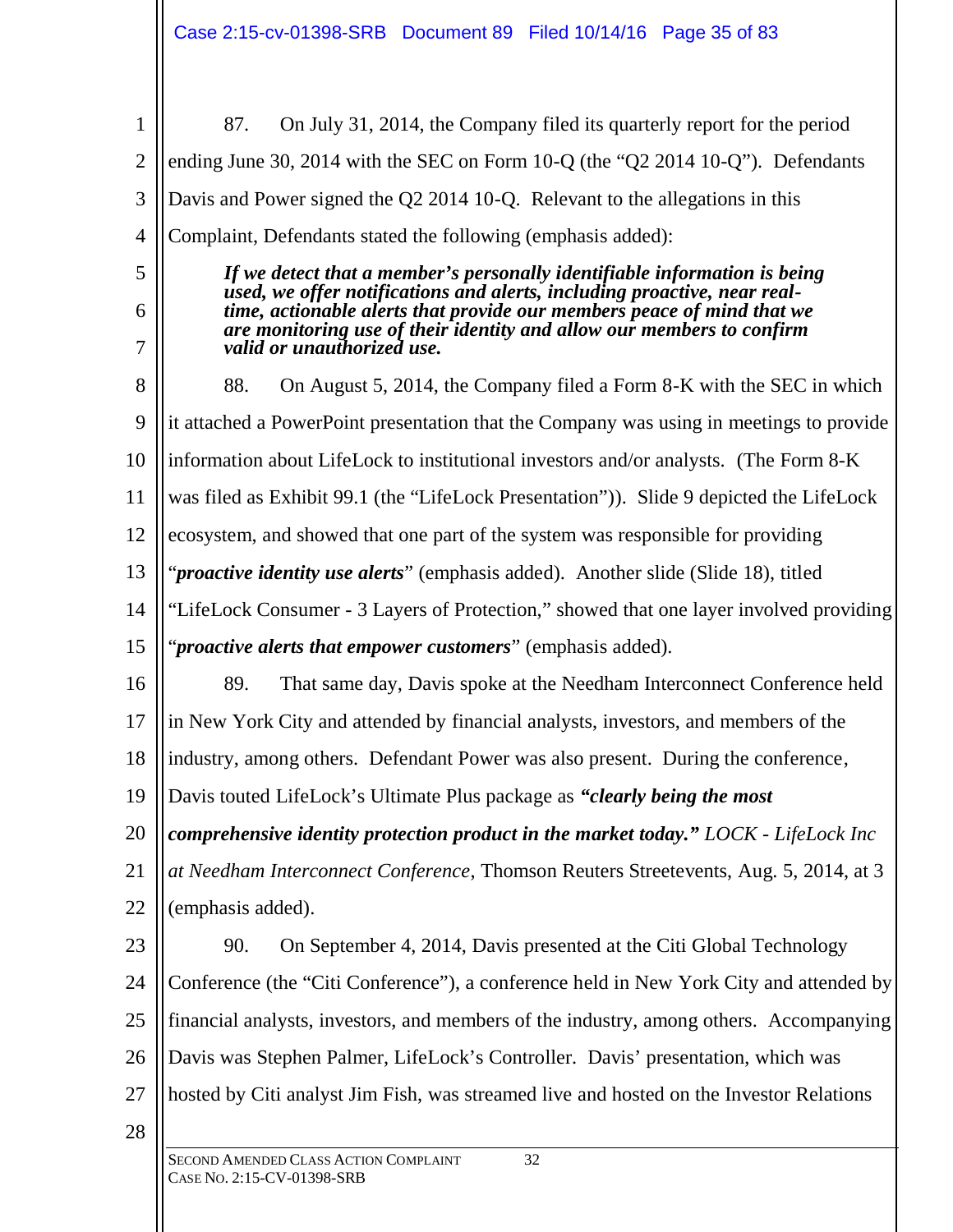87. On July 31, 2014, the Company filed its quarterly report for the period ending June 30, 2014 with the SEC on Form 10-Q (the "Q2 2014 10-Q"). Defendants Davis and Power signed the Q2 2014 10-Q. Relevant to the allegations in this Complaint, Defendants stated the following (emphasis added):

> ***If we detect that a member's personally identifiable information is being used, we offer notifications and alerts, including proactive, near real-time, actionable alerts that provide our members peace of mind that we are monitoring use of their identity and allow our members to confirm valid or unauthorized use.***

88. On August 5, 2014, the Company filed a Form 8-K with the SEC in which it attached a PowerPoint presentation that the Company was using in meetings to provide information about LifeLock to institutional investors and/or analysts. (The Form 8-K was filed as Exhibit 99.1 (the "LifeLock Presentation")). Slide 9 depicted the LifeLock ecosystem, and showed that one part of the system was responsible for providing "***proactive identity use alerts***" (emphasis added). Another slide (Slide 18), titled "LifeLock Consumer - 3 Layers of Protection," showed that one layer involved providing "***proactive alerts that empower customers***" (emphasis added).

89. That same day, Davis spoke at the Needham Interconnect Conference held in New York City and attended by financial analysts, investors, and members of the industry, among others. Defendant Power was also present. During the conference, Davis touted LifeLock's Ultimate Plus package as ***"clearly being the most comprehensive identity protection product in the market today."*** *LOCK - LifeLock Inc at Needham Interconnect Conference*, Thomson Reuters Streetevents, Aug. 5, 2014, at 3 (emphasis added).

90. On September 4, 2014, Davis presented at the Citi Global Technology Conference (the "Citi Conference"), a conference held in New York City and attended by financial analysts, investors, and members of the industry, among others. Accompanying Davis was Stephen Palmer, LifeLock's Controller. Davis' presentation, which was hosted by Citi analyst Jim Fish, was streamed live and hosted on the Investor Relations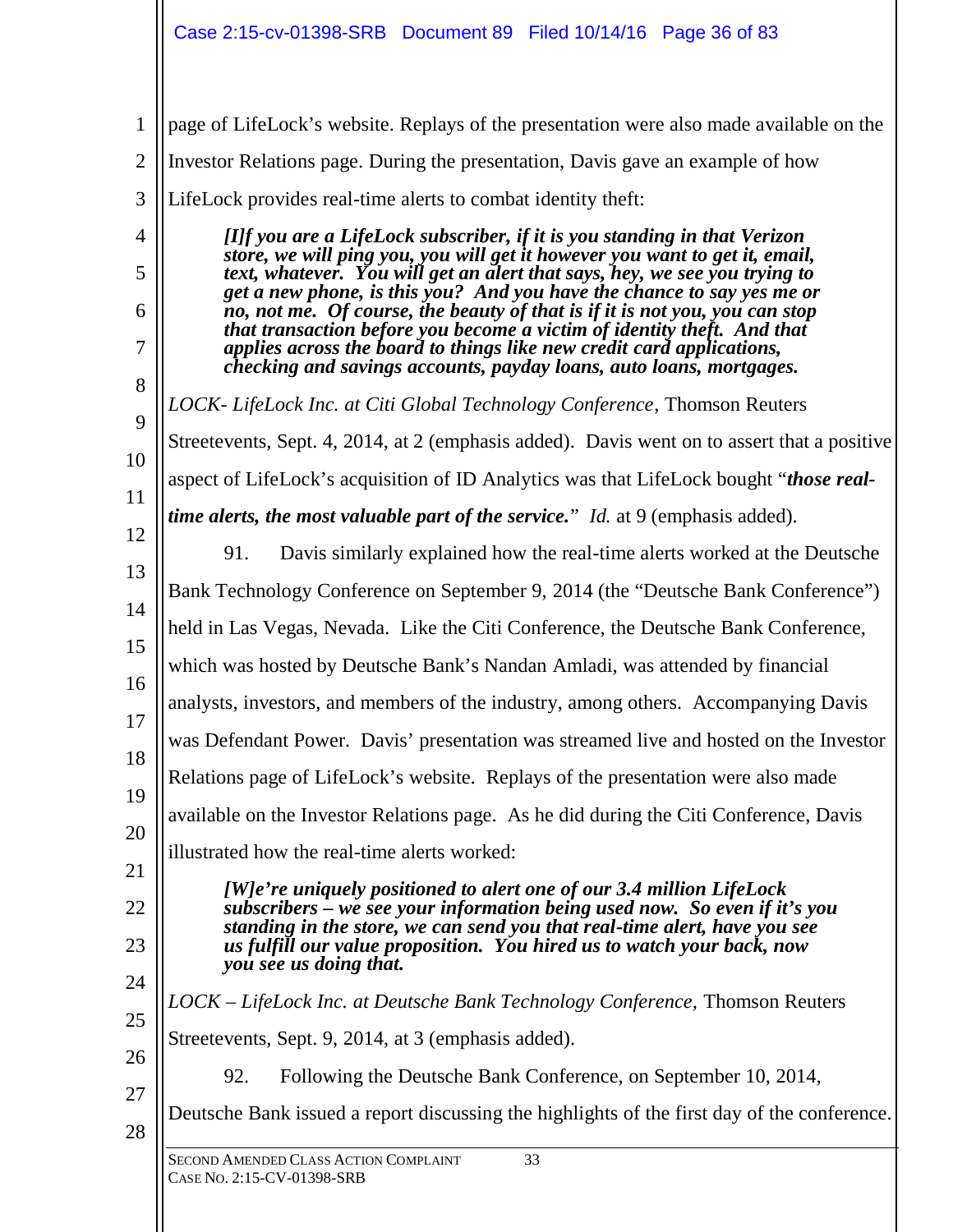page of LifeLock's website. Replays of the presentation were also made available on the Investor Relations page. During the presentation, Davis gave an example of how LifeLock provides real-time alerts to combat identity theft:

> ***[I]f you are a LifeLock subscriber, if it is you standing in that Verizon store, we will ping you, you will get it however you want to get it, email, text, whatever. You will get an alert that says, hey, we see you trying to get a new phone, is this you? And you have the chance to say yes me or no, not me. Of course, the beauty of that is if it is not you, you can stop that transaction before you become a victim of identity theft. And that applies across the board to things like new credit card applications, checking and savings accounts, payday loans, auto loans, mortgages.***

*LOCK- LifeLock Inc. at Citi Global Technology Conference*, Thomson Reuters Streetevents, Sept. 4, 2014, at 2 (emphasis added). Davis went on to assert that a positive aspect of LifeLock's acquisition of ID Analytics was that LifeLock bought "***those real-time alerts, the most valuable part of the service.***" *Id.* at 9 (emphasis added).

91. Davis similarly explained how the real-time alerts worked at the Deutsche Bank Technology Conference on September 9, 2014 (the "Deutsche Bank Conference") held in Las Vegas, Nevada. Like the Citi Conference, the Deutsche Bank Conference, which was hosted by Deutsche Bank's Nandan Amladi, was attended by financial analysts, investors, and members of the industry, among others. Accompanying Davis was Defendant Power. Davis' presentation was streamed live and hosted on the Investor Relations page of LifeLock's website. Replays of the presentation were also made available on the Investor Relations page. As he did during the Citi Conference, Davis illustrated how the real-time alerts worked:

> ***[W]e're uniquely positioned to alert one of our 3.4 million LifeLock subscribers – we see your information being used now. So even if it's you standing in the store, we can send you that real-time alert, have you see us fulfill our value proposition. You hired us to watch your back, now you see us doing that.***

*LOCK – LifeLock Inc. at Deutsche Bank Technology Conference,* Thomson Reuters Streetevents, Sept. 9, 2014, at 3 (emphasis added).

92. Following the Deutsche Bank Conference, on September 10, 2014, Deutsche Bank issued a report discussing the highlights of the first day of the conference.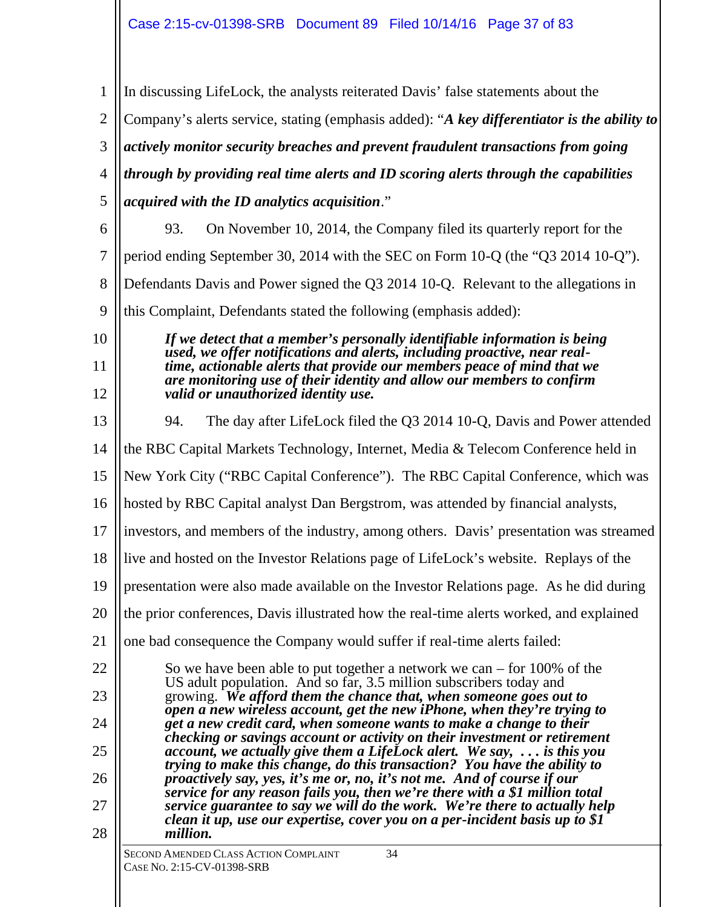In discussing LifeLock, the analysts reiterated Davis' false statements about the Company's alerts service, stating (emphasis added): "***A key differentiator is the ability to actively monitor security breaches and prevent fraudulent transactions from going through by providing real time alerts and ID scoring alerts through the capabilities acquired with the ID analytics acquisition***."

93. On November 10, 2014, the Company filed its quarterly report for the period ending September 30, 2014 with the SEC on Form 10-Q (the "Q3 2014 10-Q"). Defendants Davis and Power signed the Q3 2014 10-Q. Relevant to the allegations in this Complaint, Defendants stated the following (emphasis added):

> ***If we detect that a member's personally identifiable information is being used, we offer notifications and alerts, including proactive, near real-time, actionable alerts that provide our members peace of mind that we are monitoring use of their identity and allow our members to confirm valid or unauthorized identity use.***

94. The day after LifeLock filed the Q3 2014 10-Q, Davis and Power attended the RBC Capital Markets Technology, Internet, Media & Telecom Conference held in New York City ("RBC Capital Conference"). The RBC Capital Conference, which was hosted by RBC Capital analyst Dan Bergstrom, was attended by financial analysts, investors, and members of the industry, among others. Davis' presentation was streamed live and hosted on the Investor Relations page of LifeLock's website. Replays of the presentation were also made available on the Investor Relations page. As he did during the prior conferences, Davis illustrated how the real-time alerts worked, and explained one bad consequence the Company would suffer if real-time alerts failed:

> So we have been able to put together a network we can – for 100% of the US adult population. And so far, 3.5 million subscribers today and growing. ***We afford them the chance that, when someone goes out to open a new wireless account, get the new iPhone, when they're trying to get a new credit card, when someone wants to make a change to their checking or savings account or activity on their investment or retirement account, we actually give them a LifeLock alert. We say, . . . is this you trying to make this change, do this transaction? You have the ability to proactively say, yes, it's me or, no, it's not me. And of course if our service for any reason fails you, then we're there with a $1 million total service guarantee to say we will do the work. We're there to actually help clean it up, use our expertise, cover you on a per-incident basis up to $1 million.***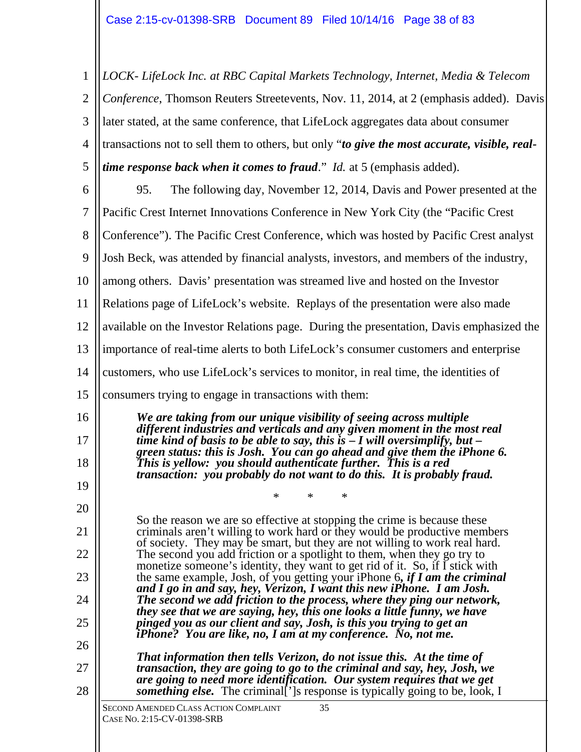*LOCK- LifeLock Inc. at RBC Capital Markets Technology, Internet, Media & Telecom Conference*, Thomson Reuters Streetevents, Nov. 11, 2014, at 2 (emphasis added). Davis later stated, at the same conference, that LifeLock aggregates data about consumer transactions not to sell them to others, but only "***to give the most accurate, visible, real-time response back when it comes to fraud***." *Id.* at 5 (emphasis added).

95. The following day, November 12, 2014, Davis and Power presented at the Pacific Crest Internet Innovations Conference in New York City (the "Pacific Crest Conference"). The Pacific Crest Conference, which was hosted by Pacific Crest analyst Josh Beck, was attended by financial analysts, investors, and members of the industry, among others. Davis' presentation was streamed live and hosted on the Investor Relations page of LifeLock's website. Replays of the presentation were also made available on the Investor Relations page. During the presentation, Davis emphasized the importance of real-time alerts to both LifeLock's consumer customers and enterprise customers, who use LifeLock's services to monitor, in real time, the identities of consumers trying to engage in transactions with them:

> ***We are taking from our unique visibility of seeing across multiple different industries and verticals and any given moment in the most real time kind of basis to be able to say, this is – I will oversimplify, but – green status: this is Josh. You can go ahead and give them the iPhone 6. This is yellow: you should authenticate further. This is a red transaction: you probably do not want to do this. It is probably fraud.***
>
> \* \* \*
>
> So the reason we are so effective at stopping the crime is because these criminals aren't willing to work hard or they would be productive members of society. They may be smart, but they are not willing to work real hard. The second you add friction or a spotlight to them, when they go try to monetize someone's identity, they want to get rid of it. So, if I stick with the same example, Josh, of you getting your iPhone 6***, if I am the criminal and I go in and say, hey, Verizon, I want this new iPhone. I am Josh. The second we add friction to the process, where they ping our network, they see that we are saying, hey, this one looks a little funny, we have pinged you as our client and say, Josh, is this you trying to get an iPhone? You are like, no, I am at my conference. No, not me.***
>
> ***That information then tells Verizon, do not issue this. At the time of transaction, they are going to go to the criminal and say, hey, Josh, we are going to need more identification. Our system requires that we get something else.*** The criminal[']s response is typically going to be, look, I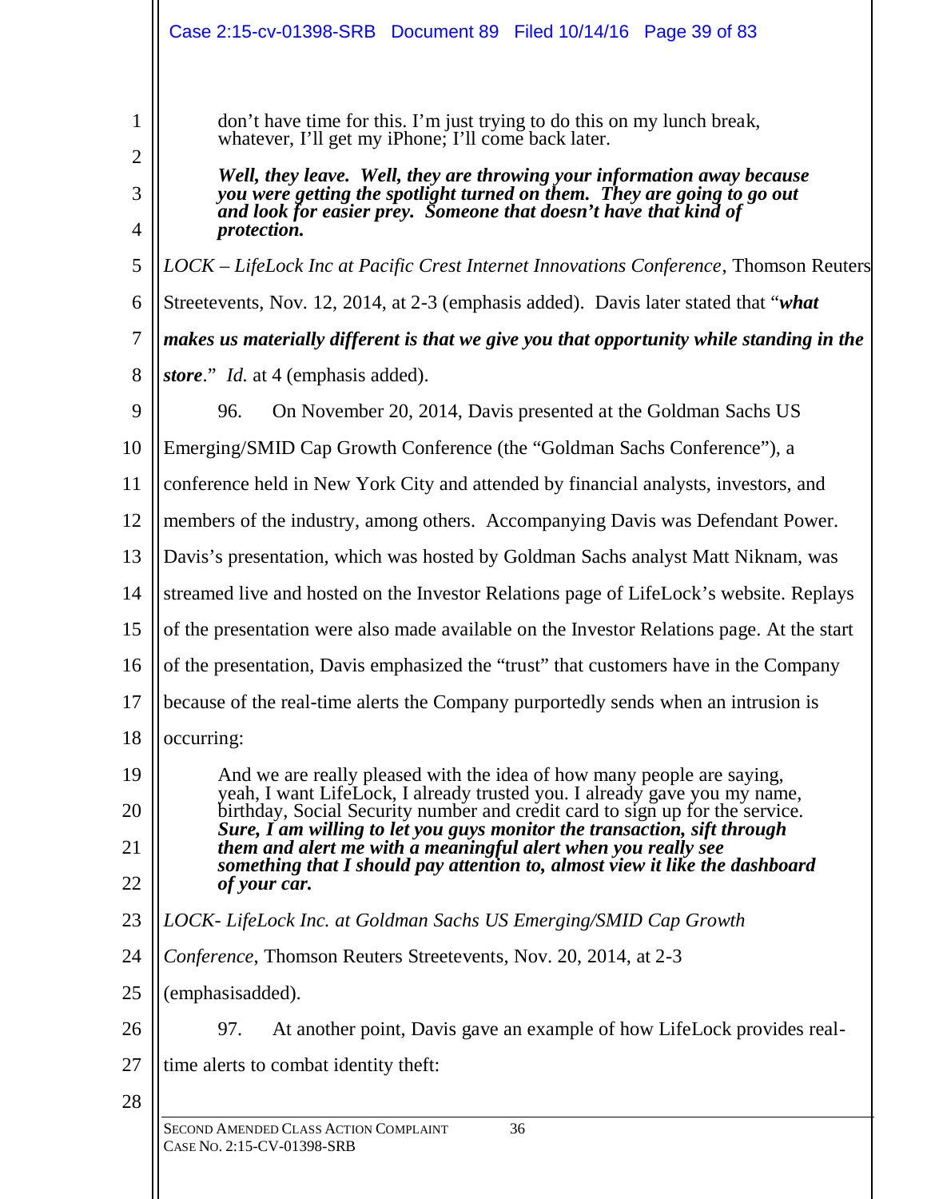> don't have time for this. I'm just trying to do this on my lunch break, whatever, I'll get my iPhone; I'll come back later.
>
> ***Well, they leave. Well, they are throwing your information away because you were getting the spotlight turned on them. They are going to go out and look for easier prey. Someone that doesn't have that kind of protection.***

*LOCK – LifeLock Inc at Pacific Crest Internet Innovations Conference*, Thomson Reuters Streetevents, Nov. 12, 2014, at 2-3 (emphasis added). Davis later stated that "***what makes us materially different is that we give you that opportunity while standing in the store***." *Id.* at 4 (emphasis added).

96. On November 20, 2014, Davis presented at the Goldman Sachs US Emerging/SMID Cap Growth Conference (the "Goldman Sachs Conference"), a conference held in New York City and attended by financial analysts, investors, and members of the industry, among others. Accompanying Davis was Defendant Power. Davis's presentation, which was hosted by Goldman Sachs analyst Matt Niknam, was streamed live and hosted on the Investor Relations page of LifeLock's website. Replays of the presentation were also made available on the Investor Relations page. At the start of the presentation, Davis emphasized the "trust" that customers have in the Company because of the real-time alerts the Company purportedly sends when an intrusion is occurring:

> And we are really pleased with the idea of how many people are saying, yeah, I want LifeLock, I already trusted you. I already gave you my name, birthday, Social Security number and credit card to sign up for the service. ***Sure, I am willing to let you guys monitor the transaction, sift through them and alert me with a meaningful alert when you really see something that I should pay attention to, almost view it like the dashboard of your car.***

*LOCK- LifeLock Inc. at Goldman Sachs US Emerging/SMID Cap Growth Conference*, Thomson Reuters Streetevents, Nov. 20, 2014, at 2-3 (emphasisadded).

97. At another point, Davis gave an example of how LifeLock provides real-time alerts to combat identity theft: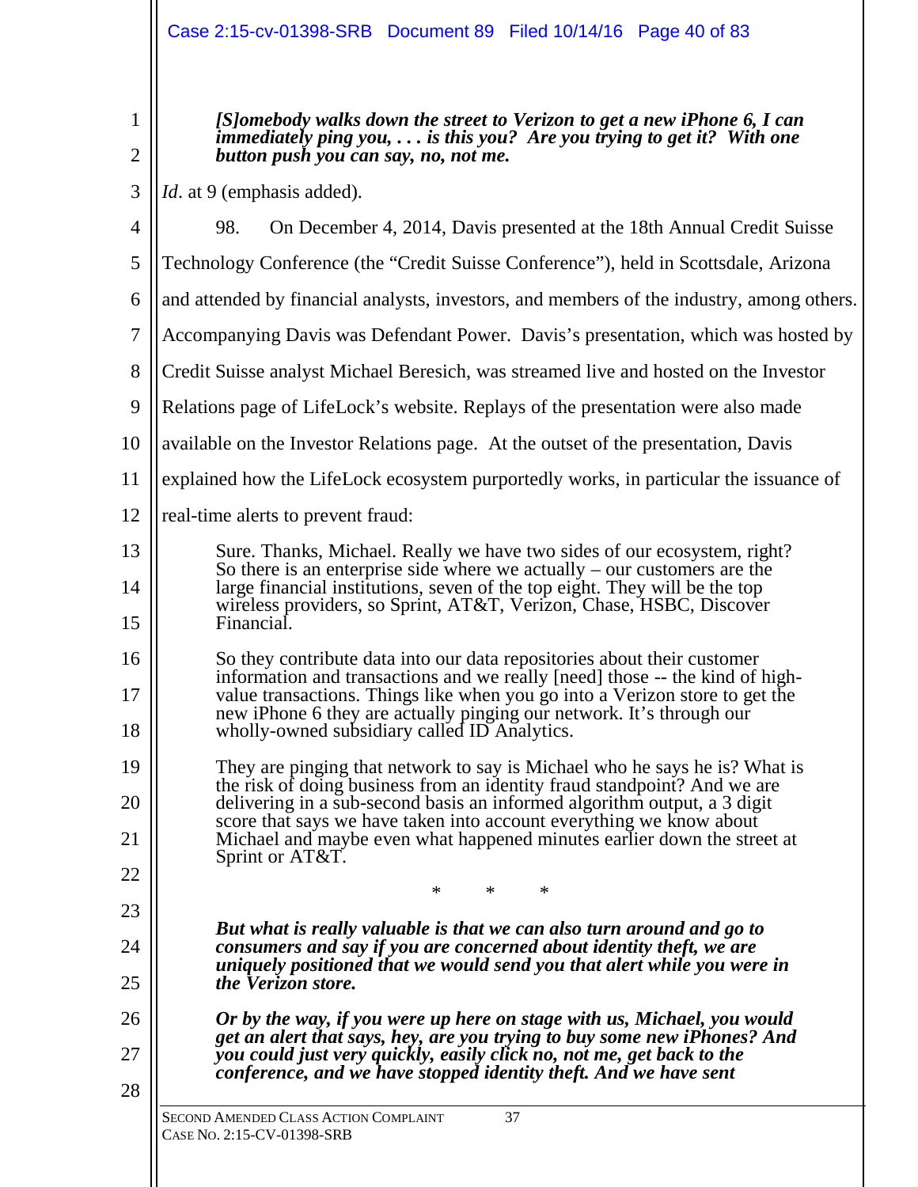> ***[S]omebody walks down the street to Verizon to get a new iPhone 6, I can immediately ping you, . . . is this you? Are you trying to get it? With one button push you can say, no, not me.***

*Id*. at 9 (emphasis added).

98. On December 4, 2014, Davis presented at the 18th Annual Credit Suisse Technology Conference (the "Credit Suisse Conference"), held in Scottsdale, Arizona and attended by financial analysts, investors, and members of the industry, among others. Accompanying Davis was Defendant Power. Davis's presentation, which was hosted by Credit Suisse analyst Michael Beresich, was streamed live and hosted on the Investor Relations page of LifeLock's website. Replays of the presentation were also made available on the Investor Relations page. At the outset of the presentation, Davis explained how the LifeLock ecosystem purportedly works, in particular the issuance of real-time alerts to prevent fraud:

> Sure. Thanks, Michael. Really we have two sides of our ecosystem, right? So there is an enterprise side where we actually – our customers are the large financial institutions, seven of the top eight. They will be the top wireless providers, so Sprint, AT&T, Verizon, Chase, HSBC, Discover Financial.
>
> So they contribute data into our data repositories about their customer information and transactions and we really [need] those -- the kind of high-value transactions. Things like when you go into a Verizon store to get the new iPhone 6 they are actually pinging our network. It's through our wholly-owned subsidiary called ID Analytics.
>
> They are pinging that network to say is Michael who he says he is? What is the risk of doing business from an identity fraud standpoint? And we are delivering in a sub-second basis an informed algorithm output, a 3 digit score that says we have taken into account everything we know about Michael and maybe even what happened minutes earlier down the street at Sprint or AT&T.
>
> \* \* \*
>
> ***But what is really valuable is that we can also turn around and go to consumers and say if you are concerned about identity theft, we are uniquely positioned that we would send you that alert while you were in the Verizon store.***
>
> ***Or by the way, if you were up here on stage with us, Michael, you would get an alert that says, hey, are you trying to buy some new iPhones? And you could just very quickly, easily click no, not me, get back to the conference, and we have stopped identity theft. And we have sent***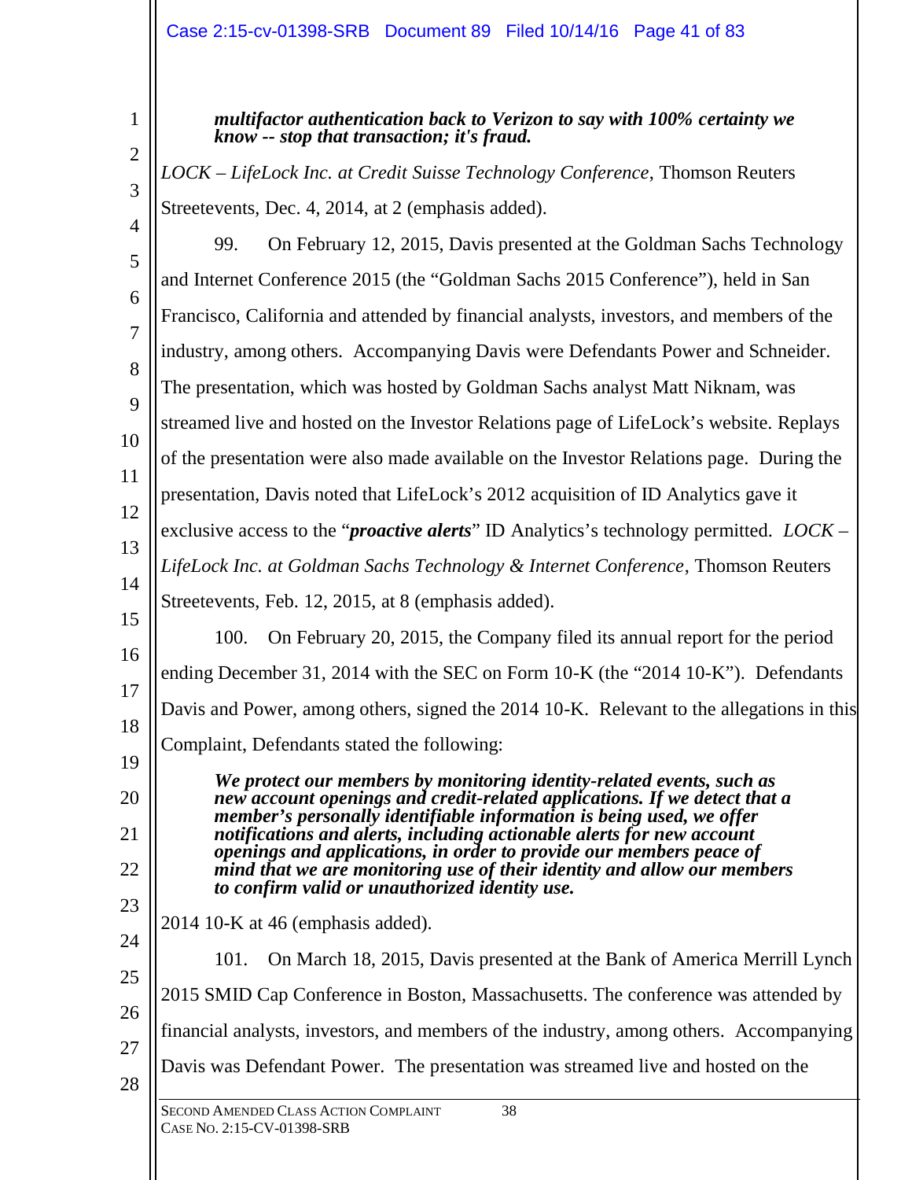> ***multifactor authentication back to Verizon to say with 100% certainty we know -- stop that transaction; it's fraud.***

*LOCK – LifeLock Inc. at Credit Suisse Technology Conference*, Thomson Reuters Streetevents, Dec. 4, 2014, at 2 (emphasis added).

99. On February 12, 2015, Davis presented at the Goldman Sachs Technology and Internet Conference 2015 (the "Goldman Sachs 2015 Conference"), held in San Francisco, California and attended by financial analysts, investors, and members of the industry, among others. Accompanying Davis were Defendants Power and Schneider. The presentation, which was hosted by Goldman Sachs analyst Matt Niknam, was streamed live and hosted on the Investor Relations page of LifeLock's website. Replays of the presentation were also made available on the Investor Relations page. During the presentation, Davis noted that LifeLock's 2012 acquisition of ID Analytics gave it exclusive access to the "***proactive alerts***" ID Analytics's technology permitted. *LOCK – LifeLock Inc. at Goldman Sachs Technology & Internet Conference*, Thomson Reuters Streetevents, Feb. 12, 2015, at 8 (emphasis added).

100. On February 20, 2015, the Company filed its annual report for the period ending December 31, 2014 with the SEC on Form 10-K (the "2014 10-K"). Defendants Davis and Power, among others, signed the 2014 10-K. Relevant to the allegations in this Complaint, Defendants stated the following:

> ***We protect our members by monitoring identity-related events, such as new account openings and credit-related applications. If we detect that a member's personally identifiable information is being used, we offer notifications and alerts, including actionable alerts for new account openings and applications, in order to provide our members peace of mind that we are monitoring use of their identity and allow our members to confirm valid or unauthorized identity use.***

2014 10-K at 46 (emphasis added).

101. On March 18, 2015, Davis presented at the Bank of America Merrill Lynch 2015 SMID Cap Conference in Boston, Massachusetts. The conference was attended by financial analysts, investors, and members of the industry, among others. Accompanying Davis was Defendant Power. The presentation was streamed live and hosted on the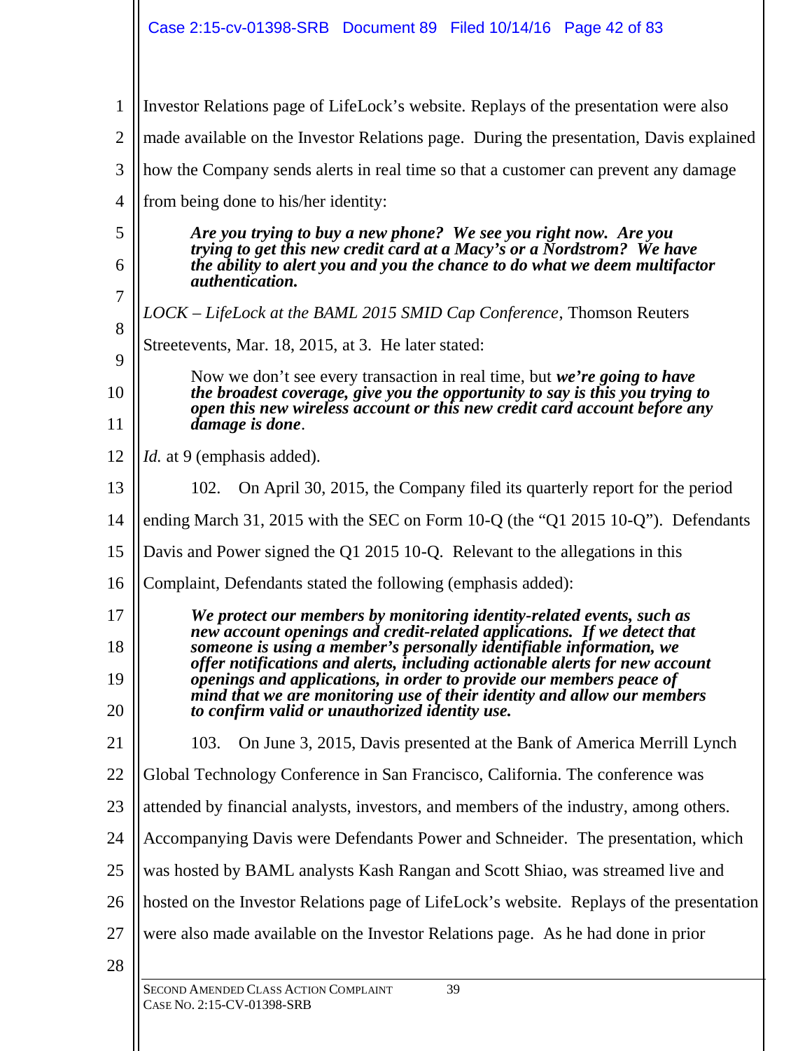Investor Relations page of LifeLock's website. Replays of the presentation were also made available on the Investor Relations page. During the presentation, Davis explained how the Company sends alerts in real time so that a customer can prevent any damage from being done to his/her identity:

> ***Are you trying to buy a new phone? We see you right now. Are you trying to get this new credit card at a Macy's or a Nordstrom? We have the ability to alert you and you the chance to do what we deem multifactor authentication.***

*LOCK – LifeLock at the BAML 2015 SMID Cap Conference*, Thomson Reuters Streetevents, Mar. 18, 2015, at 3. He later stated:

> Now we don't see every transaction in real time, but ***we're going to have the broadest coverage, give you the opportunity to say is this you trying to open this new wireless account or this new credit card account before any damage is done***.

*Id.* at 9 (emphasis added).

102. On April 30, 2015, the Company filed its quarterly report for the period ending March 31, 2015 with the SEC on Form 10-Q (the "Q1 2015 10-Q"). Defendants Davis and Power signed the Q1 2015 10-Q. Relevant to the allegations in this Complaint, Defendants stated the following (emphasis added):

> ***We protect our members by monitoring identity-related events, such as new account openings and credit-related applications. If we detect that someone is using a member's personally identifiable information, we offer notifications and alerts, including actionable alerts for new account openings and applications, in order to provide our members peace of mind that we are monitoring use of their identity and allow our members to confirm valid or unauthorized identity use.***

103. On June 3, 2015, Davis presented at the Bank of America Merrill Lynch Global Technology Conference in San Francisco, California. The conference was attended by financial analysts, investors, and members of the industry, among others. Accompanying Davis were Defendants Power and Schneider. The presentation, which was hosted by BAML analysts Kash Rangan and Scott Shiao, was streamed live and hosted on the Investor Relations page of LifeLock's website. Replays of the presentation were also made available on the Investor Relations page. As he had done in prior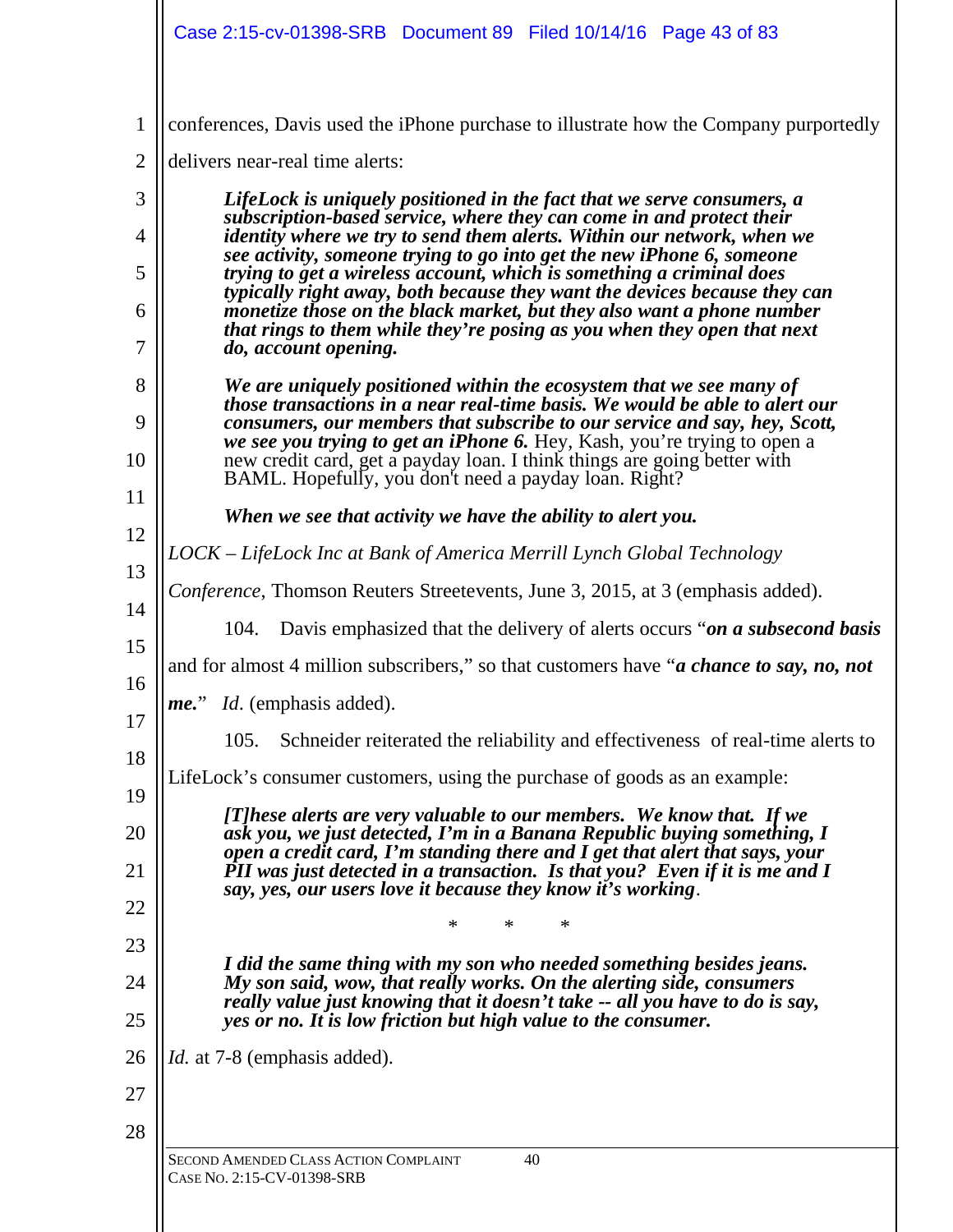conferences, Davis used the iPhone purchase to illustrate how the Company purportedly delivers near-real time alerts:

> ***LifeLock is uniquely positioned in the fact that we serve consumers, a subscription-based service, where they can come in and protect their identity where we try to send them alerts. Within our network, when we see activity, someone trying to go into get the new iPhone 6, someone trying to get a wireless account, which is something a criminal does typically right away, both because they want the devices because they can monetize those on the black market, but they also want a phone number that rings to them while they're posing as you when they open that next do, account opening.***
>
> ***We are uniquely positioned within the ecosystem that we see many of those transactions in a near real-time basis. We would be able to alert our consumers, our members that subscribe to our service and say, hey, Scott, we see you trying to get an iPhone 6.*** Hey, Kash, you're trying to open a new credit card, get a payday loan. I think things are going better with BAML. Hopefully, you don't need a payday loan. Right?
>
> ***When we see that activity we have the ability to alert you.***

*LOCK – LifeLock Inc at Bank of America Merrill Lynch Global Technology Conference*, Thomson Reuters Streetevents, June 3, 2015, at 3 (emphasis added).

104. Davis emphasized that the delivery of alerts occurs "***on a subsecond basis*** and for almost 4 million subscribers," so that customers have "***a chance to say, no, not me.***" *Id*. (emphasis added).

105. Schneider reiterated the reliability and effectiveness of real-time alerts to LifeLock's consumer customers, using the purchase of goods as an example:

> ***[T]hese alerts are very valuable to our members. We know that. If we ask you, we just detected, I'm in a Banana Republic buying something, I open a credit card, I'm standing there and I get that alert that says, your PII was just detected in a transaction. Is that you? Even if it is me and I say, yes, our users love it because they know it's working***.
>
> \* \* \*
>
> ***I did the same thing with my son who needed something besides jeans. My son said, wow, that really works. On the alerting side, consumers really value just knowing that it doesn't take -- all you have to do is say, yes or no. It is low friction but high value to the consumer.***

*Id.* at 7-8 (emphasis added).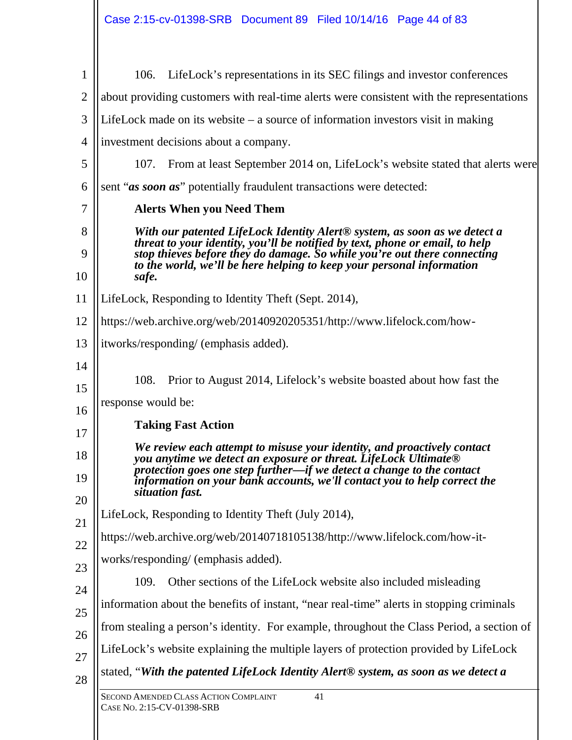106. LifeLock's representations in its SEC filings and investor conferences about providing customers with real-time alerts were consistent with the representations LifeLock made on its website – a source of information investors visit in making investment decisions about a company.

107. From at least September 2014 on, LifeLock's website stated that alerts were sent "***as soon as***" potentially fraudulent transactions were detected:

> **Alerts When you Need Them**
>
> ***With our patented LifeLock Identity Alert® system, as soon as we detect a threat to your identity, you'll be notified by text, phone or email, to help stop thieves before they do damage. So while you're out there connecting to the world, we'll be here helping to keep your personal information safe.***

LifeLock, Responding to Identity Theft (Sept. 2014), https://web.archive.org/web/20140920205351/http://www.lifelock.com/how-itworks/responding/ (emphasis added).

108. Prior to August 2014, Lifelock's website boasted about how fast the response would be:

> **Taking Fast Action**
>
> ***We review each attempt to misuse your identity, and proactively contact you anytime we detect an exposure or threat. LifeLock Ultimate® protection goes one step further—if we detect a change to the contact information on your bank accounts, we'll contact you to help correct the situation fast.***

LifeLock, Responding to Identity Theft (July 2014), https://web.archive.org/web/20140718105138/http://www.lifelock.com/how-it-works/responding/ (emphasis added).

109. Other sections of the LifeLock website also included misleading information about the benefits of instant, "near real-time" alerts in stopping criminals from stealing a person's identity. For example, throughout the Class Period, a section of LifeLock's website explaining the multiple layers of protection provided by LifeLock stated, "***With the patented LifeLock Identity Alert® system, as soon as we detect a***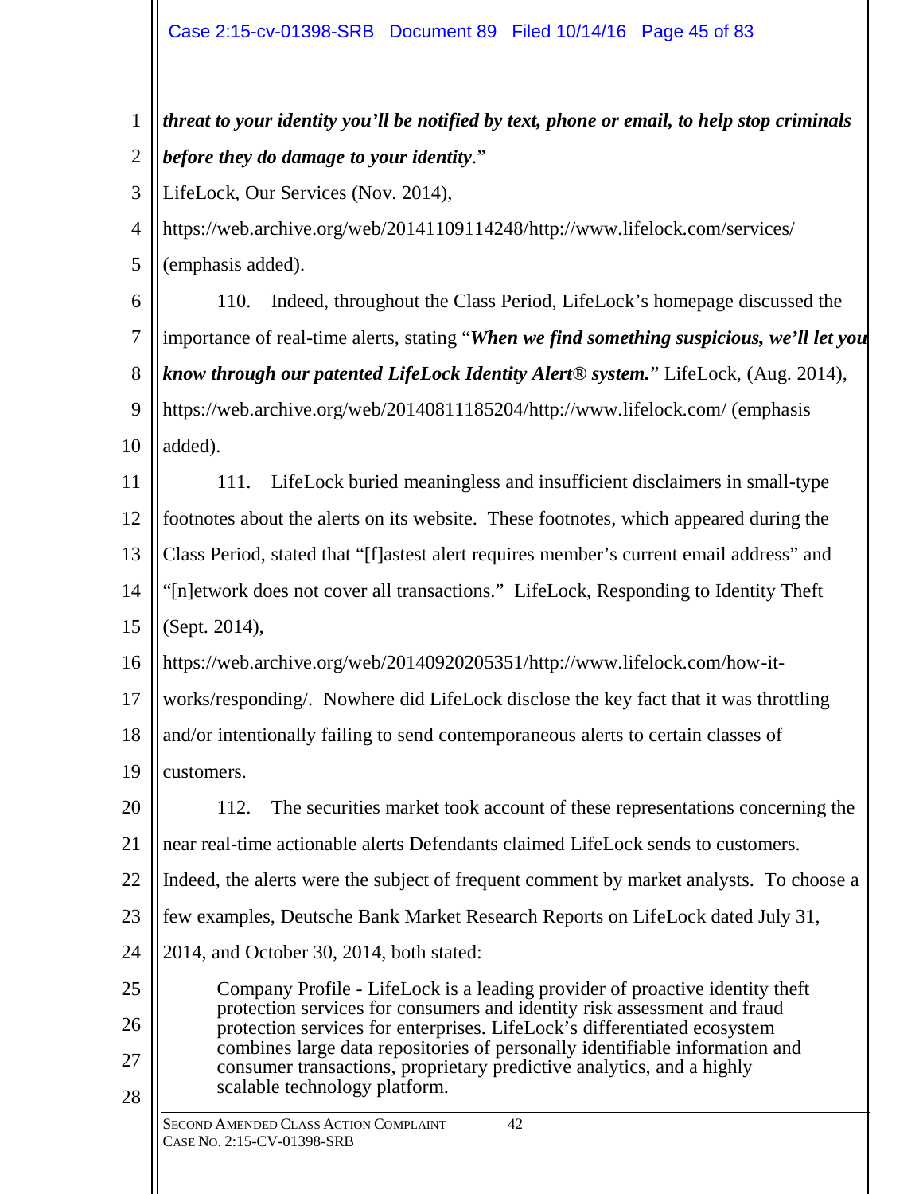***threat to your identity you'll be notified by text, phone or email, to help stop criminals before they do damage to your identity*.**"
LifeLock, Our Services (Nov. 2014),
https://web.archive.org/web/20141109114248/http://www.lifelock.com/services/
(emphasis added).

110. Indeed, throughout the Class Period, LifeLock's homepage discussed the importance of real-time alerts, stating "***When we find something suspicious, we'll let you know through our patented LifeLock Identity Alert® system.***" LifeLock, (Aug. 2014), https://web.archive.org/web/20140811185204/http://www.lifelock.com/ (emphasis added).

111. LifeLock buried meaningless and insufficient disclaimers in small-type footnotes about the alerts on its website. These footnotes, which appeared during the Class Period, stated that "[f]astest alert requires member's current email address" and "[n]etwork does not cover all transactions." LifeLock, Responding to Identity Theft (Sept. 2014),
https://web.archive.org/web/20140920205351/http://www.lifelock.com/how-it-works/responding/. Nowhere did LifeLock disclose the key fact that it was throttling and/or intentionally failing to send contemporaneous alerts to certain classes of customers.

112. The securities market took account of these representations concerning the near real-time actionable alerts Defendants claimed LifeLock sends to customers. Indeed, the alerts were the subject of frequent comment by market analysts. To choose a few examples, Deutsche Bank Market Research Reports on LifeLock dated July 31, 2014, and October 30, 2014, both stated:

> Company Profile - LifeLock is a leading provider of proactive identity theft protection services for consumers and identity risk assessment and fraud protection services for enterprises. LifeLock's differentiated ecosystem combines large data repositories of personally identifiable information and consumer transactions, proprietary predictive analytics, and a highly scalable technology platform.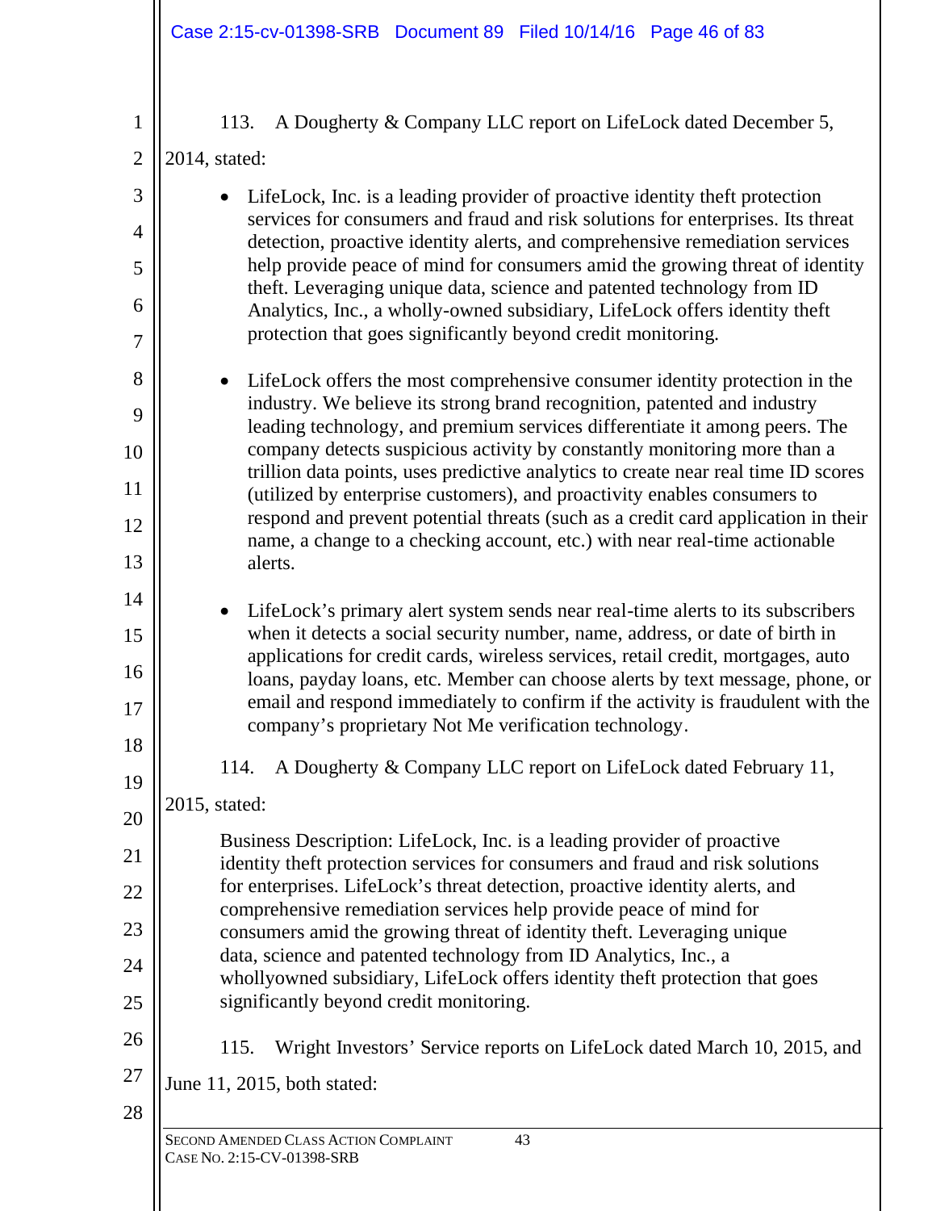113. A Dougherty & Company LLC report on LifeLock dated December 5, 2014, stated:

- LifeLock, Inc. is a leading provider of proactive identity theft protection services for consumers and fraud and risk solutions for enterprises. Its threat detection, proactive identity alerts, and comprehensive remediation services help provide peace of mind for consumers amid the growing threat of identity theft. Leveraging unique data, science and patented technology from ID Analytics, Inc., a wholly-owned subsidiary, LifeLock offers identity theft protection that goes significantly beyond credit monitoring.

- LifeLock offers the most comprehensive consumer identity protection in the industry. We believe its strong brand recognition, patented and industry leading technology, and premium services differentiate it among peers. The company detects suspicious activity by constantly monitoring more than a trillion data points, uses predictive analytics to create near real time ID scores (utilized by enterprise customers), and proactivity enables consumers to respond and prevent potential threats (such as a credit card application in their name, a change to a checking account, etc.) with near real-time actionable alerts.

- LifeLock's primary alert system sends near real-time alerts to its subscribers when it detects a social security number, name, address, or date of birth in applications for credit cards, wireless services, retail credit, mortgages, auto loans, payday loans, etc. Member can choose alerts by text message, phone, or email and respond immediately to confirm if the activity is fraudulent with the company's proprietary Not Me verification technology.

114. A Dougherty & Company LLC report on LifeLock dated February 11, 2015, stated:

> Business Description: LifeLock, Inc. is a leading provider of proactive identity theft protection services for consumers and fraud and risk solutions for enterprises. LifeLock's threat detection, proactive identity alerts, and comprehensive remediation services help provide peace of mind for consumers amid the growing threat of identity theft. Leveraging unique data, science and patented technology from ID Analytics, Inc., a whollyowned subsidiary, LifeLock offers identity theft protection that goes significantly beyond credit monitoring.

115. Wright Investors' Service reports on LifeLock dated March 10, 2015, and June 11, 2015, both stated: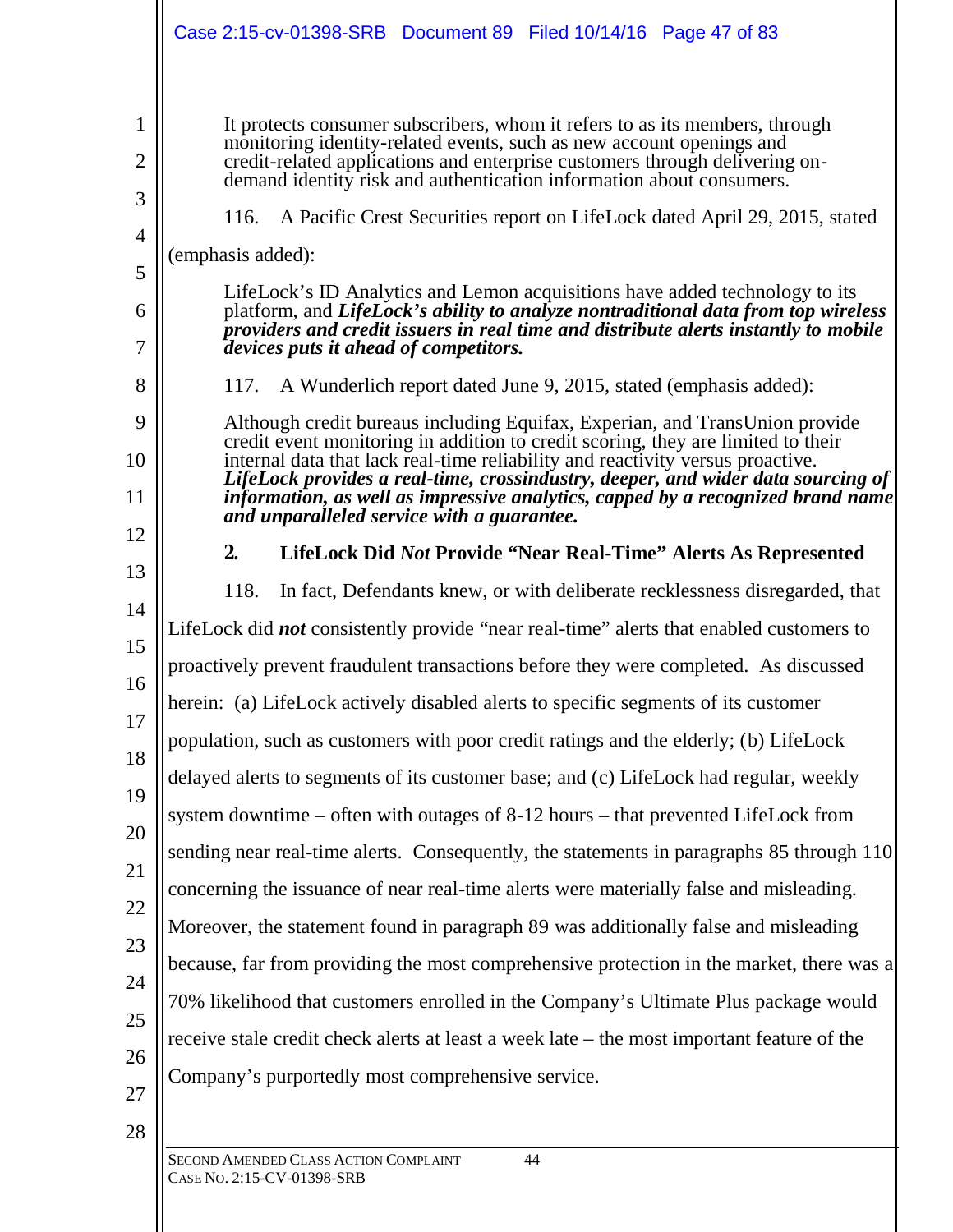> It protects consumer subscribers, whom it refers to as its members, through monitoring identity-related events, such as new account openings and credit-related applications and enterprise customers through delivering on-demand identity risk and authentication information about consumers.

116. A Pacific Crest Securities report on LifeLock dated April 29, 2015, stated (emphasis added):

> LifeLock's ID Analytics and Lemon acquisitions have added technology to its platform, and ***LifeLock's ability to analyze nontraditional data from top wireless providers and credit issuers in real time and distribute alerts instantly to mobile devices puts it ahead of competitors.***

117. A Wunderlich report dated June 9, 2015, stated (emphasis added):

> Although credit bureaus including Equifax, Experian, and TransUnion provide credit event monitoring in addition to credit scoring, they are limited to their internal data that lack real-time reliability and reactivity versus proactive. ***LifeLock provides a real-time, crossindustry, deeper, and wider data sourcing of information, as well as impressive analytics, capped by a recognized brand name and unparalleled service with a guarantee.***

### 2. LifeLock Did *Not* Provide "Near Real-Time" Alerts As Represented

118. In fact, Defendants knew, or with deliberate recklessness disregarded, that LifeLock did ***not*** consistently provide "near real-time" alerts that enabled customers to proactively prevent fraudulent transactions before they were completed. As discussed herein: (a) LifeLock actively disabled alerts to specific segments of its customer population, such as customers with poor credit ratings and the elderly; (b) LifeLock delayed alerts to segments of its customer base; and (c) LifeLock had regular, weekly system downtime – often with outages of 8-12 hours – that prevented LifeLock from sending near real-time alerts. Consequently, the statements in paragraphs 85 through 110 concerning the issuance of near real-time alerts were materially false and misleading. Moreover, the statement found in paragraph 89 was additionally false and misleading because, far from providing the most comprehensive protection in the market, there was a 70% likelihood that customers enrolled in the Company's Ultimate Plus package would receive stale credit check alerts at least a week late – the most important feature of the Company's purportedly most comprehensive service.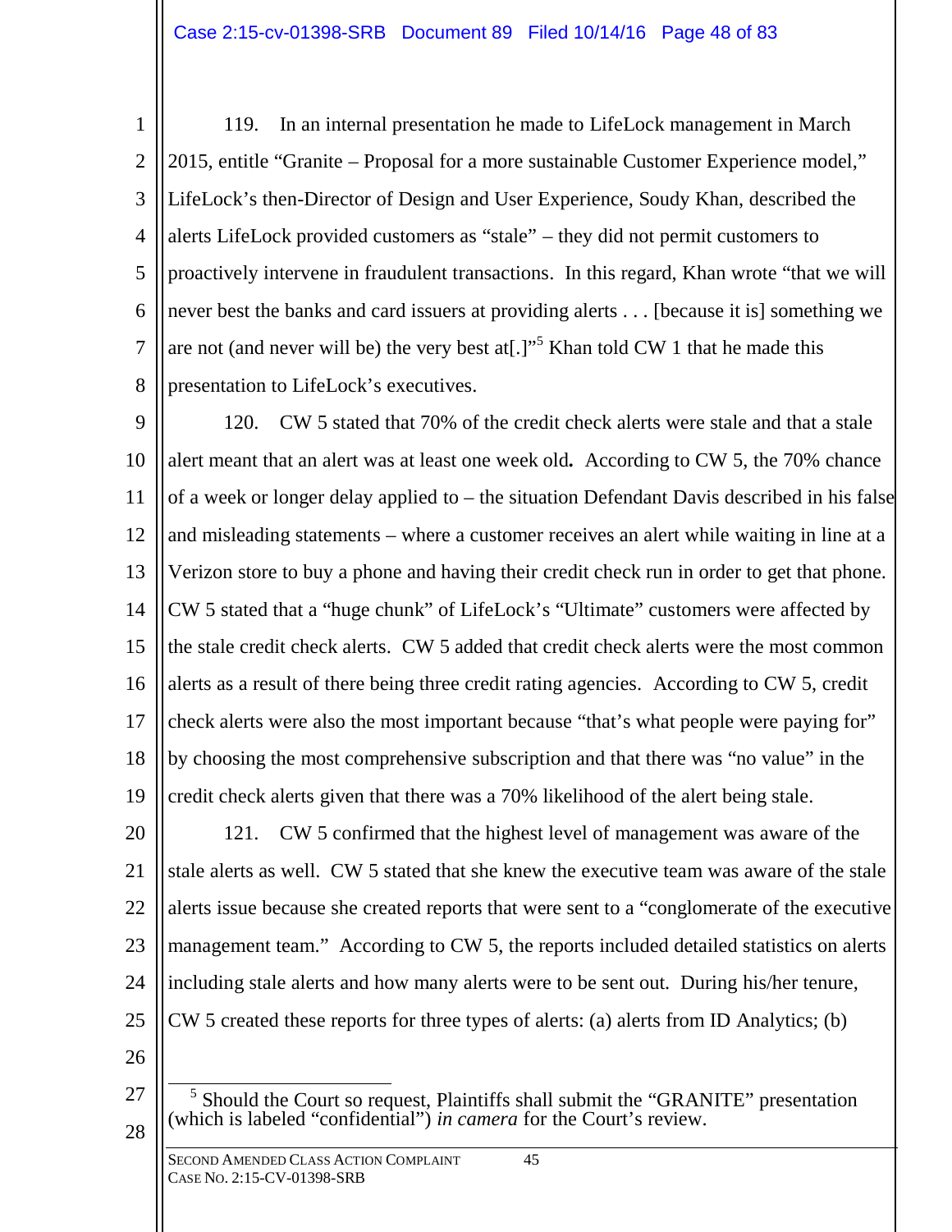119. In an internal presentation he made to LifeLock management in March 2015, entitle "Granite – Proposal for a more sustainable Customer Experience model," LifeLock's then-Director of Design and User Experience, Soudy Khan, described the alerts LifeLock provided customers as "stale" – they did not permit customers to proactively intervene in fraudulent transactions. In this regard, Khan wrote "that we will never best the banks and card issuers at providing alerts . . . [because it is] something we are not (and never will be) the very best at[.]"[5] Khan told CW 1 that he made this presentation to LifeLock's executives.

120. CW 5 stated that 70% of the credit check alerts were stale and that a stale alert meant that an alert was at least one week old**.** According to CW 5, the 70% chance of a week or longer delay applied to – the situation Defendant Davis described in his false and misleading statements – where a customer receives an alert while waiting in line at a Verizon store to buy a phone and having their credit check run in order to get that phone. CW 5 stated that a "huge chunk" of LifeLock's "Ultimate" customers were affected by the stale credit check alerts. CW 5 added that credit check alerts were the most common alerts as a result of there being three credit rating agencies. According to CW 5, credit check alerts were also the most important because "that's what people were paying for" by choosing the most comprehensive subscription and that there was "no value" in the credit check alerts given that there was a 70% likelihood of the alert being stale.

121. CW 5 confirmed that the highest level of management was aware of the stale alerts as well. CW 5 stated that she knew the executive team was aware of the stale alerts issue because she created reports that were sent to a "conglomerate of the executive management team." According to CW 5, the reports included detailed statistics on alerts including stale alerts and how many alerts were to be sent out. During his/her tenure, CW 5 created these reports for three types of alerts: (a) alerts from ID Analytics; (b)

---

[5] Should the Court so request, Plaintiffs shall submit the "GRANITE" presentation (which is labeled "confidential") *in camera* for the Court's review.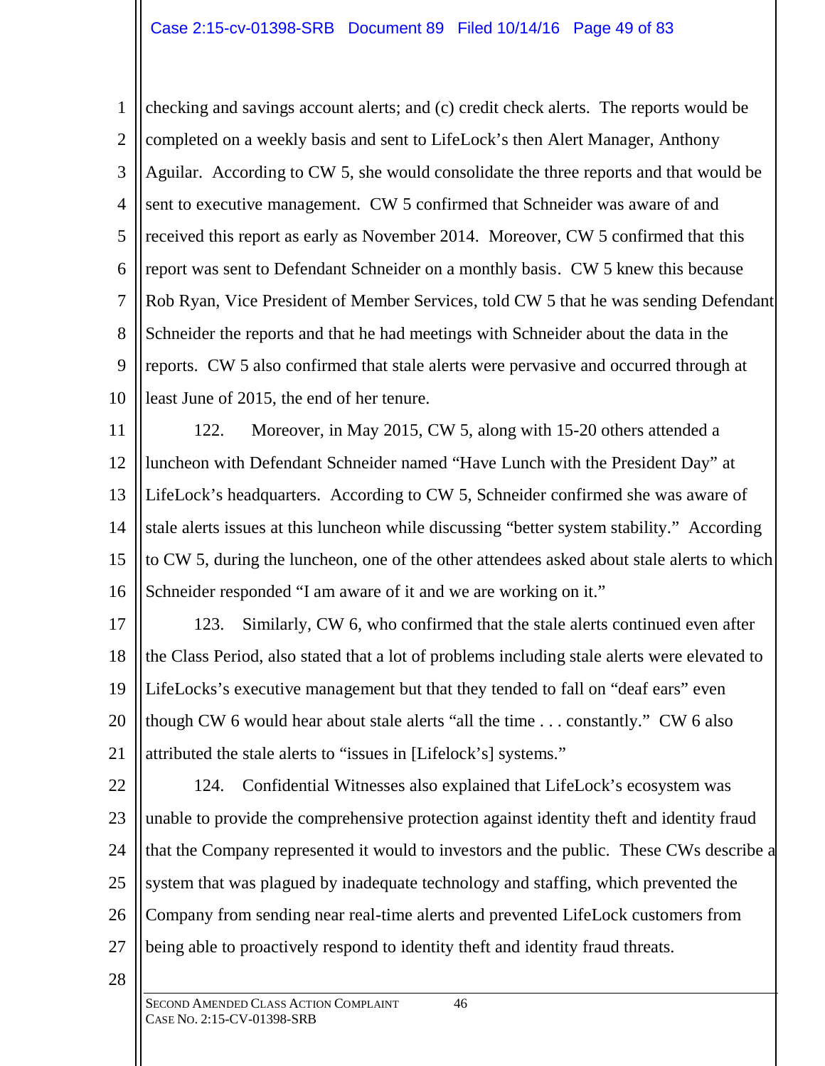checking and savings account alerts; and (c) credit check alerts. The reports would be completed on a weekly basis and sent to LifeLock's then Alert Manager, Anthony Aguilar. According to CW 5, she would consolidate the three reports and that would be sent to executive management. CW 5 confirmed that Schneider was aware of and received this report as early as November 2014. Moreover, CW 5 confirmed that this report was sent to Defendant Schneider on a monthly basis. CW 5 knew this because Rob Ryan, Vice President of Member Services, told CW 5 that he was sending Defendant Schneider the reports and that he had meetings with Schneider about the data in the reports. CW 5 also confirmed that stale alerts were pervasive and occurred through at least June of 2015, the end of her tenure.

122. Moreover, in May 2015, CW 5, along with 15-20 others attended a luncheon with Defendant Schneider named "Have Lunch with the President Day" at LifeLock's headquarters. According to CW 5, Schneider confirmed she was aware of stale alerts issues at this luncheon while discussing "better system stability." According to CW 5, during the luncheon, one of the other attendees asked about stale alerts to which Schneider responded "I am aware of it and we are working on it."

123. Similarly, CW 6, who confirmed that the stale alerts continued even after the Class Period, also stated that a lot of problems including stale alerts were elevated to LifeLocks's executive management but that they tended to fall on "deaf ears" even though CW 6 would hear about stale alerts "all the time . . . constantly." CW 6 also attributed the stale alerts to "issues in [Lifelock's] systems."

124. Confidential Witnesses also explained that LifeLock's ecosystem was unable to provide the comprehensive protection against identity theft and identity fraud that the Company represented it would to investors and the public. These CWs describe a system that was plagued by inadequate technology and staffing, which prevented the Company from sending near real-time alerts and prevented LifeLock customers from being able to proactively respond to identity theft and identity fraud threats.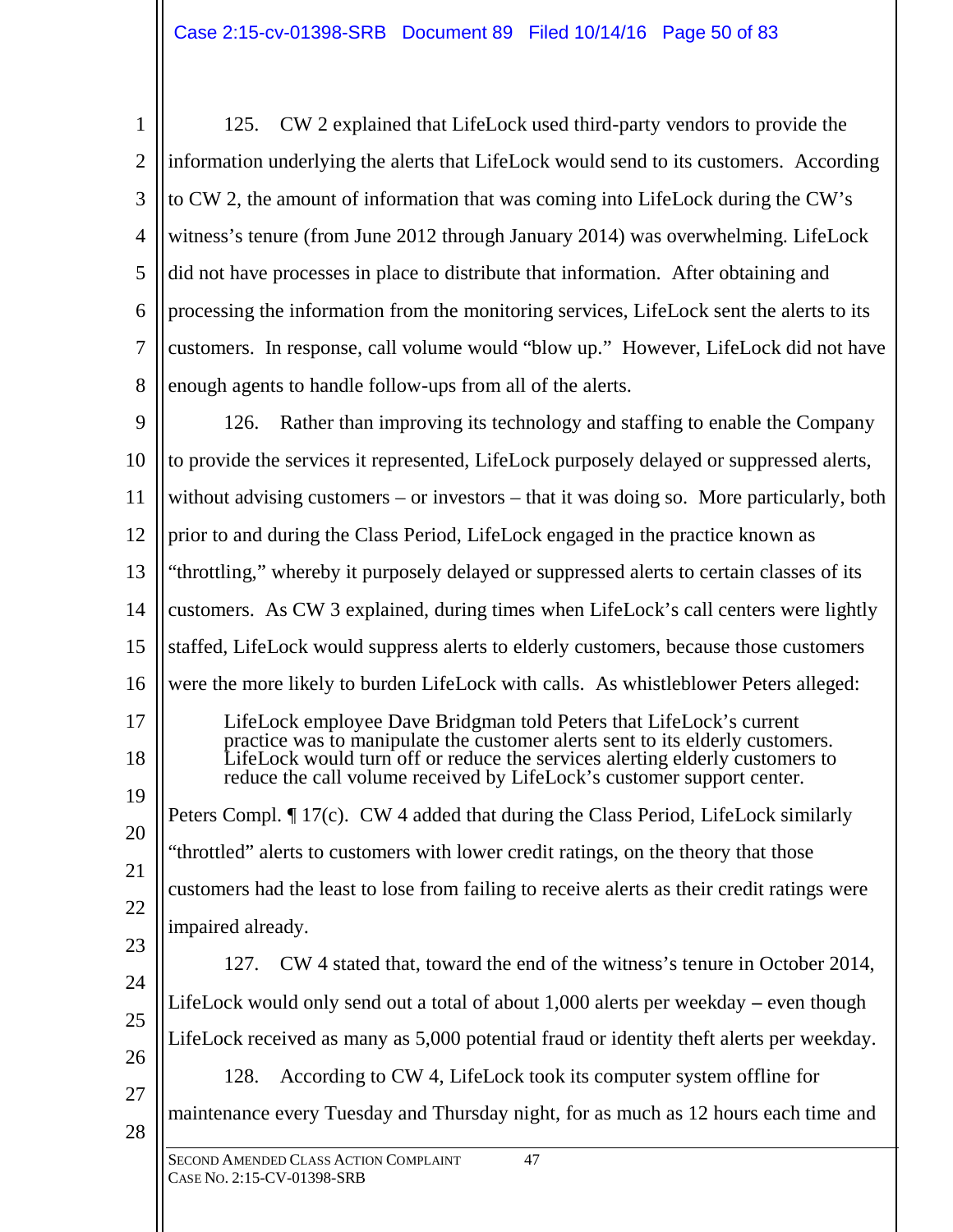125. CW 2 explained that LifeLock used third-party vendors to provide the information underlying the alerts that LifeLock would send to its customers. According to CW 2, the amount of information that was coming into LifeLock during the CW's witness's tenure (from June 2012 through January 2014) was overwhelming. LifeLock did not have processes in place to distribute that information. After obtaining and processing the information from the monitoring services, LifeLock sent the alerts to its customers. In response, call volume would "blow up." However, LifeLock did not have enough agents to handle follow-ups from all of the alerts.

126. Rather than improving its technology and staffing to enable the Company to provide the services it represented, LifeLock purposely delayed or suppressed alerts, without advising customers – or investors – that it was doing so. More particularly, both prior to and during the Class Period, LifeLock engaged in the practice known as "throttling," whereby it purposely delayed or suppressed alerts to certain classes of its customers. As CW 3 explained, during times when LifeLock's call centers were lightly staffed, LifeLock would suppress alerts to elderly customers, because those customers were the more likely to burden LifeLock with calls. As whistleblower Peters alleged:

> LifeLock employee Dave Bridgman told Peters that LifeLock's current practice was to manipulate the customer alerts sent to its elderly customers. LifeLock would turn off or reduce the services alerting elderly customers to reduce the call volume received by LifeLock's customer support center.

Peters Compl. ¶ 17(c). CW 4 added that during the Class Period, LifeLock similarly "throttled" alerts to customers with lower credit ratings, on the theory that those customers had the least to lose from failing to receive alerts as their credit ratings were impaired already.

127. CW 4 stated that, toward the end of the witness's tenure in October 2014, LifeLock would only send out a total of about 1,000 alerts per weekday – even though LifeLock received as many as 5,000 potential fraud or identity theft alerts per weekday.

128. According to CW 4, LifeLock took its computer system offline for maintenance every Tuesday and Thursday night, for as much as 12 hours each time and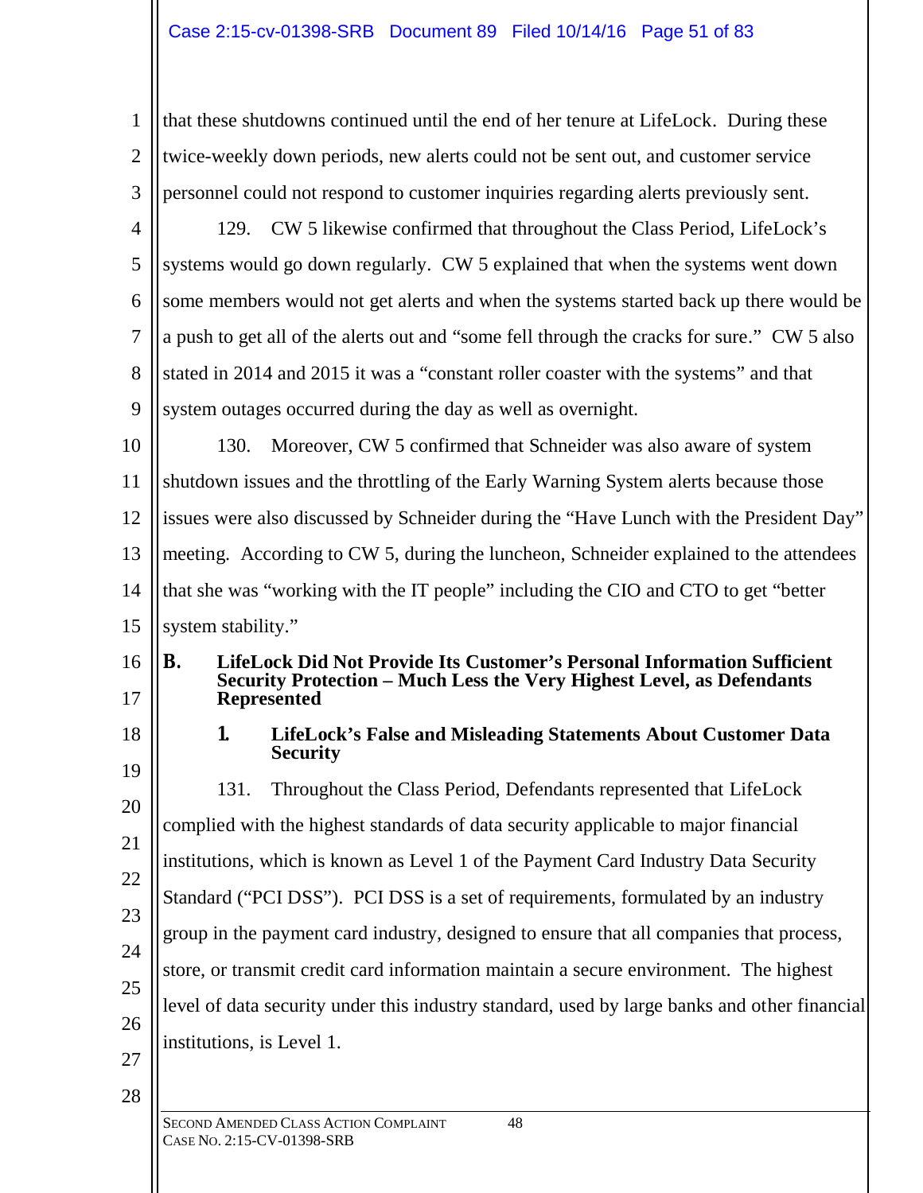that these shutdowns continued until the end of her tenure at LifeLock. During these twice-weekly down periods, new alerts could not be sent out, and customer service personnel could not respond to customer inquiries regarding alerts previously sent.

129. CW 5 likewise confirmed that throughout the Class Period, LifeLock's systems would go down regularly. CW 5 explained that when the systems went down some members would not get alerts and when the systems started back up there would be a push to get all of the alerts out and "some fell through the cracks for sure." CW 5 also stated in 2014 and 2015 it was a "constant roller coaster with the systems" and that system outages occurred during the day as well as overnight.

130. Moreover, CW 5 confirmed that Schneider was also aware of system shutdown issues and the throttling of the Early Warning System alerts because those issues were also discussed by Schneider during the "Have Lunch with the President Day" meeting. According to CW 5, during the luncheon, Schneider explained to the attendees that she was "working with the IT people" including the CIO and CTO to get "better system stability."

## B. LifeLock Did Not Provide Its Customer's Personal Information Sufficient Security Protection – Much Less the Very Highest Level, as Defendants Represented

### 1. LifeLock's False and Misleading Statements About Customer Data Security

131. Throughout the Class Period, Defendants represented that LifeLock complied with the highest standards of data security applicable to major financial institutions, which is known as Level 1 of the Payment Card Industry Data Security Standard ("PCI DSS"). PCI DSS is a set of requirements, formulated by an industry group in the payment card industry, designed to ensure that all companies that process, store, or transmit credit card information maintain a secure environment. The highest level of data security under this industry standard, used by large banks and other financial institutions, is Level 1.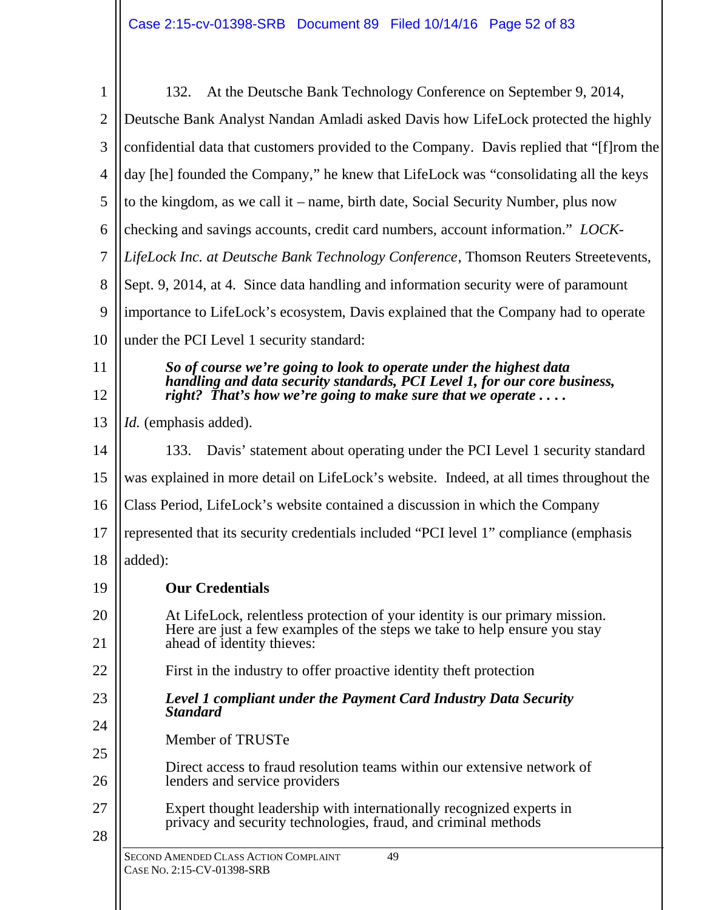132. At the Deutsche Bank Technology Conference on September 9, 2014, Deutsche Bank Analyst Nandan Amladi asked Davis how LifeLock protected the highly confidential data that customers provided to the Company. Davis replied that "[f]rom the day [he] founded the Company," he knew that LifeLock was "consolidating all the keys to the kingdom, as we call it – name, birth date, Social Security Number, plus now checking and savings accounts, credit card numbers, account information." *LOCK-LifeLock Inc. at Deutsche Bank Technology Conference*, Thomson Reuters Streetevents, Sept. 9, 2014, at 4. Since data handling and information security were of paramount importance to LifeLock's ecosystem, Davis explained that the Company had to operate under the PCI Level 1 security standard:

> ***So of course we're going to look to operate under the highest data handling and data security standards, PCI Level 1, for our core business, right? That's how we're going to make sure that we operate . . . .***

*Id.* (emphasis added).

133. Davis' statement about operating under the PCI Level 1 security standard was explained in more detail on LifeLock's website. Indeed, at all times throughout the Class Period, LifeLock's website contained a discussion in which the Company represented that its security credentials included "PCI level 1" compliance (emphasis added):

> **Our Credentials**
>
> At LifeLock, relentless protection of your identity is our primary mission. Here are just a few examples of the steps we take to help ensure you stay ahead of identity thieves:
>
> First in the industry to offer proactive identity theft protection
>
> ***Level 1 compliant under the Payment Card Industry Data Security Standard***
>
> Member of TRUSTe
>
> Direct access to fraud resolution teams within our extensive network of lenders and service providers
>
> Expert thought leadership with internationally recognized experts in privacy and security technologies, fraud, and criminal methods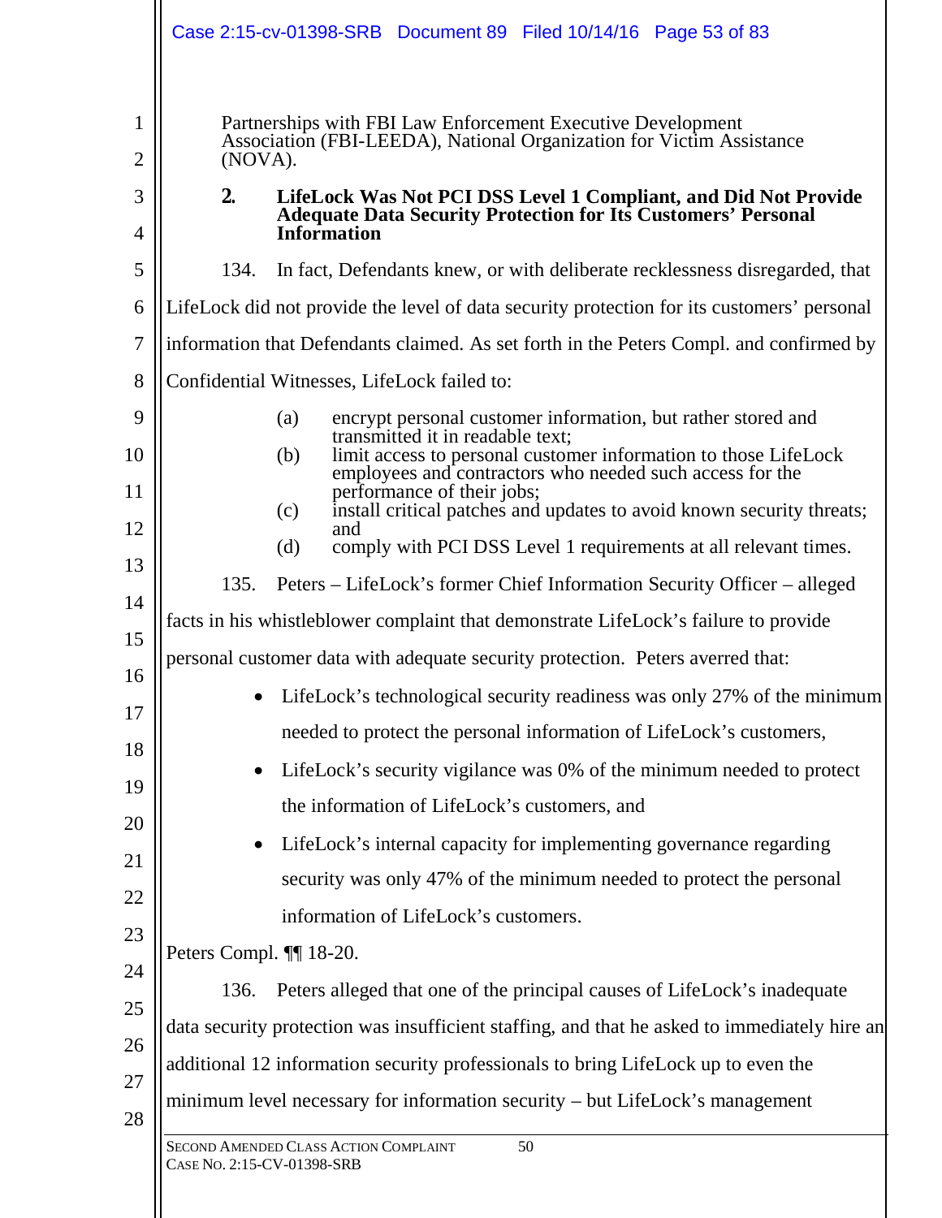Partnerships with FBI Law Enforcement Executive Development Association (FBI-LEEDA), National Organization for Victim Assistance (NOVA).

### 2. LifeLock Was Not PCI DSS Level 1 Compliant, and Did Not Provide Adequate Data Security Protection for Its Customers' Personal Information

134. In fact, Defendants knew, or with deliberate recklessness disregarded, that LifeLock did not provide the level of data security protection for its customers' personal information that Defendants claimed. As set forth in the Peters Compl. and confirmed by Confidential Witnesses, LifeLock failed to:

(a) encrypt personal customer information, but rather stored and transmitted it in readable text;
(b) limit access to personal customer information to those LifeLock employees and contractors who needed such access for the performance of their jobs;
(c) install critical patches and updates to avoid known security threats; and
(d) comply with PCI DSS Level 1 requirements at all relevant times.

135. Peters – LifeLock's former Chief Information Security Officer – alleged facts in his whistleblower complaint that demonstrate LifeLock's failure to provide personal customer data with adequate security protection. Peters averred that:

- LifeLock's technological security readiness was only 27% of the minimum needed to protect the personal information of LifeLock's customers,
- LifeLock's security vigilance was 0% of the minimum needed to protect the information of LifeLock's customers, and
- LifeLock's internal capacity for implementing governance regarding security was only 47% of the minimum needed to protect the personal information of LifeLock's customers.

Peters Compl. ¶¶ 18-20.

136. Peters alleged that one of the principal causes of LifeLock's inadequate data security protection was insufficient staffing, and that he asked to immediately hire an additional 12 information security professionals to bring LifeLock up to even the minimum level necessary for information security – but LifeLock's management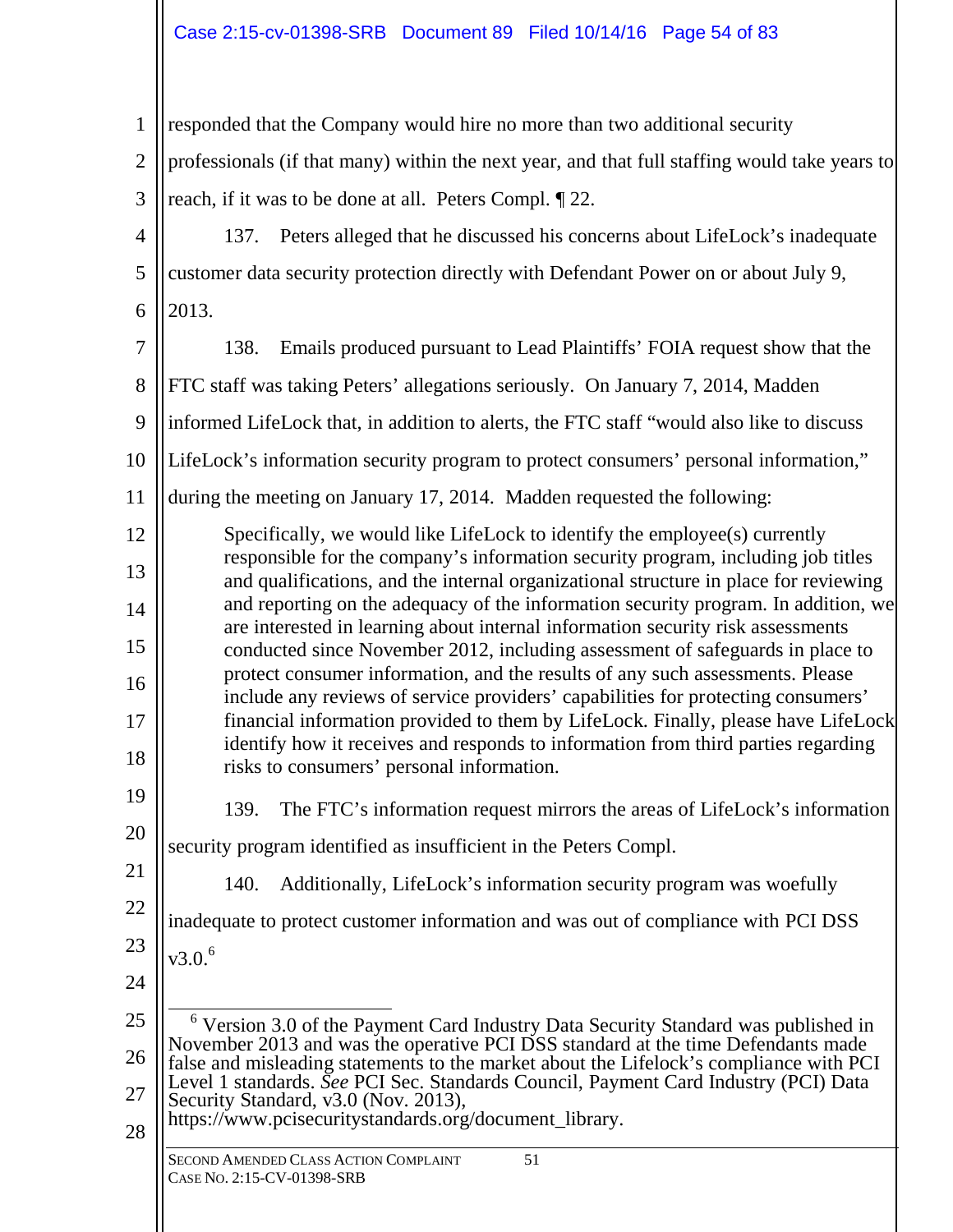responded that the Company would hire no more than two additional security professionals (if that many) within the next year, and that full staffing would take years to reach, if it was to be done at all. Peters Compl. ¶ 22.

137. Peters alleged that he discussed his concerns about LifeLock's inadequate customer data security protection directly with Defendant Power on or about July 9, 2013.

138. Emails produced pursuant to Lead Plaintiffs' FOIA request show that the FTC staff was taking Peters' allegations seriously. On January 7, 2014, Madden informed LifeLock that, in addition to alerts, the FTC staff "would also like to discuss LifeLock's information security program to protect consumers' personal information," during the meeting on January 17, 2014. Madden requested the following:

> Specifically, we would like LifeLock to identify the employee(s) currently responsible for the company's information security program, including job titles and qualifications, and the internal organizational structure in place for reviewing and reporting on the adequacy of the information security program. In addition, we are interested in learning about internal information security risk assessments conducted since November 2012, including assessment of safeguards in place to protect consumer information, and the results of any such assessments. Please include any reviews of service providers' capabilities for protecting consumers' financial information provided to them by LifeLock. Finally, please have LifeLock identify how it receives and responds to information from third parties regarding risks to consumers' personal information.

139. The FTC's information request mirrors the areas of LifeLock's information security program identified as insufficient in the Peters Compl.

140. Additionally, LifeLock's information security program was woefully inadequate to protect customer information and was out of compliance with PCI DSS v3.0.[6]

---

[6] Version 3.0 of the Payment Card Industry Data Security Standard was published in November 2013 and was the operative PCI DSS standard at the time Defendants made false and misleading statements to the market about the Lifelock's compliance with PCI Level 1 standards. *See* PCI Sec. Standards Council, Payment Card Industry (PCI) Data Security Standard, v3.0 (Nov. 2013), https://www.pcisecuritystandards.org/document_library.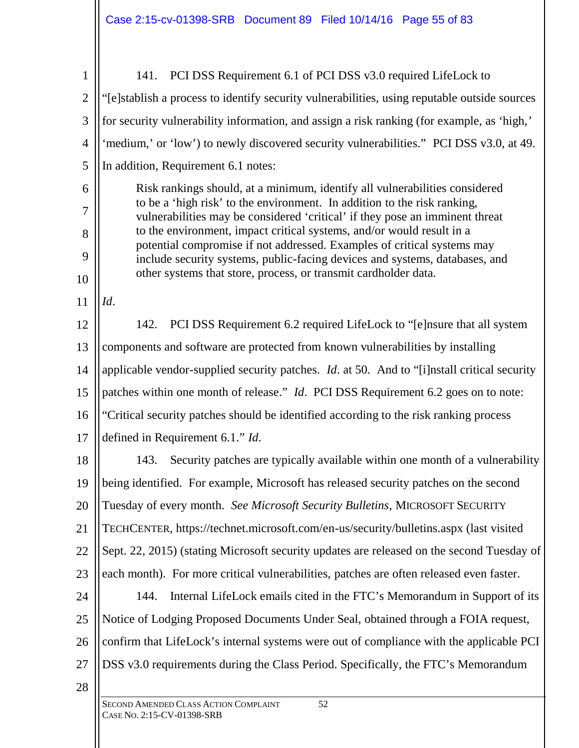141. PCI DSS Requirement 6.1 of PCI DSS v3.0 required LifeLock to "[e]stablish a process to identify security vulnerabilities, using reputable outside sources for security vulnerability information, and assign a risk ranking (for example, as 'high,' 'medium,' or 'low') to newly discovered security vulnerabilities." PCI DSS v3.0, at 49. In addition, Requirement 6.1 notes:

> Risk rankings should, at a minimum, identify all vulnerabilities considered to be a 'high risk' to the environment. In addition to the risk ranking, vulnerabilities may be considered 'critical' if they pose an imminent threat to the environment, impact critical systems, and/or would result in a potential compromise if not addressed. Examples of critical systems may include security systems, public-facing devices and systems, databases, and other systems that store, process, or transmit cardholder data.

*Id*.

142. PCI DSS Requirement 6.2 required LifeLock to "[e]nsure that all system components and software are protected from known vulnerabilities by installing applicable vendor-supplied security patches. *Id*. at 50. And to "[i]nstall critical security patches within one month of release." *Id*. PCI DSS Requirement 6.2 goes on to note: "Critical security patches should be identified according to the risk ranking process defined in Requirement 6.1." *Id*.

143. Security patches are typically available within one month of a vulnerability being identified. For example, Microsoft has released security patches on the second Tuesday of every month. *See Microsoft Security Bulletins*, MICROSOFT SECURITY TECHCENTER, https://technet.microsoft.com/en-us/security/bulletins.aspx (last visited Sept. 22, 2015) (stating Microsoft security updates are released on the second Tuesday of each month). For more critical vulnerabilities, patches are often released even faster.

144. Internal LifeLock emails cited in the FTC's Memorandum in Support of its Notice of Lodging Proposed Documents Under Seal, obtained through a FOIA request, confirm that LifeLock's internal systems were out of compliance with the applicable PCI DSS v3.0 requirements during the Class Period. Specifically, the FTC's Memorandum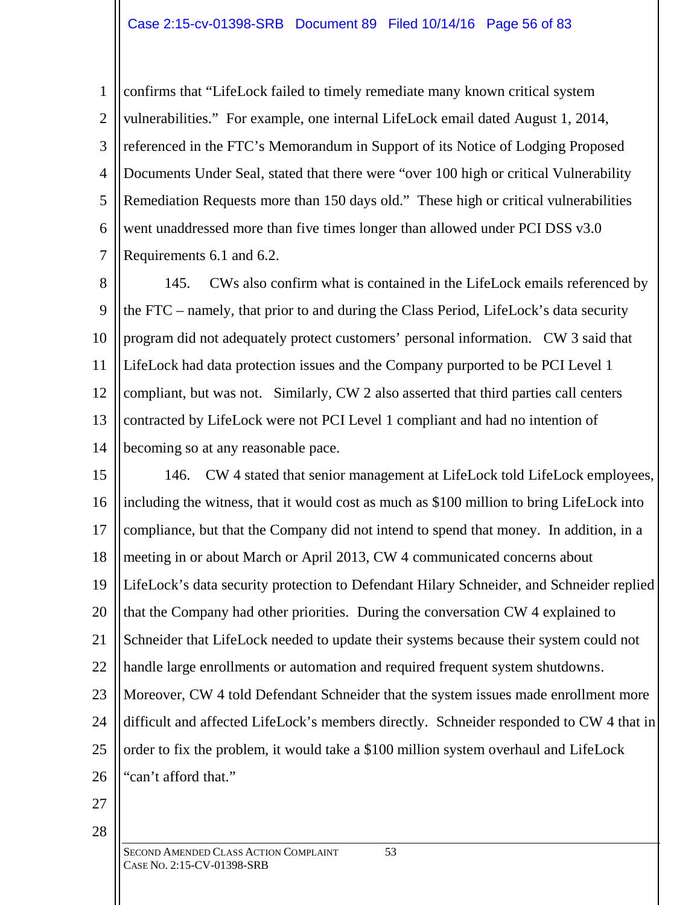confirms that "LifeLock failed to timely remediate many known critical system vulnerabilities." For example, one internal LifeLock email dated August 1, 2014, referenced in the FTC's Memorandum in Support of its Notice of Lodging Proposed Documents Under Seal, stated that there were "over 100 high or critical Vulnerability Remediation Requests more than 150 days old." These high or critical vulnerabilities went unaddressed more than five times longer than allowed under PCI DSS v3.0 Requirements 6.1 and 6.2.

145. CWs also confirm what is contained in the LifeLock emails referenced by the FTC – namely, that prior to and during the Class Period, LifeLock's data security program did not adequately protect customers' personal information. CW 3 said that LifeLock had data protection issues and the Company purported to be PCI Level 1 compliant, but was not. Similarly, CW 2 also asserted that third parties call centers contracted by LifeLock were not PCI Level 1 compliant and had no intention of becoming so at any reasonable pace.

146. CW 4 stated that senior management at LifeLock told LifeLock employees, including the witness, that it would cost as much as $100 million to bring LifeLock into compliance, but that the Company did not intend to spend that money. In addition, in a meeting in or about March or April 2013, CW 4 communicated concerns about LifeLock's data security protection to Defendant Hilary Schneider, and Schneider replied that the Company had other priorities. During the conversation CW 4 explained to Schneider that LifeLock needed to update their systems because their system could not handle large enrollments or automation and required frequent system shutdowns. Moreover, CW 4 told Defendant Schneider that the system issues made enrollment more difficult and affected LifeLock's members directly. Schneider responded to CW 4 that in order to fix the problem, it would take a $100 million system overhaul and LifeLock "can't afford that."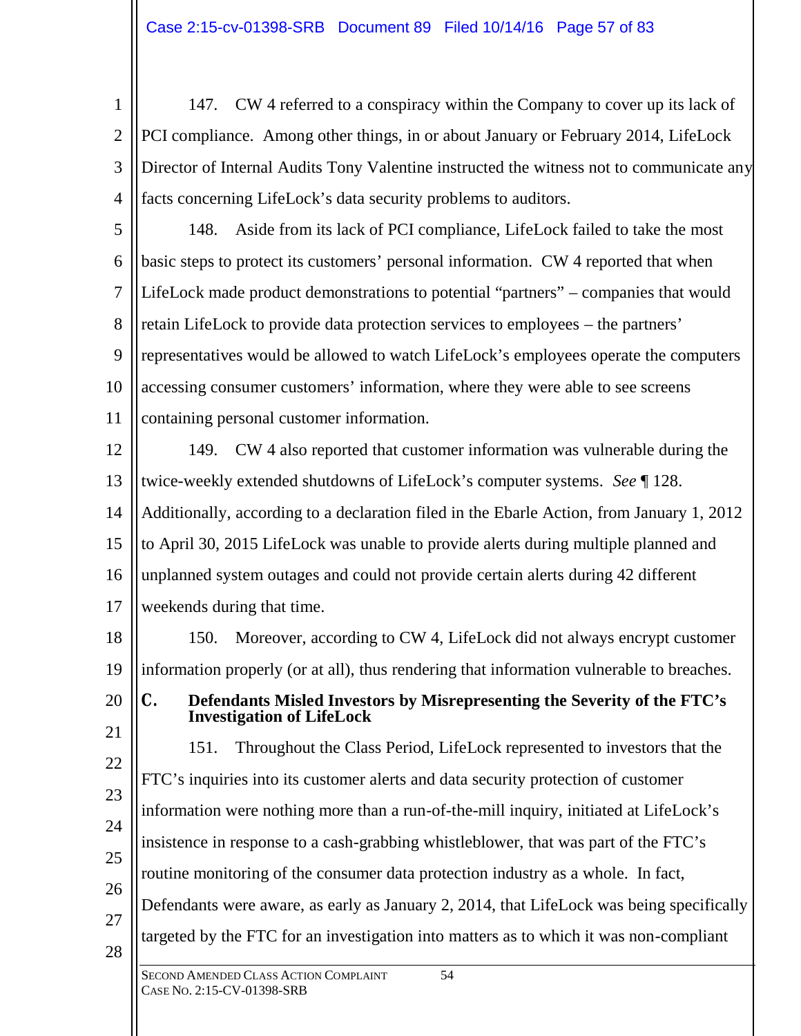147. CW 4 referred to a conspiracy within the Company to cover up its lack of PCI compliance. Among other things, in or about January or February 2014, LifeLock Director of Internal Audits Tony Valentine instructed the witness not to communicate any facts concerning LifeLock's data security problems to auditors.

148. Aside from its lack of PCI compliance, LifeLock failed to take the most basic steps to protect its customers' personal information. CW 4 reported that when LifeLock made product demonstrations to potential "partners" – companies that would retain LifeLock to provide data protection services to employees – the partners' representatives would be allowed to watch LifeLock's employees operate the computers accessing consumer customers' information, where they were able to see screens containing personal customer information.

149. CW 4 also reported that customer information was vulnerable during the twice-weekly extended shutdowns of LifeLock's computer systems. *See* ¶ 128. Additionally, according to a declaration filed in the Ebarle Action, from January 1, 2012 to April 30, 2015 LifeLock was unable to provide alerts during multiple planned and unplanned system outages and could not provide certain alerts during 42 different weekends during that time.

150. Moreover, according to CW 4, LifeLock did not always encrypt customer information properly (or at all), thus rendering that information vulnerable to breaches.

### C. Defendants Misled Investors by Misrepresenting the Severity of the FTC's Investigation of LifeLock

151. Throughout the Class Period, LifeLock represented to investors that the FTC's inquiries into its customer alerts and data security protection of customer information were nothing more than a run-of-the-mill inquiry, initiated at LifeLock's insistence in response to a cash-grabbing whistleblower, that was part of the FTC's routine monitoring of the consumer data protection industry as a whole. In fact, Defendants were aware, as early as January 2, 2014, that LifeLock was being specifically targeted by the FTC for an investigation into matters as to which it was non-compliant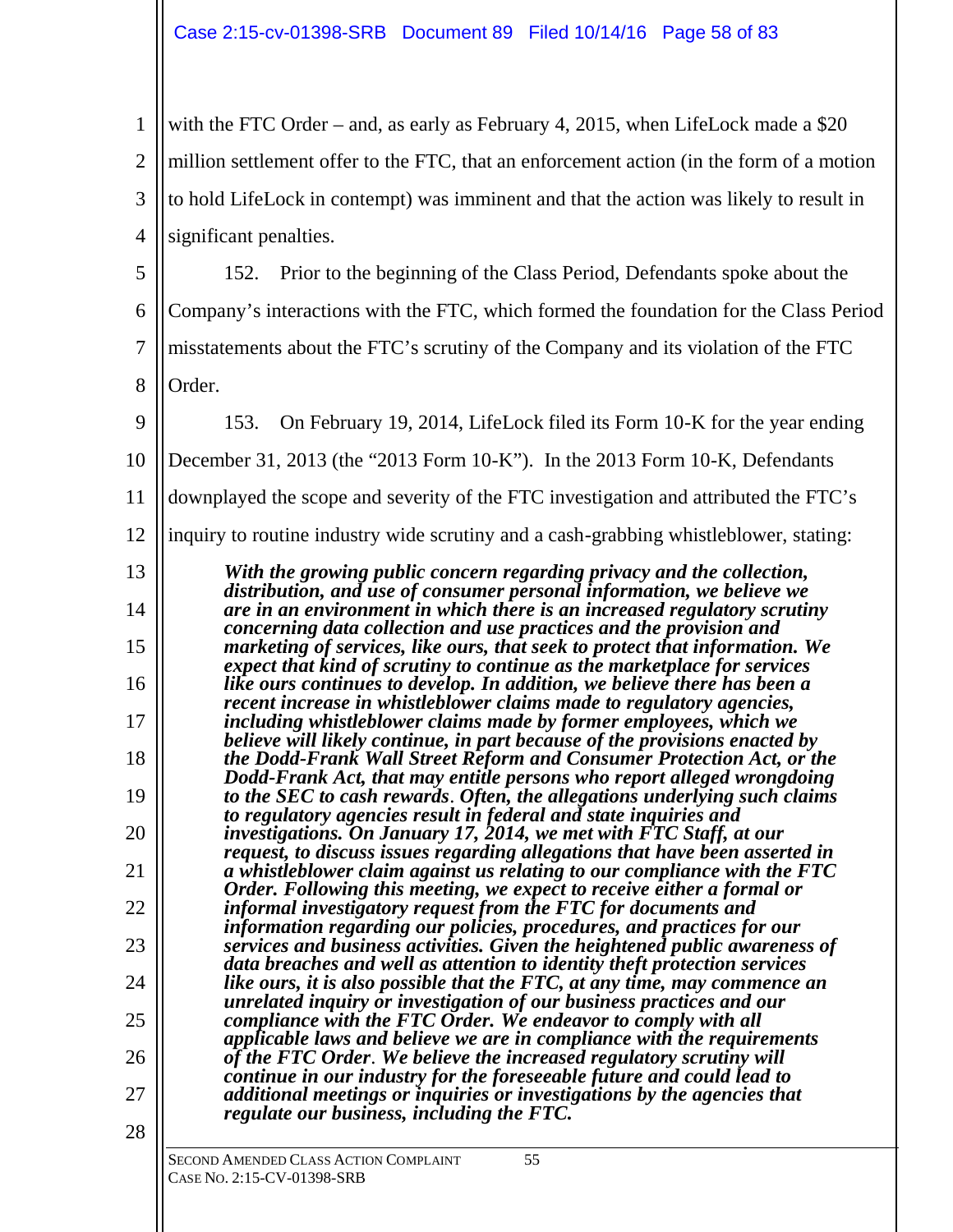with the FTC Order – and, as early as February 4, 2015, when LifeLock made a $20 million settlement offer to the FTC, that an enforcement action (in the form of a motion to hold LifeLock in contempt) was imminent and that the action was likely to result in significant penalties.

152. Prior to the beginning of the Class Period, Defendants spoke about the Company's interactions with the FTC, which formed the foundation for the Class Period misstatements about the FTC's scrutiny of the Company and its violation of the FTC Order.

153. On February 19, 2014, LifeLock filed its Form 10-K for the year ending December 31, 2013 (the "2013 Form 10-K"). In the 2013 Form 10-K, Defendants downplayed the scope and severity of the FTC investigation and attributed the FTC's inquiry to routine industry wide scrutiny and a cash-grabbing whistleblower, stating:

> ***With the growing public concern regarding privacy and the collection, distribution, and use of consumer personal information, we believe we are in an environment in which there is an increased regulatory scrutiny concerning data collection and use practices and the provision and marketing of services, like ours, that seek to protect that information. We expect that kind of scrutiny to continue as the marketplace for services like ours continues to develop. In addition, we believe there has been a recent increase in whistleblower claims made to regulatory agencies, including whistleblower claims made by former employees, which we believe will likely continue, in part because of the provisions enacted by the Dodd-Frank Wall Street Reform and Consumer Protection Act, or the Dodd-Frank Act, that may entitle persons who report alleged wrongdoing to the SEC to cash rewards*. *Often, the allegations underlying such claims to regulatory agencies result in federal and state inquiries and investigations. On January 17, 2014, we met with FTC Staff, at our request, to discuss issues regarding allegations that have been asserted in a whistleblower claim against us relating to our compliance with the FTC Order. Following this meeting, we expect to receive either a formal or informal investigatory request from the FTC for documents and information regarding our policies, procedures, and practices for our services and business activities. Given the heightened public awareness of data breaches and well as attention to identity theft protection services like ours, it is also possible that the FTC, at any time, may commence an unrelated inquiry or investigation of our business practices and our compliance with the FTC Order. We endeavor to comply with all applicable laws and believe we are in compliance with the requirements of the FTC Order*. *We believe the increased regulatory scrutiny will continue in our industry for the foreseeable future and could lead to additional meetings or inquiries or investigations by the agencies that regulate our business, including the FTC.***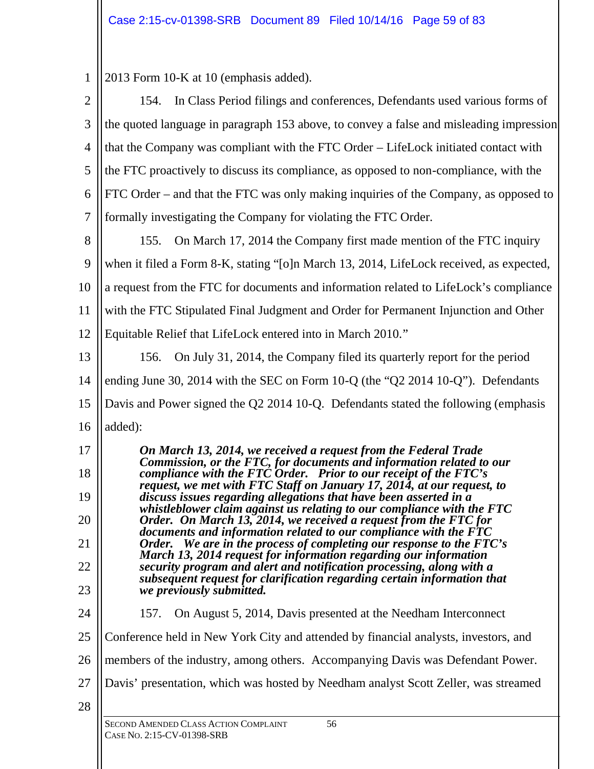2013 Form 10-K at 10 (emphasis added).

154. In Class Period filings and conferences, Defendants used various forms of the quoted language in paragraph 153 above, to convey a false and misleading impression that the Company was compliant with the FTC Order – LifeLock initiated contact with the FTC proactively to discuss its compliance, as opposed to non-compliance, with the FTC Order – and that the FTC was only making inquiries of the Company, as opposed to formally investigating the Company for violating the FTC Order.

155. On March 17, 2014 the Company first made mention of the FTC inquiry when it filed a Form 8-K, stating "[o]n March 13, 2014, LifeLock received, as expected, a request from the FTC for documents and information related to LifeLock's compliance with the FTC Stipulated Final Judgment and Order for Permanent Injunction and Other Equitable Relief that LifeLock entered into in March 2010."

156. On July 31, 2014, the Company filed its quarterly report for the period ending June 30, 2014 with the SEC on Form 10-Q (the "Q2 2014 10-Q"). Defendants Davis and Power signed the Q2 2014 10-Q. Defendants stated the following (emphasis added):

> ***On March 13, 2014, we received a request from the Federal Trade Commission, or the FTC, for documents and information related to our compliance with the FTC Order. Prior to our receipt of the FTC's request, we met with FTC Staff on January 17, 2014, at our request, to discuss issues regarding allegations that have been asserted in a whistleblower claim against us relating to our compliance with the FTC Order. On March 13, 2014, we received a request from the FTC for documents and information related to our compliance with the FTC Order. We are in the process of completing our response to the FTC's March 13, 2014 request for information regarding our information security program and alert and notification processing, along with a subsequent request for clarification regarding certain information that we previously submitted.***

157. On August 5, 2014, Davis presented at the Needham Interconnect Conference held in New York City and attended by financial analysts, investors, and members of the industry, among others. Accompanying Davis was Defendant Power. Davis' presentation, which was hosted by Needham analyst Scott Zeller, was streamed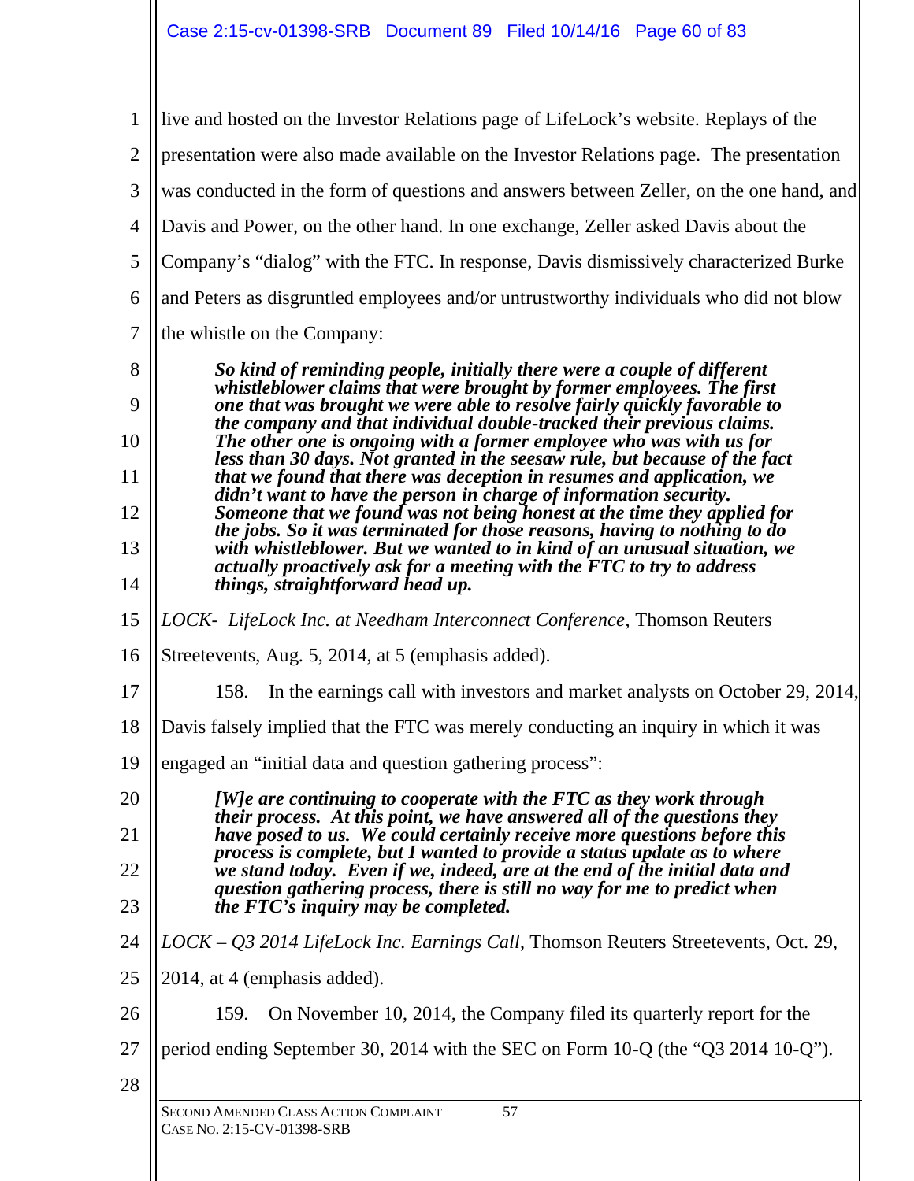live and hosted on the Investor Relations page of LifeLock's website. Replays of the presentation were also made available on the Investor Relations page. The presentation was conducted in the form of questions and answers between Zeller, on the one hand, and Davis and Power, on the other hand. In one exchange, Zeller asked Davis about the Company's "dialog" with the FTC. In response, Davis dismissively characterized Burke and Peters as disgruntled employees and/or untrustworthy individuals who did not blow the whistle on the Company:

> ***So kind of reminding people, initially there were a couple of different whistleblower claims that were brought by former employees. The first one that was brought we were able to resolve fairly quickly favorable to the company and that individual double-tracked their previous claims. The other one is ongoing with a former employee who was with us for less than 30 days. Not granted in the seesaw rule, but because of the fact that we found that there was deception in resumes and application, we didn't want to have the person in charge of information security. Someone that we found was not being honest at the time they applied for the jobs. So it was terminated for those reasons, having to nothing to do with whistleblower. But we wanted to in kind of an unusual situation, we actually proactively ask for a meeting with the FTC to try to address things, straightforward head up.***

*LOCK- LifeLock Inc. at Needham Interconnect Conference*, Thomson Reuters Streetevents, Aug. 5, 2014, at 5 (emphasis added).

158. In the earnings call with investors and market analysts on October 29, 2014, Davis falsely implied that the FTC was merely conducting an inquiry in which it was engaged an "initial data and question gathering process":

> ***[W]e are continuing to cooperate with the FTC as they work through their process. At this point, we have answered all of the questions they have posed to us. We could certainly receive more questions before this process is complete, but I wanted to provide a status update as to where we stand today. Even if we, indeed, are at the end of the initial data and question gathering process, there is still no way for me to predict when the FTC's inquiry may be completed.***

*LOCK – Q3 2014 LifeLock Inc. Earnings Call*, Thomson Reuters Streetevents, Oct. 29, 2014, at 4 (emphasis added).

159. On November 10, 2014, the Company filed its quarterly report for the period ending September 30, 2014 with the SEC on Form 10-Q (the "Q3 2014 10-Q").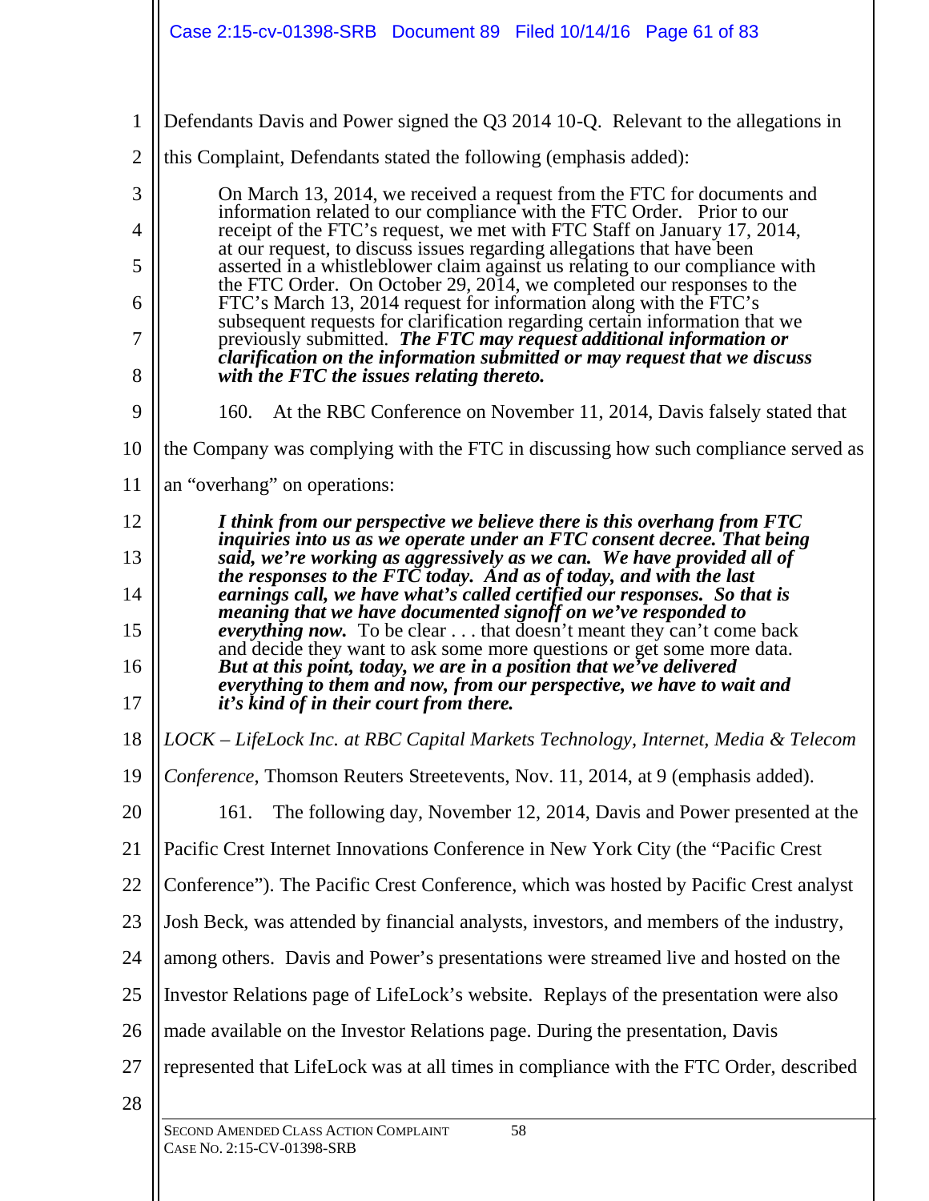Defendants Davis and Power signed the Q3 2014 10-Q. Relevant to the allegations in this Complaint, Defendants stated the following (emphasis added):

> On March 13, 2014, we received a request from the FTC for documents and information related to our compliance with the FTC Order. Prior to our receipt of the FTC's request, we met with FTC Staff on January 17, 2014, at our request, to discuss issues regarding allegations that have been asserted in a whistleblower claim against us relating to our compliance with the FTC Order. On October 29, 2014, we completed our responses to the FTC's March 13, 2014 request for information along with the FTC's subsequent requests for clarification regarding certain information that we previously submitted. ***The FTC may request additional information or clarification on the information submitted or may request that we discuss with the FTC the issues relating thereto.***

160. At the RBC Conference on November 11, 2014, Davis falsely stated that the Company was complying with the FTC in discussing how such compliance served as an "overhang" on operations:

> ***I think from our perspective we believe there is this overhang from FTC inquiries into us as we operate under an FTC consent decree. That being said, we're working as aggressively as we can. We have provided all of the responses to the FTC today. And as of today, and with the last earnings call, we have what's called certified our responses. So that is meaning that we have documented signoff on we've responded to everything now.*** To be clear . . . that doesn't meant they can't come back and decide they want to ask some more questions or get some more data. ***But at this point, today, we are in a position that we've delivered everything to them and now, from our perspective, we have to wait and it's kind of in their court from there.***

*LOCK – LifeLock Inc. at RBC Capital Markets Technology, Internet, Media & Telecom Conference*, Thomson Reuters Streetevents, Nov. 11, 2014, at 9 (emphasis added).

161. The following day, November 12, 2014, Davis and Power presented at the Pacific Crest Internet Innovations Conference in New York City (the "Pacific Crest Conference"). The Pacific Crest Conference, which was hosted by Pacific Crest analyst Josh Beck, was attended by financial analysts, investors, and members of the industry, among others. Davis and Power's presentations were streamed live and hosted on the Investor Relations page of LifeLock's website. Replays of the presentation were also made available on the Investor Relations page. During the presentation, Davis represented that LifeLock was at all times in compliance with the FTC Order, described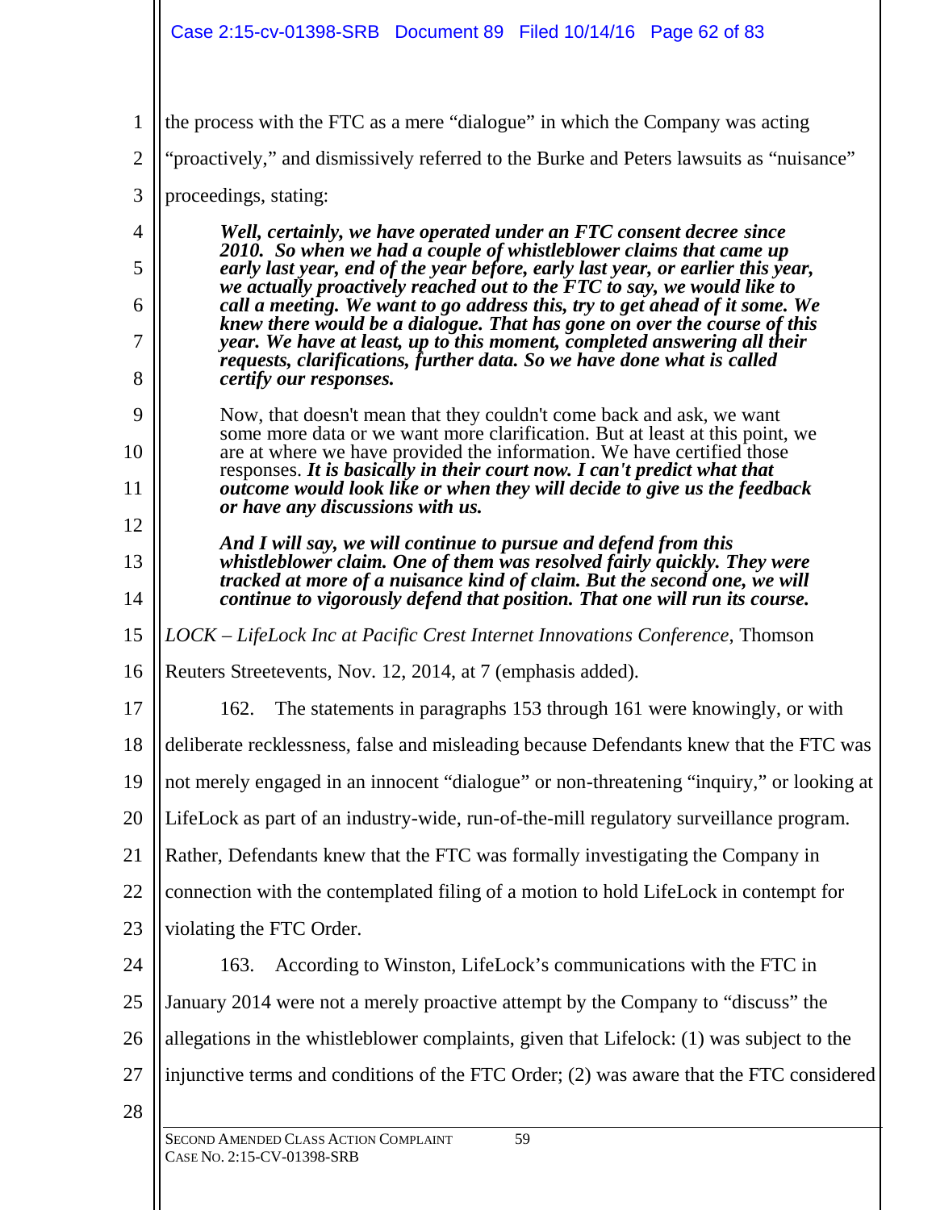the process with the FTC as a mere "dialogue" in which the Company was acting "proactively," and dismissively referred to the Burke and Peters lawsuits as "nuisance" proceedings, stating:

> ***Well, certainly, we have operated under an FTC consent decree since 2010. So when we had a couple of whistleblower claims that came up early last year, end of the year before, early last year, or earlier this year, we actually proactively reached out to the FTC to say, we would like to call a meeting. We want to go address this, try to get ahead of it some. We knew there would be a dialogue. That has gone on over the course of this year. We have at least, up to this moment, completed answering all their requests, clarifications, further data. So we have done what is called certify our responses.***
>
> Now, that doesn't mean that they couldn't come back and ask, we want some more data or we want more clarification. But at least at this point, we are at where we have provided the information. We have certified those responses. ***It is basically in their court now. I can't predict what that outcome would look like or when they will decide to give us the feedback or have any discussions with us.***
>
> ***And I will say, we will continue to pursue and defend from this whistleblower claim. One of them was resolved fairly quickly. They were tracked at more of a nuisance kind of claim. But the second one, we will continue to vigorously defend that position. That one will run its course.***

*LOCK – LifeLock Inc at Pacific Crest Internet Innovations Conference*, Thomson Reuters Streetevents, Nov. 12, 2014, at 7 (emphasis added).

162. The statements in paragraphs 153 through 161 were knowingly, or with deliberate recklessness, false and misleading because Defendants knew that the FTC was not merely engaged in an innocent "dialogue" or non-threatening "inquiry," or looking at LifeLock as part of an industry-wide, run-of-the-mill regulatory surveillance program. Rather, Defendants knew that the FTC was formally investigating the Company in connection with the contemplated filing of a motion to hold LifeLock in contempt for violating the FTC Order.

163. According to Winston, LifeLock's communications with the FTC in January 2014 were not a merely proactive attempt by the Company to "discuss" the allegations in the whistleblower complaints, given that Lifelock: (1) was subject to the injunctive terms and conditions of the FTC Order; (2) was aware that the FTC considered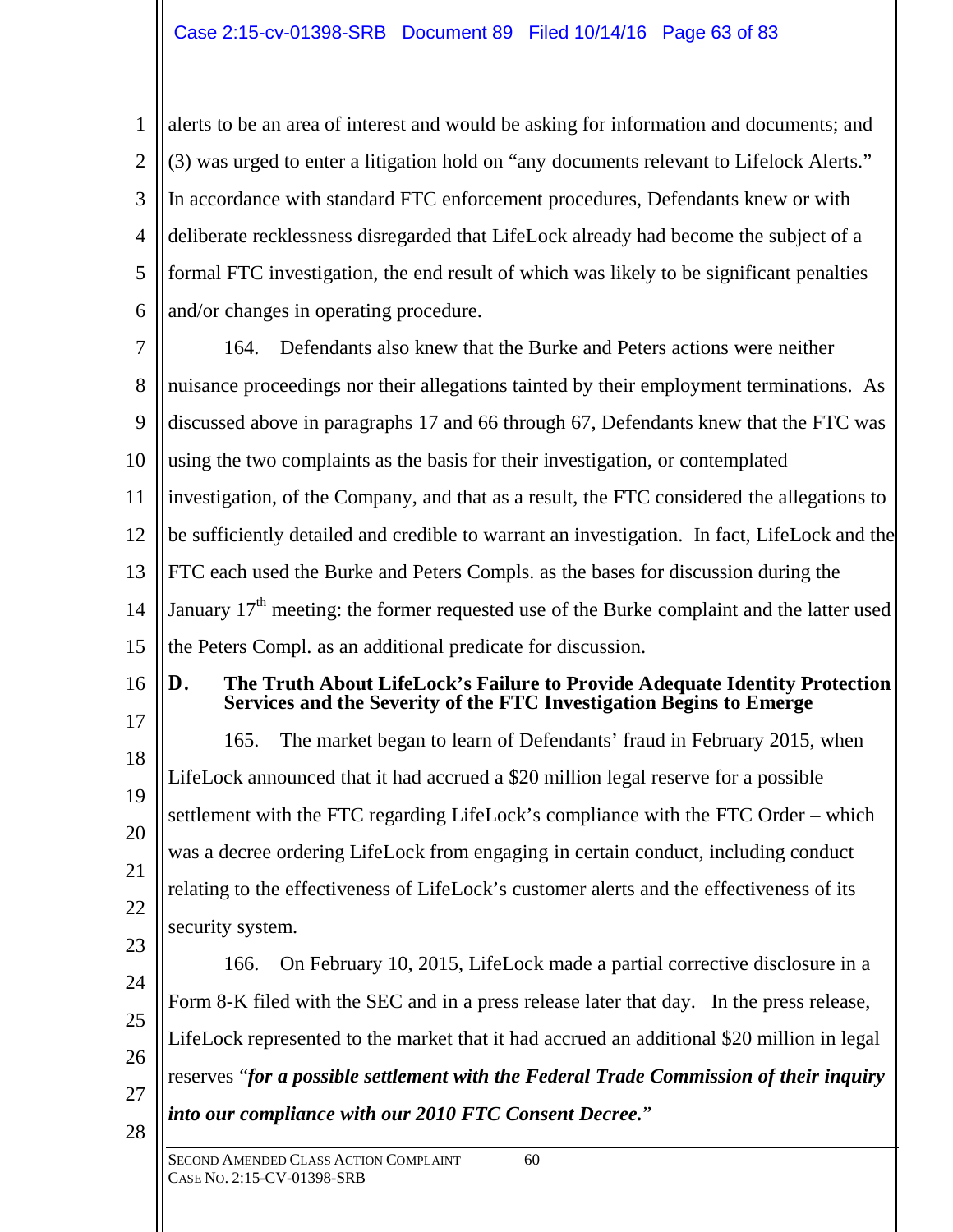alerts to be an area of interest and would be asking for information and documents; and (3) was urged to enter a litigation hold on "any documents relevant to Lifelock Alerts." In accordance with standard FTC enforcement procedures, Defendants knew or with deliberate recklessness disregarded that LifeLock already had become the subject of a formal FTC investigation, the end result of which was likely to be significant penalties and/or changes in operating procedure.

164. Defendants also knew that the Burke and Peters actions were neither nuisance proceedings nor their allegations tainted by their employment terminations. As discussed above in paragraphs 17 and 66 through 67, Defendants knew that the FTC was using the two complaints as the basis for their investigation, or contemplated investigation, of the Company, and that as a result, the FTC considered the allegations to be sufficiently detailed and credible to warrant an investigation. In fact, LifeLock and the FTC each used the Burke and Peters Compls. as the bases for discussion during the January 17th meeting: the former requested use of the Burke complaint and the latter used the Peters Compl. as an additional predicate for discussion.

## D. The Truth About LifeLock's Failure to Provide Adequate Identity Protection Services and the Severity of the FTC Investigation Begins to Emerge

165. The market began to learn of Defendants' fraud in February 2015, when LifeLock announced that it had accrued a $20 million legal reserve for a possible settlement with the FTC regarding LifeLock's compliance with the FTC Order – which was a decree ordering LifeLock from engaging in certain conduct, including conduct relating to the effectiveness of LifeLock's customer alerts and the effectiveness of its security system.

166. On February 10, 2015, LifeLock made a partial corrective disclosure in a Form 8-K filed with the SEC and in a press release later that day. In the press release, LifeLock represented to the market that it had accrued an additional $20 million in legal reserves "***for a possible settlement with the Federal Trade Commission of their inquiry into our compliance with our 2010 FTC Consent Decree.***"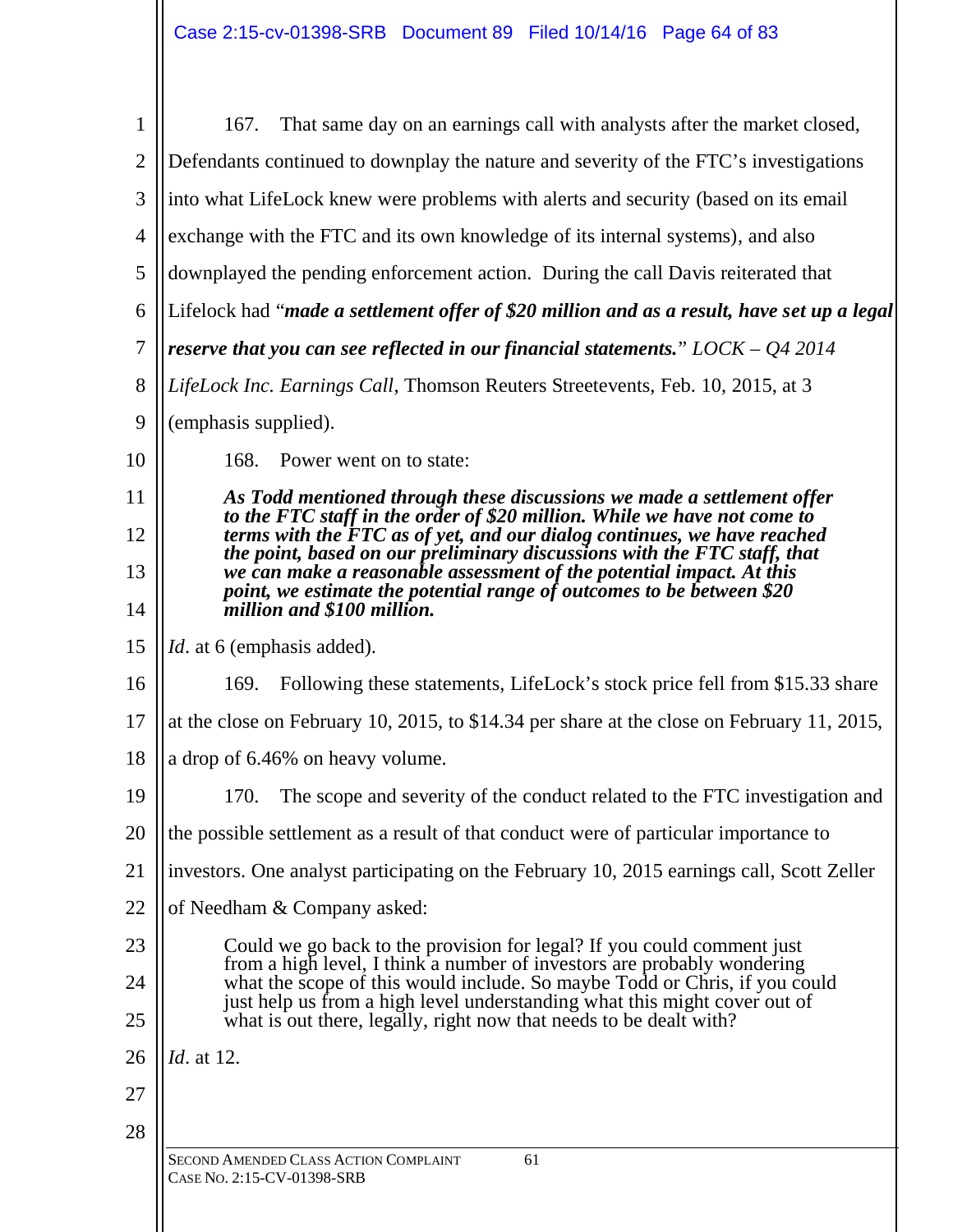167. That same day on an earnings call with analysts after the market closed, Defendants continued to downplay the nature and severity of the FTC's investigations into what LifeLock knew were problems with alerts and security (based on its email exchange with the FTC and its own knowledge of its internal systems), and also downplayed the pending enforcement action. During the call Davis reiterated that Lifelock had "***made a settlement offer of $20 million and as a result, have set up a legal reserve that you can see reflected in our financial statements.***" *LOCK – Q4 2014 LifeLock Inc. Earnings Call*, Thomson Reuters Streetevents, Feb. 10, 2015, at 3 (emphasis supplied).

168. Power went on to state:

> ***As Todd mentioned through these discussions we made a settlement offer to the FTC staff in the order of $20 million. While we have not come to terms with the FTC as of yet, and our dialog continues, we have reached the point, based on our preliminary discussions with the FTC staff, that we can make a reasonable assessment of the potential impact. At this point, we estimate the potential range of outcomes to be between $20 million and $100 million.***

*Id*. at 6 (emphasis added).

169. Following these statements, LifeLock's stock price fell from $15.33 share at the close on February 10, 2015, to $14.34 per share at the close on February 11, 2015, a drop of 6.46% on heavy volume.

170. The scope and severity of the conduct related to the FTC investigation and the possible settlement as a result of that conduct were of particular importance to investors. One analyst participating on the February 10, 2015 earnings call, Scott Zeller of Needham & Company asked:

> Could we go back to the provision for legal? If you could comment just from a high level, I think a number of investors are probably wondering what the scope of this would include. So maybe Todd or Chris, if you could just help us from a high level understanding what this might cover out of what is out there, legally, right now that needs to be dealt with?

*Id*. at 12.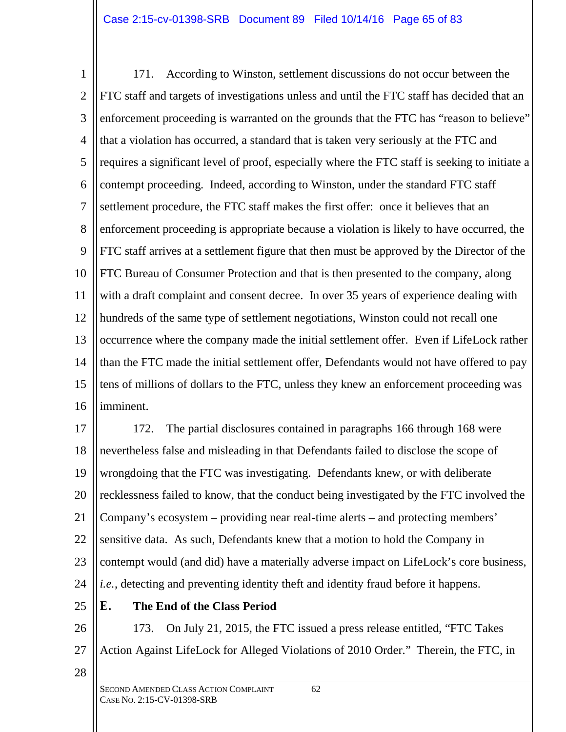171. According to Winston, settlement discussions do not occur between the FTC staff and targets of investigations unless and until the FTC staff has decided that an enforcement proceeding is warranted on the grounds that the FTC has "reason to believe" that a violation has occurred, a standard that is taken very seriously at the FTC and requires a significant level of proof, especially where the FTC staff is seeking to initiate a contempt proceeding. Indeed, according to Winston, under the standard FTC staff settlement procedure, the FTC staff makes the first offer: once it believes that an enforcement proceeding is appropriate because a violation is likely to have occurred, the FTC staff arrives at a settlement figure that then must be approved by the Director of the FTC Bureau of Consumer Protection and that is then presented to the company, along with a draft complaint and consent decree. In over 35 years of experience dealing with hundreds of the same type of settlement negotiations, Winston could not recall one occurrence where the company made the initial settlement offer. Even if LifeLock rather than the FTC made the initial settlement offer, Defendants would not have offered to pay tens of millions of dollars to the FTC, unless they knew an enforcement proceeding was imminent.

172. The partial disclosures contained in paragraphs 166 through 168 were nevertheless false and misleading in that Defendants failed to disclose the scope of wrongdoing that the FTC was investigating. Defendants knew, or with deliberate recklessness failed to know, that the conduct being investigated by the FTC involved the Company's ecosystem – providing near real-time alerts – and protecting members' sensitive data. As such, Defendants knew that a motion to hold the Company in contempt would (and did) have a materially adverse impact on LifeLock's core business, *i.e.*, detecting and preventing identity theft and identity fraud before it happens.

### E. The End of the Class Period

173. On July 21, 2015, the FTC issued a press release entitled, "FTC Takes Action Against LifeLock for Alleged Violations of 2010 Order." Therein, the FTC, in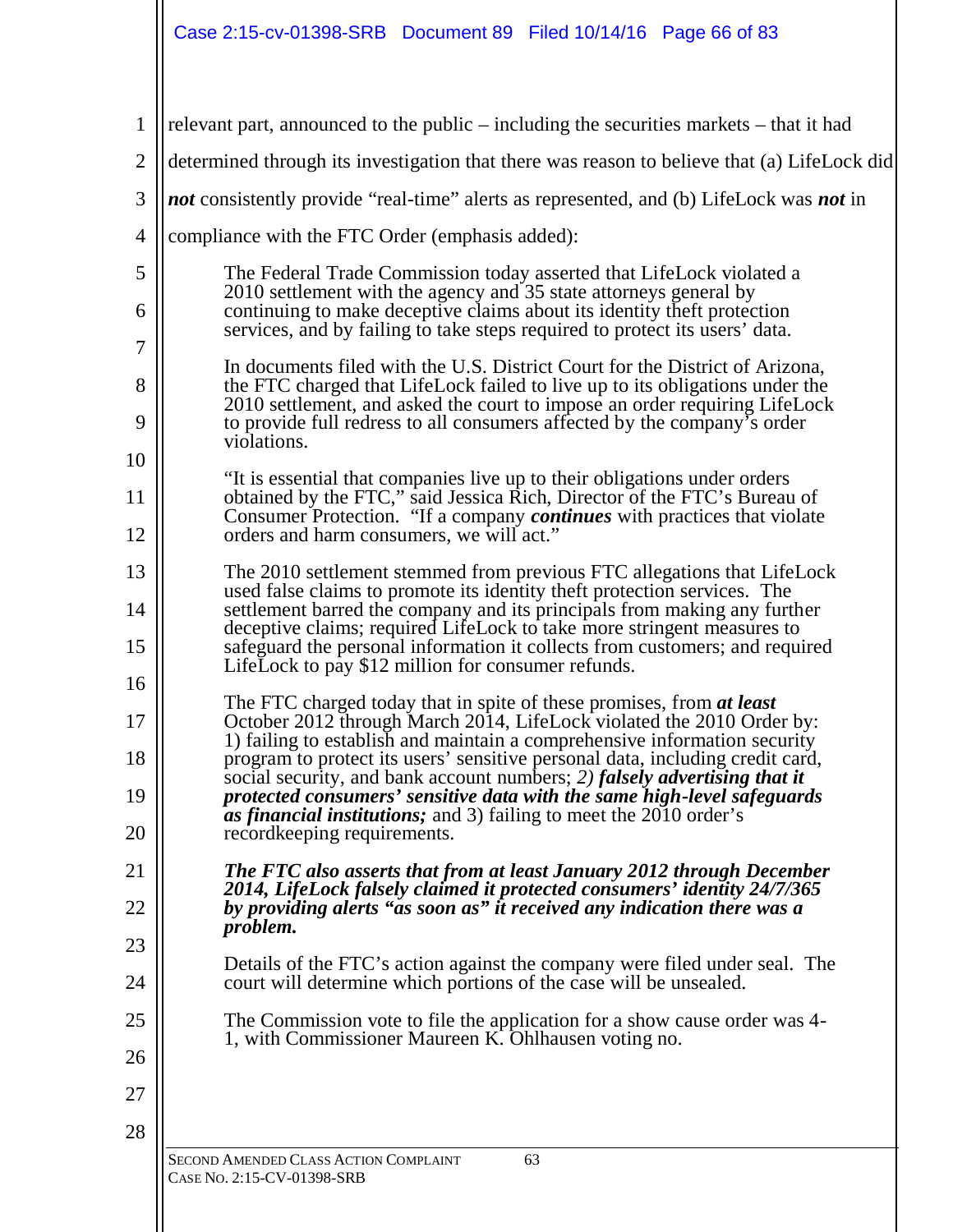relevant part, announced to the public – including the securities markets – that it had determined through its investigation that there was reason to believe that (a) LifeLock did ***not*** consistently provide "real-time" alerts as represented, and (b) LifeLock was ***not*** in compliance with the FTC Order (emphasis added):

> The Federal Trade Commission today asserted that LifeLock violated a 2010 settlement with the agency and 35 state attorneys general by continuing to make deceptive claims about its identity theft protection services, and by failing to take steps required to protect its users' data.
>
> In documents filed with the U.S. District Court for the District of Arizona, the FTC charged that LifeLock failed to live up to its obligations under the 2010 settlement, and asked the court to impose an order requiring LifeLock to provide full redress to all consumers affected by the company's order violations.
>
> "It is essential that companies live up to their obligations under orders obtained by the FTC," said Jessica Rich, Director of the FTC's Bureau of Consumer Protection. "If a company ***continues*** with practices that violate orders and harm consumers, we will act."
>
> The 2010 settlement stemmed from previous FTC allegations that LifeLock used false claims to promote its identity theft protection services. The settlement barred the company and its principals from making any further deceptive claims; required LifeLock to take more stringent measures to safeguard the personal information it collects from customers; and required LifeLock to pay $12 million for consumer refunds.
>
> The FTC charged today that in spite of these promises, from ***at least*** October 2012 through March 2014, LifeLock violated the 2010 Order by: 1) failing to establish and maintain a comprehensive information security program to protect its users' sensitive personal data, including credit card, social security, and bank account numbers; *2)* ***falsely advertising that it protected consumers' sensitive data with the same high-level safeguards as financial institutions;*** and 3) failing to meet the 2010 order's recordkeeping requirements.
>
> ***The FTC also asserts that from at least January 2012 through December 2014, LifeLock falsely claimed it protected consumers' identity 24/7/365 by providing alerts "as soon as" it received any indication there was a problem.***
>
> Details of the FTC's action against the company were filed under seal. The court will determine which portions of the case will be unsealed.
>
> The Commission vote to file the application for a show cause order was 4-1, with Commissioner Maureen K. Ohlhausen voting no.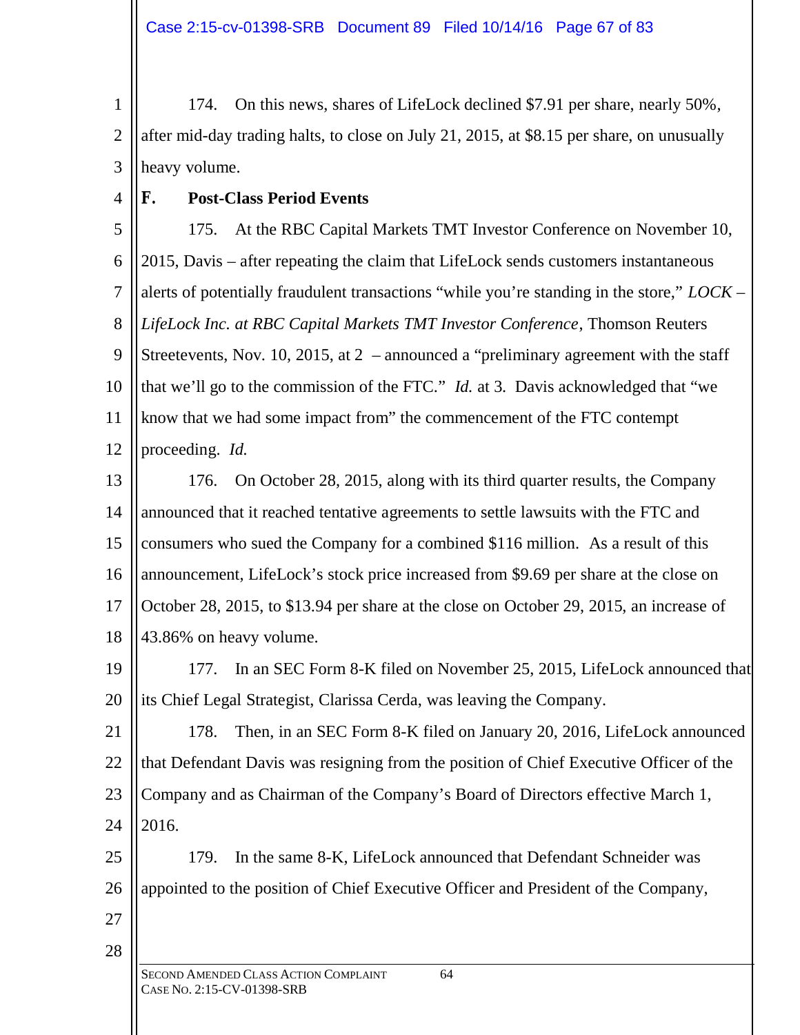174. On this news, shares of LifeLock declined $7.91 per share, nearly 50%, after mid-day trading halts, to close on July 21, 2015, at $8.15 per share, on unusually heavy volume.

### F. Post-Class Period Events

175. At the RBC Capital Markets TMT Investor Conference on November 10, 2015, Davis – after repeating the claim that LifeLock sends customers instantaneous alerts of potentially fraudulent transactions "while you're standing in the store," *LOCK – LifeLock Inc. at RBC Capital Markets TMT Investor Conference*, Thomson Reuters Streetevents, Nov. 10, 2015, at 2 – announced a "preliminary agreement with the staff that we'll go to the commission of the FTC." *Id.* at 3. Davis acknowledged that "we know that we had some impact from" the commencement of the FTC contempt proceeding. *Id.*

176. On October 28, 2015, along with its third quarter results, the Company announced that it reached tentative agreements to settle lawsuits with the FTC and consumers who sued the Company for a combined $116 million. As a result of this announcement, LifeLock's stock price increased from $9.69 per share at the close on October 28, 2015, to $13.94 per share at the close on October 29, 2015, an increase of 43.86% on heavy volume.

177. In an SEC Form 8-K filed on November 25, 2015, LifeLock announced that its Chief Legal Strategist, Clarissa Cerda, was leaving the Company.

178. Then, in an SEC Form 8-K filed on January 20, 2016, LifeLock announced that Defendant Davis was resigning from the position of Chief Executive Officer of the Company and as Chairman of the Company's Board of Directors effective March 1, 2016.

179. In the same 8-K, LifeLock announced that Defendant Schneider was appointed to the position of Chief Executive Officer and President of the Company,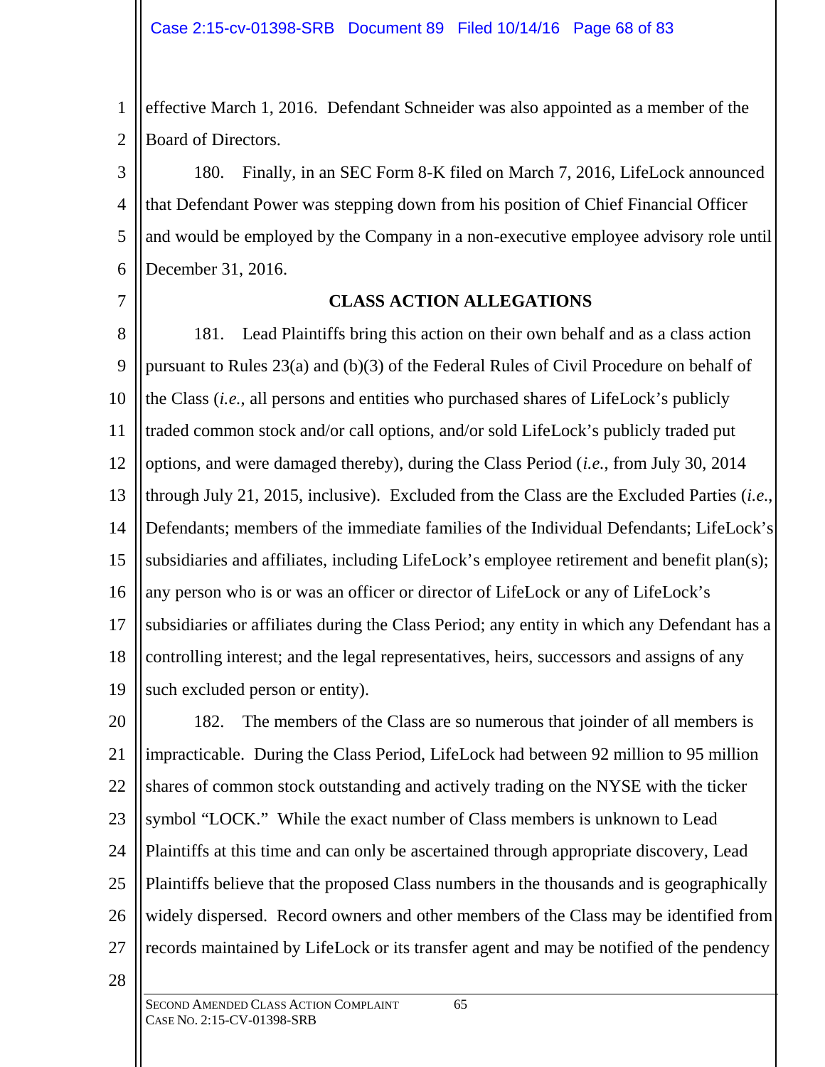effective March 1, 2016. Defendant Schneider was also appointed as a member of the Board of Directors.

180. Finally, in an SEC Form 8-K filed on March 7, 2016, LifeLock announced that Defendant Power was stepping down from his position of Chief Financial Officer and would be employed by the Company in a non-executive employee advisory role until December 31, 2016.

## CLASS ACTION ALLEGATIONS

181. Lead Plaintiffs bring this action on their own behalf and as a class action pursuant to Rules 23(a) and (b)(3) of the Federal Rules of Civil Procedure on behalf of the Class (*i.e.*, all persons and entities who purchased shares of LifeLock's publicly traded common stock and/or call options, and/or sold LifeLock's publicly traded put options, and were damaged thereby), during the Class Period (*i.e.*, from July 30, 2014 through July 21, 2015, inclusive). Excluded from the Class are the Excluded Parties (*i.e.*, Defendants; members of the immediate families of the Individual Defendants; LifeLock's subsidiaries and affiliates, including LifeLock's employee retirement and benefit plan(s); any person who is or was an officer or director of LifeLock or any of LifeLock's subsidiaries or affiliates during the Class Period; any entity in which any Defendant has a controlling interest; and the legal representatives, heirs, successors and assigns of any such excluded person or entity).

182. The members of the Class are so numerous that joinder of all members is impracticable. During the Class Period, LifeLock had between 92 million to 95 million shares of common stock outstanding and actively trading on the NYSE with the ticker symbol "LOCK." While the exact number of Class members is unknown to Lead Plaintiffs at this time and can only be ascertained through appropriate discovery, Lead Plaintiffs believe that the proposed Class numbers in the thousands and is geographically widely dispersed. Record owners and other members of the Class may be identified from records maintained by LifeLock or its transfer agent and may be notified of the pendency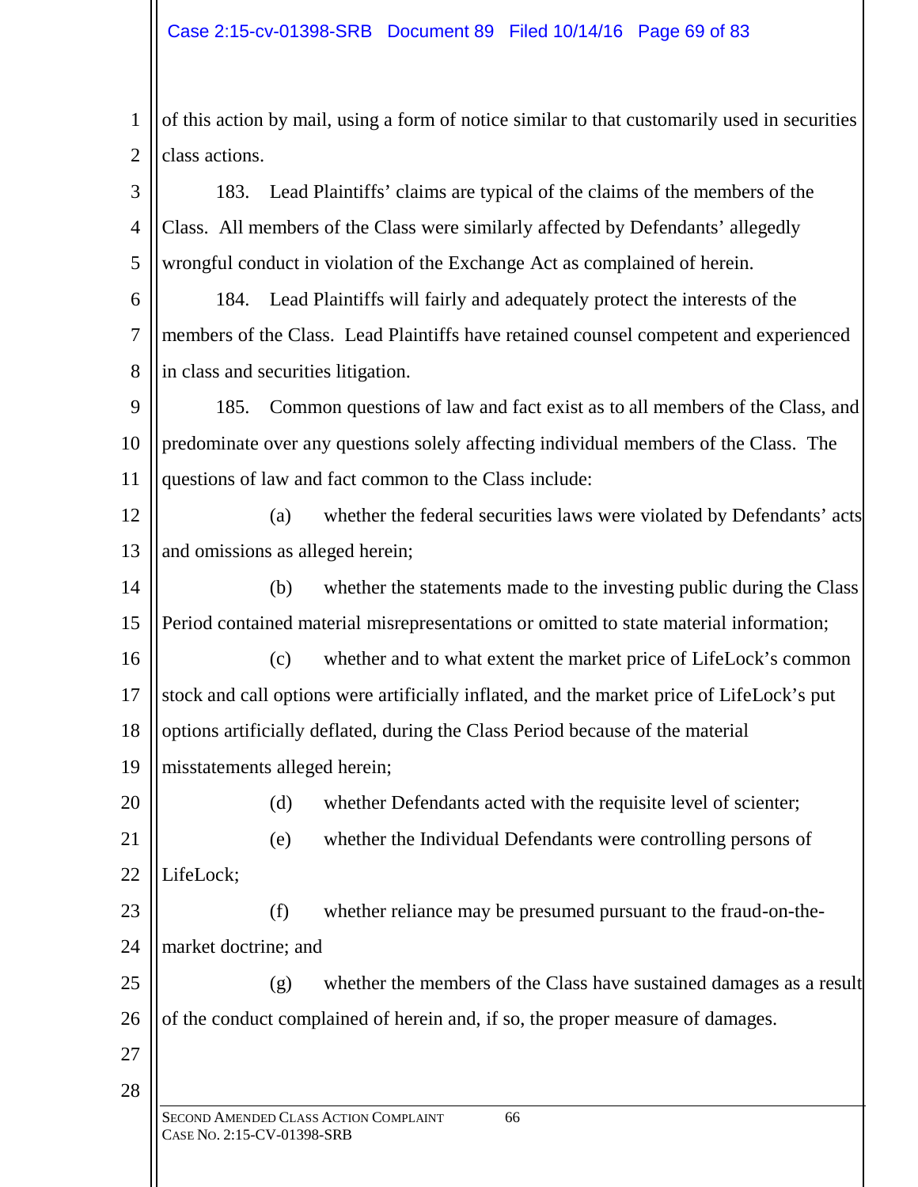of this action by mail, using a form of notice similar to that customarily used in securities class actions.

183. Lead Plaintiffs' claims are typical of the claims of the members of the Class. All members of the Class were similarly affected by Defendants' allegedly wrongful conduct in violation of the Exchange Act as complained of herein.

184. Lead Plaintiffs will fairly and adequately protect the interests of the members of the Class. Lead Plaintiffs have retained counsel competent and experienced in class and securities litigation.

185. Common questions of law and fact exist as to all members of the Class, and predominate over any questions solely affecting individual members of the Class. The questions of law and fact common to the Class include:

(a) whether the federal securities laws were violated by Defendants' acts and omissions as alleged herein;

(b) whether the statements made to the investing public during the Class Period contained material misrepresentations or omitted to state material information;

(c) whether and to what extent the market price of LifeLock's common stock and call options were artificially inflated, and the market price of LifeLock's put options artificially deflated, during the Class Period because of the material misstatements alleged herein;

(d) whether Defendants acted with the requisite level of scienter;

(e) whether the Individual Defendants were controlling persons of LifeLock;

(f) whether reliance may be presumed pursuant to the fraud-on-the-market doctrine; and

(g) whether the members of the Class have sustained damages as a result of the conduct complained of herein and, if so, the proper measure of damages.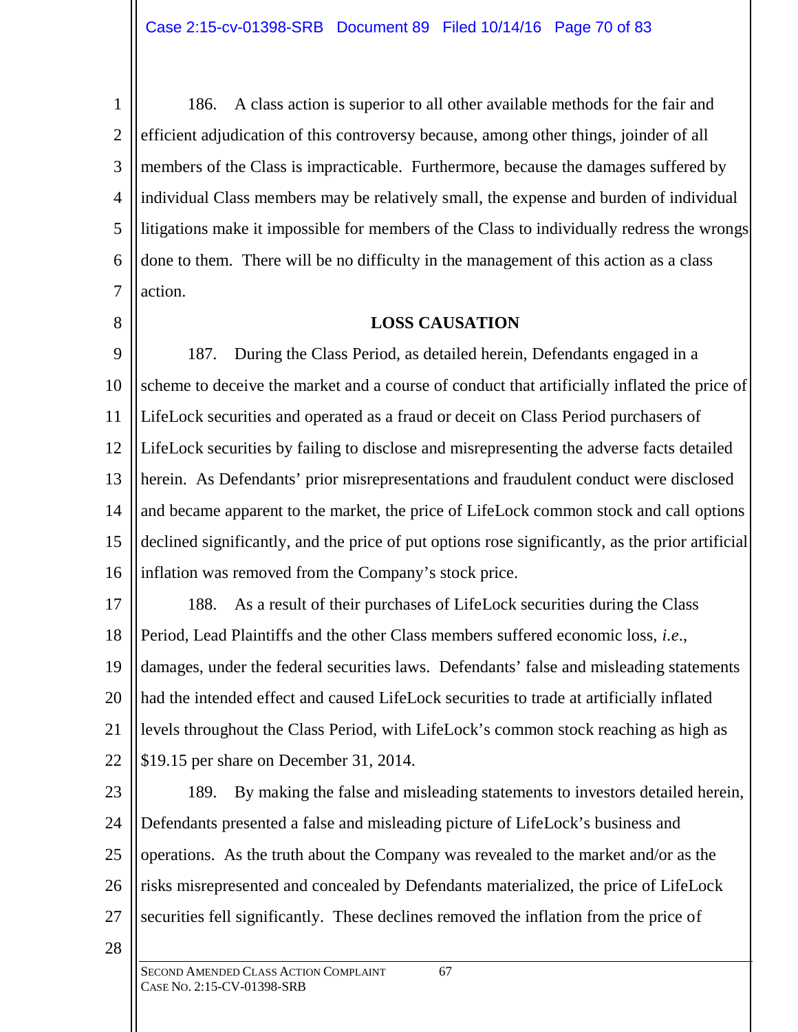186. A class action is superior to all other available methods for the fair and efficient adjudication of this controversy because, among other things, joinder of all members of the Class is impracticable. Furthermore, because the damages suffered by individual Class members may be relatively small, the expense and burden of individual litigations make it impossible for members of the Class to individually redress the wrongs done to them. There will be no difficulty in the management of this action as a class action.

## LOSS CAUSATION

187. During the Class Period, as detailed herein, Defendants engaged in a scheme to deceive the market and a course of conduct that artificially inflated the price of LifeLock securities and operated as a fraud or deceit on Class Period purchasers of LifeLock securities by failing to disclose and misrepresenting the adverse facts detailed herein. As Defendants' prior misrepresentations and fraudulent conduct were disclosed and became apparent to the market, the price of LifeLock common stock and call options declined significantly, and the price of put options rose significantly, as the prior artificial inflation was removed from the Company's stock price.

188. As a result of their purchases of LifeLock securities during the Class Period, Lead Plaintiffs and the other Class members suffered economic loss, *i.e.*, damages, under the federal securities laws. Defendants' false and misleading statements had the intended effect and caused LifeLock securities to trade at artificially inflated levels throughout the Class Period, with LifeLock's common stock reaching as high as $19.15 per share on December 31, 2014.

189. By making the false and misleading statements to investors detailed herein, Defendants presented a false and misleading picture of LifeLock's business and operations. As the truth about the Company was revealed to the market and/or as the risks misrepresented and concealed by Defendants materialized, the price of LifeLock securities fell significantly. These declines removed the inflation from the price of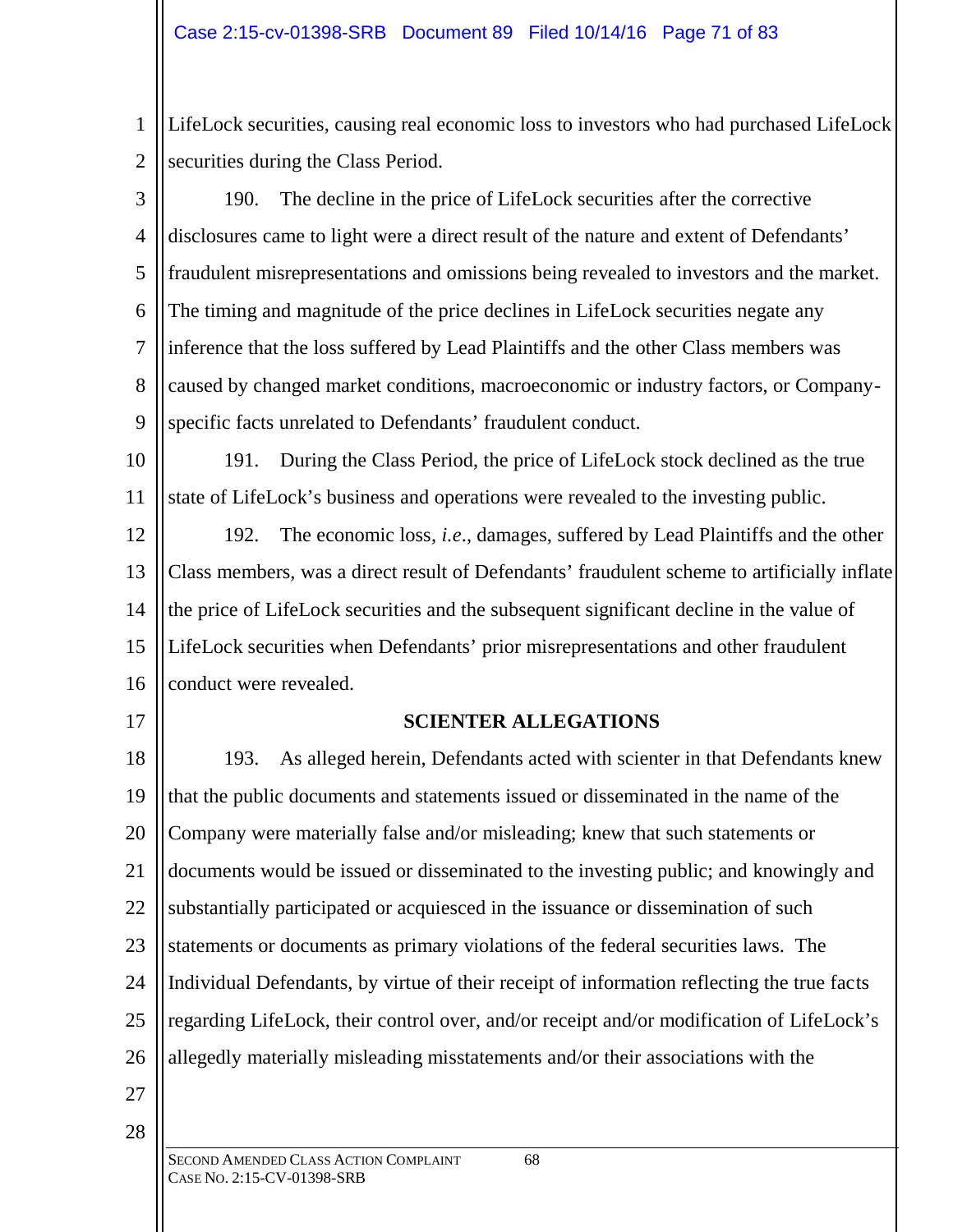LifeLock securities, causing real economic loss to investors who had purchased LifeLock securities during the Class Period.

190. The decline in the price of LifeLock securities after the corrective disclosures came to light were a direct result of the nature and extent of Defendants' fraudulent misrepresentations and omissions being revealed to investors and the market. The timing and magnitude of the price declines in LifeLock securities negate any inference that the loss suffered by Lead Plaintiffs and the other Class members was caused by changed market conditions, macroeconomic or industry factors, or Company-specific facts unrelated to Defendants' fraudulent conduct.

191. During the Class Period, the price of LifeLock stock declined as the true state of LifeLock's business and operations were revealed to the investing public.

192. The economic loss, *i.e*., damages, suffered by Lead Plaintiffs and the other Class members, was a direct result of Defendants' fraudulent scheme to artificially inflate the price of LifeLock securities and the subsequent significant decline in the value of LifeLock securities when Defendants' prior misrepresentations and other fraudulent conduct were revealed.

## SCIENTER ALLEGATIONS

193. As alleged herein, Defendants acted with scienter in that Defendants knew that the public documents and statements issued or disseminated in the name of the Company were materially false and/or misleading; knew that such statements or documents would be issued or disseminated to the investing public; and knowingly and substantially participated or acquiesced in the issuance or dissemination of such statements or documents as primary violations of the federal securities laws. The Individual Defendants, by virtue of their receipt of information reflecting the true facts regarding LifeLock, their control over, and/or receipt and/or modification of LifeLock's allegedly materially misleading misstatements and/or their associations with the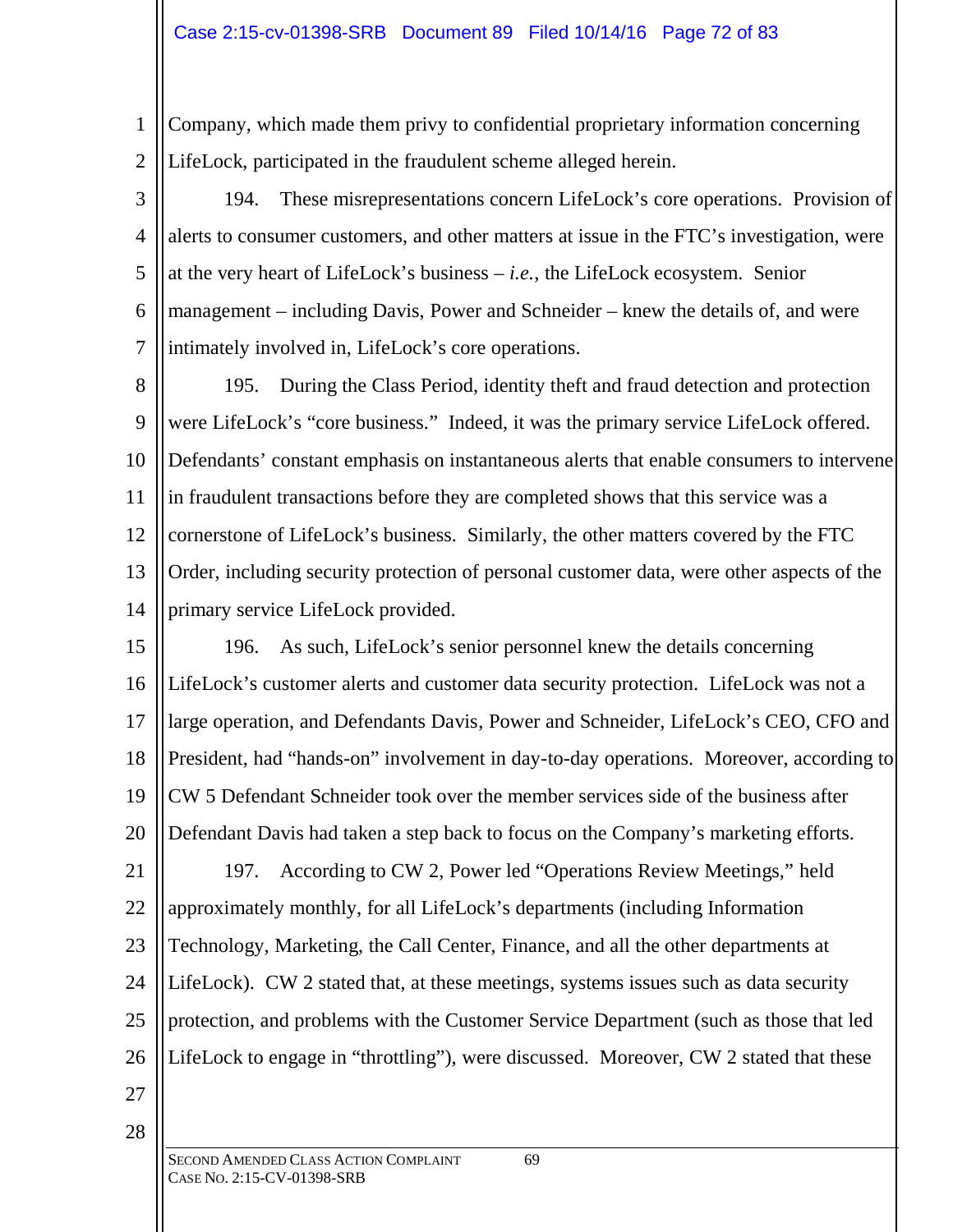Company, which made them privy to confidential proprietary information concerning LifeLock, participated in the fraudulent scheme alleged herein.

194. These misrepresentations concern LifeLock's core operations. Provision of alerts to consumer customers, and other matters at issue in the FTC's investigation, were at the very heart of LifeLock's business – *i.e.*, the LifeLock ecosystem. Senior management – including Davis, Power and Schneider – knew the details of, and were intimately involved in, LifeLock's core operations.

195. During the Class Period, identity theft and fraud detection and protection were LifeLock's "core business." Indeed, it was the primary service LifeLock offered. Defendants' constant emphasis on instantaneous alerts that enable consumers to intervene in fraudulent transactions before they are completed shows that this service was a cornerstone of LifeLock's business. Similarly, the other matters covered by the FTC Order, including security protection of personal customer data, were other aspects of the primary service LifeLock provided.

196. As such, LifeLock's senior personnel knew the details concerning LifeLock's customer alerts and customer data security protection. LifeLock was not a large operation, and Defendants Davis, Power and Schneider, LifeLock's CEO, CFO and President, had "hands-on" involvement in day-to-day operations. Moreover, according to CW 5 Defendant Schneider took over the member services side of the business after Defendant Davis had taken a step back to focus on the Company's marketing efforts.

197. According to CW 2, Power led "Operations Review Meetings," held approximately monthly, for all LifeLock's departments (including Information Technology, Marketing, the Call Center, Finance, and all the other departments at LifeLock). CW 2 stated that, at these meetings, systems issues such as data security protection, and problems with the Customer Service Department (such as those that led LifeLock to engage in "throttling"), were discussed. Moreover, CW 2 stated that these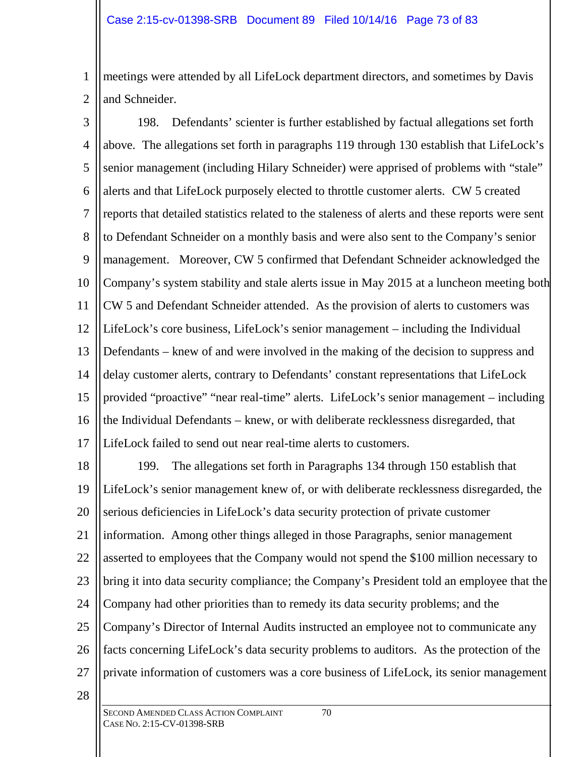meetings were attended by all LifeLock department directors, and sometimes by Davis and Schneider.

198. Defendants' scienter is further established by factual allegations set forth above. The allegations set forth in paragraphs 119 through 130 establish that LifeLock's senior management (including Hilary Schneider) were apprised of problems with "stale" alerts and that LifeLock purposely elected to throttle customer alerts. CW 5 created reports that detailed statistics related to the staleness of alerts and these reports were sent to Defendant Schneider on a monthly basis and were also sent to the Company's senior management. Moreover, CW 5 confirmed that Defendant Schneider acknowledged the Company's system stability and stale alerts issue in May 2015 at a luncheon meeting both CW 5 and Defendant Schneider attended. As the provision of alerts to customers was LifeLock's core business, LifeLock's senior management – including the Individual Defendants – knew of and were involved in the making of the decision to suppress and delay customer alerts, contrary to Defendants' constant representations that LifeLock provided "proactive" "near real-time" alerts. LifeLock's senior management – including the Individual Defendants – knew, or with deliberate recklessness disregarded, that LifeLock failed to send out near real-time alerts to customers.

199. The allegations set forth in Paragraphs 134 through 150 establish that LifeLock's senior management knew of, or with deliberate recklessness disregarded, the serious deficiencies in LifeLock's data security protection of private customer information. Among other things alleged in those Paragraphs, senior management asserted to employees that the Company would not spend the $100 million necessary to bring it into data security compliance; the Company's President told an employee that the Company had other priorities than to remedy its data security problems; and the Company's Director of Internal Audits instructed an employee not to communicate any facts concerning LifeLock's data security problems to auditors. As the protection of the private information of customers was a core business of LifeLock, its senior management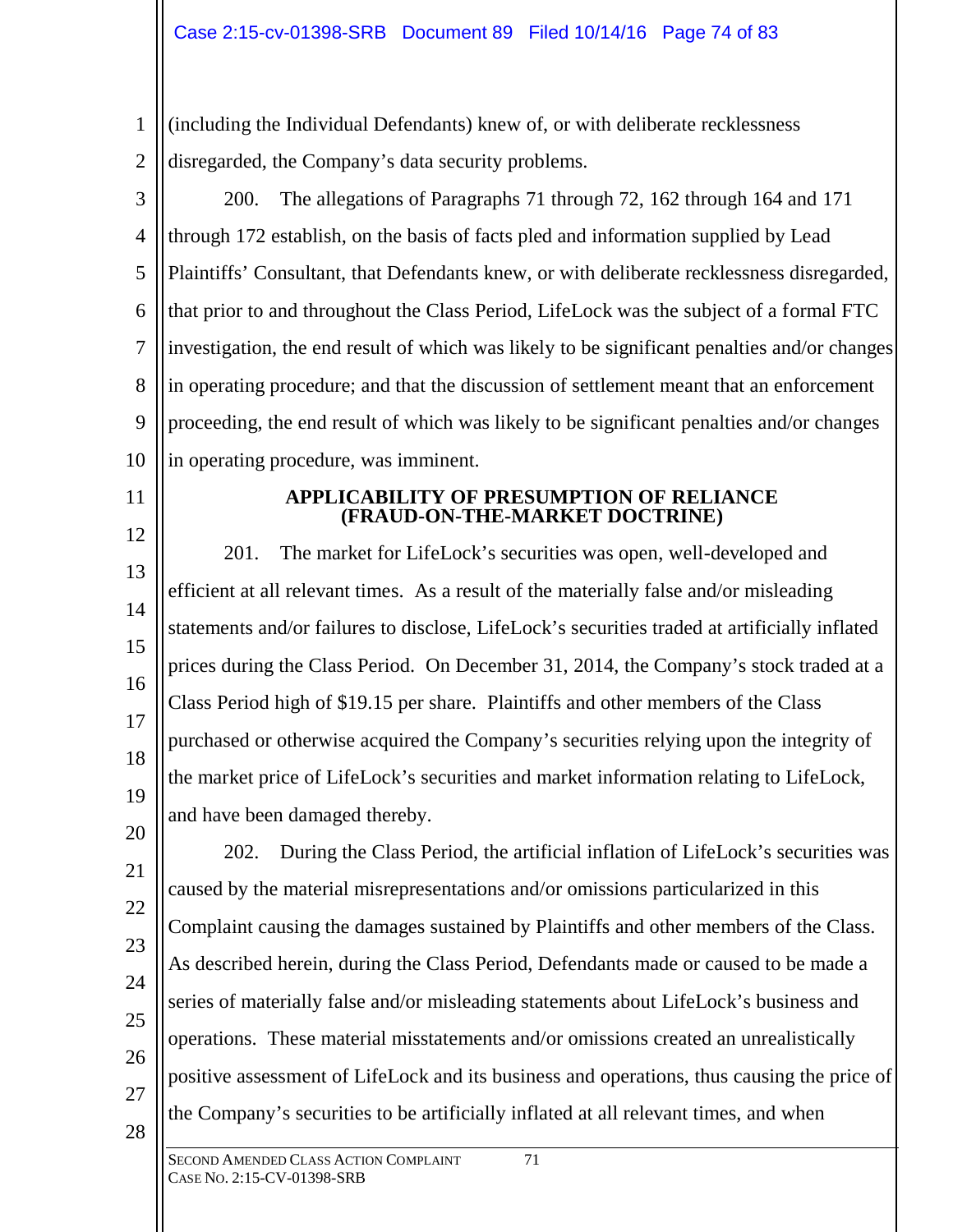(including the Individual Defendants) knew of, or with deliberate recklessness disregarded, the Company's data security problems.

200. The allegations of Paragraphs 71 through 72, 162 through 164 and 171 through 172 establish, on the basis of facts pled and information supplied by Lead Plaintiffs' Consultant, that Defendants knew, or with deliberate recklessness disregarded, that prior to and throughout the Class Period, LifeLock was the subject of a formal FTC investigation, the end result of which was likely to be significant penalties and/or changes in operating procedure; and that the discussion of settlement meant that an enforcement proceeding, the end result of which was likely to be significant penalties and/or changes in operating procedure, was imminent.

## APPLICABILITY OF PRESUMPTION OF RELIANCE (FRAUD-ON-THE-MARKET DOCTRINE)

201. The market for LifeLock's securities was open, well-developed and efficient at all relevant times. As a result of the materially false and/or misleading statements and/or failures to disclose, LifeLock's securities traded at artificially inflated prices during the Class Period. On December 31, 2014, the Company's stock traded at a Class Period high of $19.15 per share. Plaintiffs and other members of the Class purchased or otherwise acquired the Company's securities relying upon the integrity of the market price of LifeLock's securities and market information relating to LifeLock, and have been damaged thereby.

202. During the Class Period, the artificial inflation of LifeLock's securities was caused by the material misrepresentations and/or omissions particularized in this Complaint causing the damages sustained by Plaintiffs and other members of the Class. As described herein, during the Class Period, Defendants made or caused to be made a series of materially false and/or misleading statements about LifeLock's business and operations. These material misstatements and/or omissions created an unrealistically positive assessment of LifeLock and its business and operations, thus causing the price of the Company's securities to be artificially inflated at all relevant times, and when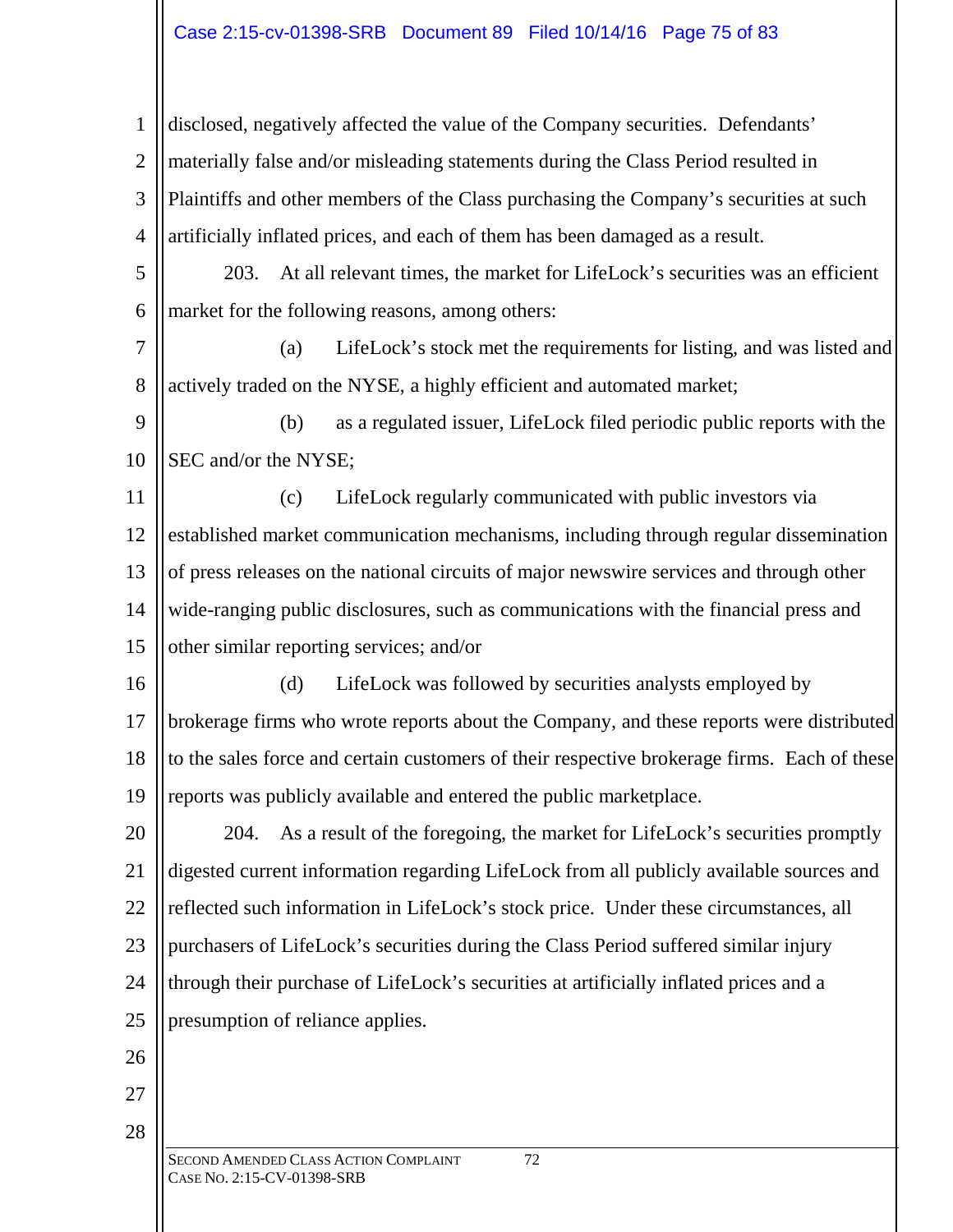disclosed, negatively affected the value of the Company securities. Defendants' materially false and/or misleading statements during the Class Period resulted in Plaintiffs and other members of the Class purchasing the Company's securities at such artificially inflated prices, and each of them has been damaged as a result.

203. At all relevant times, the market for LifeLock's securities was an efficient market for the following reasons, among others:

(a) LifeLock's stock met the requirements for listing, and was listed and actively traded on the NYSE, a highly efficient and automated market;

(b) as a regulated issuer, LifeLock filed periodic public reports with the SEC and/or the NYSE;

(c) LifeLock regularly communicated with public investors via established market communication mechanisms, including through regular dissemination of press releases on the national circuits of major newswire services and through other wide-ranging public disclosures, such as communications with the financial press and other similar reporting services; and/or

(d) LifeLock was followed by securities analysts employed by brokerage firms who wrote reports about the Company, and these reports were distributed to the sales force and certain customers of their respective brokerage firms. Each of these reports was publicly available and entered the public marketplace.

204. As a result of the foregoing, the market for LifeLock's securities promptly digested current information regarding LifeLock from all publicly available sources and reflected such information in LifeLock's stock price. Under these circumstances, all purchasers of LifeLock's securities during the Class Period suffered similar injury through their purchase of LifeLock's securities at artificially inflated prices and a presumption of reliance applies.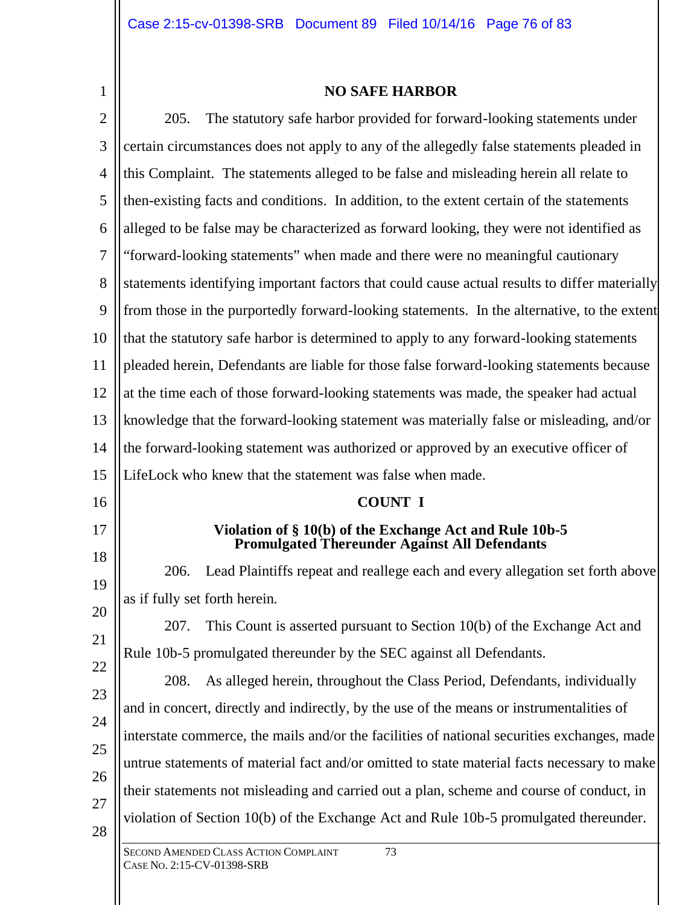## NO SAFE HARBOR

205. The statutory safe harbor provided for forward-looking statements under certain circumstances does not apply to any of the allegedly false statements pleaded in this Complaint. The statements alleged to be false and misleading herein all relate to then-existing facts and conditions. In addition, to the extent certain of the statements alleged to be false may be characterized as forward looking, they were not identified as "forward-looking statements" when made and there were no meaningful cautionary statements identifying important factors that could cause actual results to differ materially from those in the purportedly forward-looking statements. In the alternative, to the extent that the statutory safe harbor is determined to apply to any forward-looking statements pleaded herein, Defendants are liable for those false forward-looking statements because at the time each of those forward-looking statements was made, the speaker had actual knowledge that the forward-looking statement was materially false or misleading, and/or the forward-looking statement was authorized or approved by an executive officer of LifeLock who knew that the statement was false when made.

## COUNT I

### Violation of § 10(b) of the Exchange Act and Rule 10b-5 Promulgated Thereunder Against All Defendants

206. Lead Plaintiffs repeat and reallege each and every allegation set forth above as if fully set forth herein.

207. This Count is asserted pursuant to Section 10(b) of the Exchange Act and Rule 10b-5 promulgated thereunder by the SEC against all Defendants.

208. As alleged herein, throughout the Class Period, Defendants, individually and in concert, directly and indirectly, by the use of the means or instrumentalities of interstate commerce, the mails and/or the facilities of national securities exchanges, made untrue statements of material fact and/or omitted to state material facts necessary to make their statements not misleading and carried out a plan, scheme and course of conduct, in violation of Section 10(b) of the Exchange Act and Rule 10b-5 promulgated thereunder.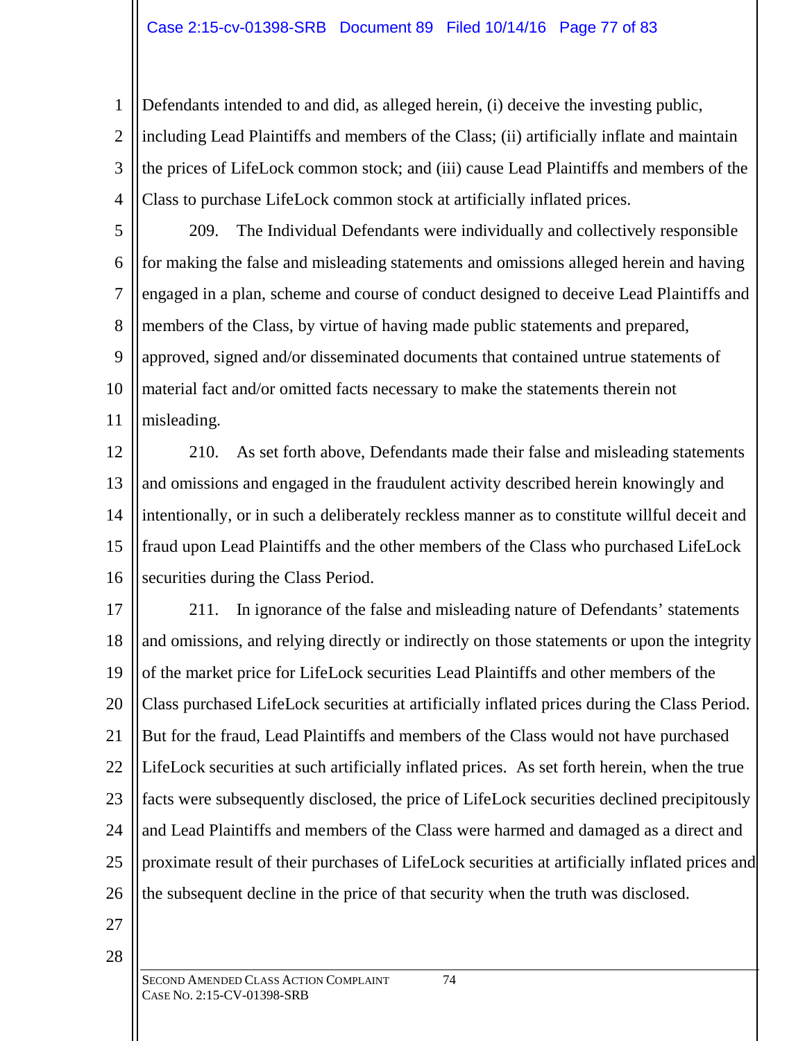Defendants intended to and did, as alleged herein, (i) deceive the investing public, including Lead Plaintiffs and members of the Class; (ii) artificially inflate and maintain the prices of LifeLock common stock; and (iii) cause Lead Plaintiffs and members of the Class to purchase LifeLock common stock at artificially inflated prices.

209. The Individual Defendants were individually and collectively responsible for making the false and misleading statements and omissions alleged herein and having engaged in a plan, scheme and course of conduct designed to deceive Lead Plaintiffs and members of the Class, by virtue of having made public statements and prepared, approved, signed and/or disseminated documents that contained untrue statements of material fact and/or omitted facts necessary to make the statements therein not misleading.

210. As set forth above, Defendants made their false and misleading statements and omissions and engaged in the fraudulent activity described herein knowingly and intentionally, or in such a deliberately reckless manner as to constitute willful deceit and fraud upon Lead Plaintiffs and the other members of the Class who purchased LifeLock securities during the Class Period.

211. In ignorance of the false and misleading nature of Defendants' statements and omissions, and relying directly or indirectly on those statements or upon the integrity of the market price for LifeLock securities Lead Plaintiffs and other members of the Class purchased LifeLock securities at artificially inflated prices during the Class Period. But for the fraud, Lead Plaintiffs and members of the Class would not have purchased LifeLock securities at such artificially inflated prices. As set forth herein, when the true facts were subsequently disclosed, the price of LifeLock securities declined precipitously and Lead Plaintiffs and members of the Class were harmed and damaged as a direct and proximate result of their purchases of LifeLock securities at artificially inflated prices and the subsequent decline in the price of that security when the truth was disclosed.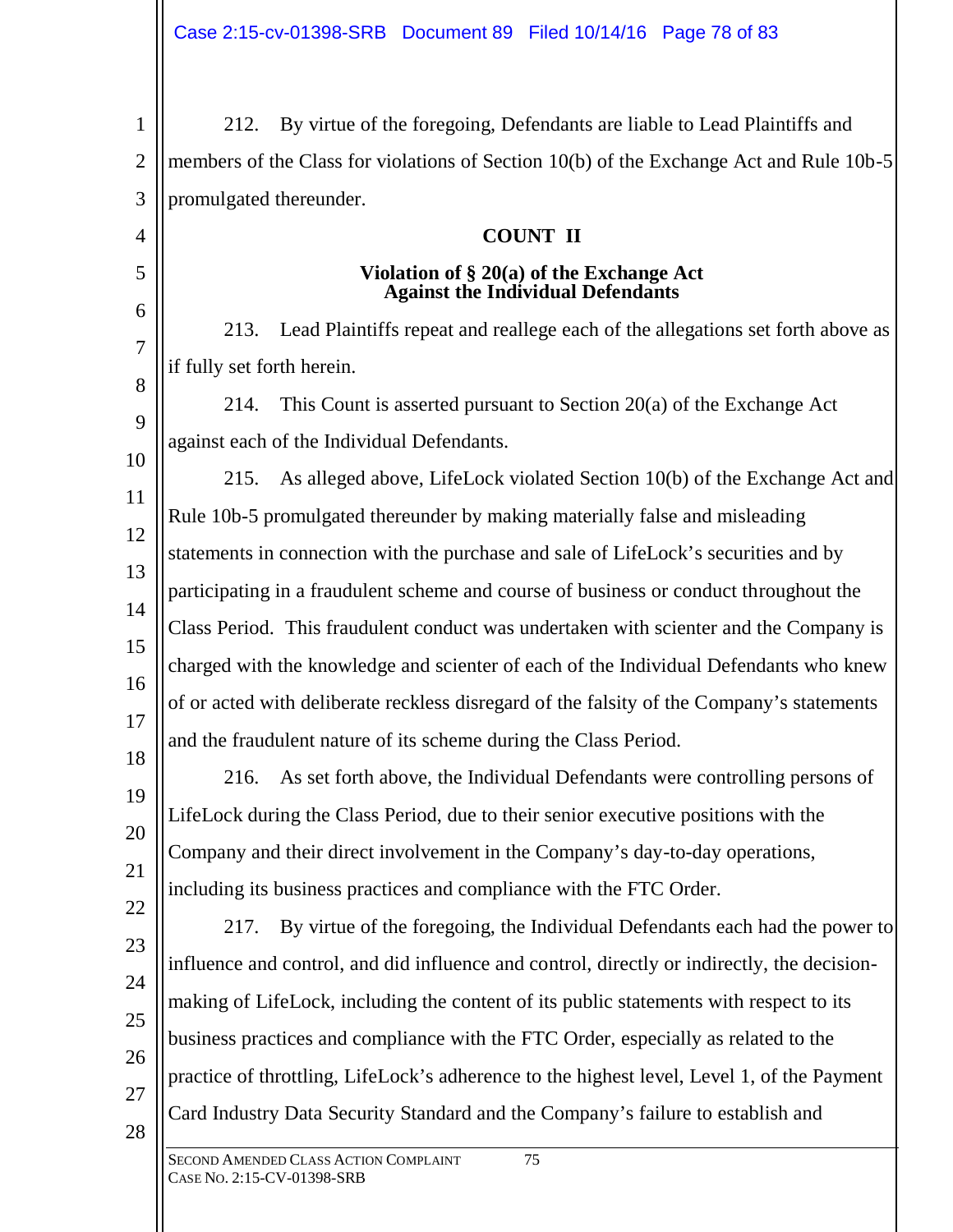212. By virtue of the foregoing, Defendants are liable to Lead Plaintiffs and members of the Class for violations of Section 10(b) of the Exchange Act and Rule 10b-5 promulgated thereunder.

## COUNT II

### Violation of § 20(a) of the Exchange Act Against the Individual Defendants

213. Lead Plaintiffs repeat and reallege each of the allegations set forth above as if fully set forth herein.

214. This Count is asserted pursuant to Section 20(a) of the Exchange Act against each of the Individual Defendants.

215. As alleged above, LifeLock violated Section 10(b) of the Exchange Act and Rule 10b-5 promulgated thereunder by making materially false and misleading statements in connection with the purchase and sale of LifeLock's securities and by participating in a fraudulent scheme and course of business or conduct throughout the Class Period. This fraudulent conduct was undertaken with scienter and the Company is charged with the knowledge and scienter of each of the Individual Defendants who knew of or acted with deliberate reckless disregard of the falsity of the Company's statements and the fraudulent nature of its scheme during the Class Period.

216. As set forth above, the Individual Defendants were controlling persons of LifeLock during the Class Period, due to their senior executive positions with the Company and their direct involvement in the Company's day-to-day operations, including its business practices and compliance with the FTC Order.

217. By virtue of the foregoing, the Individual Defendants each had the power to influence and control, and did influence and control, directly or indirectly, the decision-making of LifeLock, including the content of its public statements with respect to its business practices and compliance with the FTC Order, especially as related to the practice of throttling, LifeLock's adherence to the highest level, Level 1, of the Payment Card Industry Data Security Standard and the Company's failure to establish and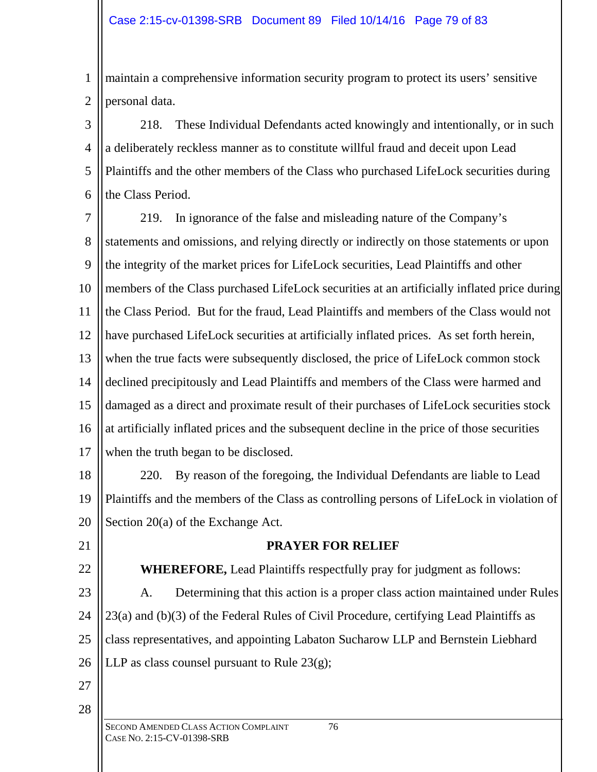maintain a comprehensive information security program to protect its users' sensitive personal data.

218. These Individual Defendants acted knowingly and intentionally, or in such a deliberately reckless manner as to constitute willful fraud and deceit upon Lead Plaintiffs and the other members of the Class who purchased LifeLock securities during the Class Period.

219. In ignorance of the false and misleading nature of the Company's statements and omissions, and relying directly or indirectly on those statements or upon the integrity of the market prices for LifeLock securities, Lead Plaintiffs and other members of the Class purchased LifeLock securities at an artificially inflated price during the Class Period. But for the fraud, Lead Plaintiffs and members of the Class would not have purchased LifeLock securities at artificially inflated prices. As set forth herein, when the true facts were subsequently disclosed, the price of LifeLock common stock declined precipitously and Lead Plaintiffs and members of the Class were harmed and damaged as a direct and proximate result of their purchases of LifeLock securities stock at artificially inflated prices and the subsequent decline in the price of those securities when the truth began to be disclosed.

220. By reason of the foregoing, the Individual Defendants are liable to Lead Plaintiffs and the members of the Class as controlling persons of LifeLock in violation of Section 20(a) of the Exchange Act.

## PRAYER FOR RELIEF

**WHEREFORE,** Lead Plaintiffs respectfully pray for judgment as follows:

A. Determining that this action is a proper class action maintained under Rules 23(a) and (b)(3) of the Federal Rules of Civil Procedure, certifying Lead Plaintiffs as class representatives, and appointing Labaton Sucharow LLP and Bernstein Liebhard LLP as class counsel pursuant to Rule 23(g);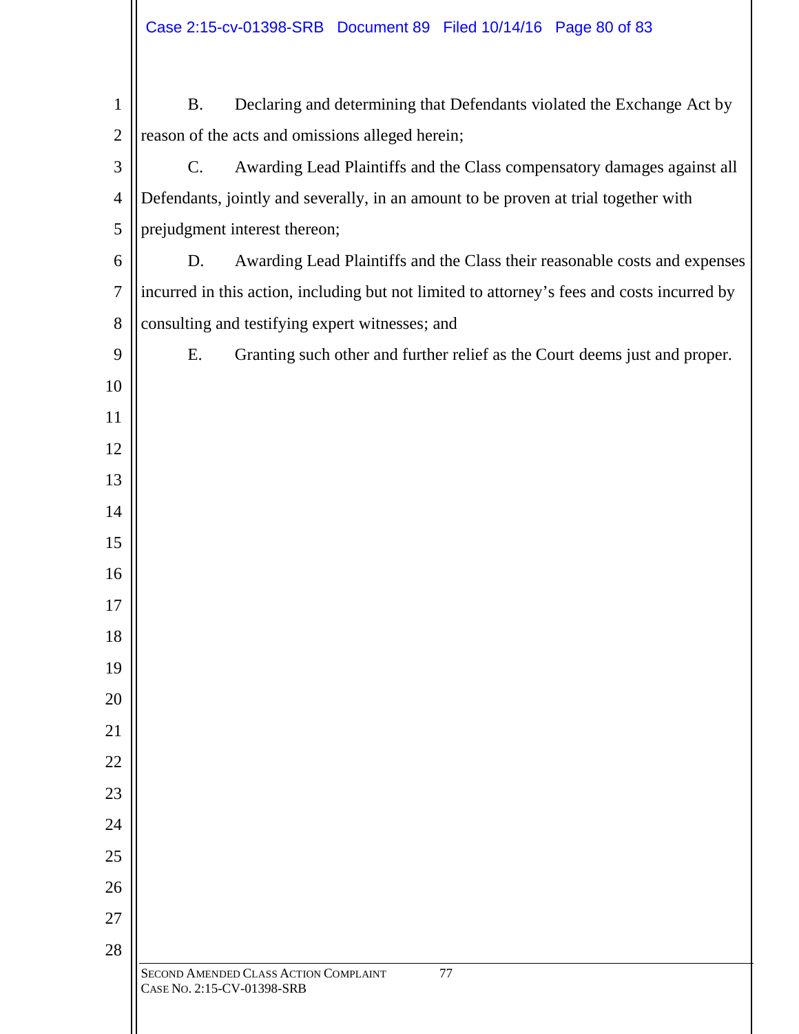B. Declaring and determining that Defendants violated the Exchange Act by reason of the acts and omissions alleged herein;

C. Awarding Lead Plaintiffs and the Class compensatory damages against all Defendants, jointly and severally, in an amount to be proven at trial together with prejudgment interest thereon;

D. Awarding Lead Plaintiffs and the Class their reasonable costs and expenses incurred in this action, including but not limited to attorney's fees and costs incurred by consulting and testifying expert witnesses; and

E. Granting such other and further relief as the Court deems just and proper.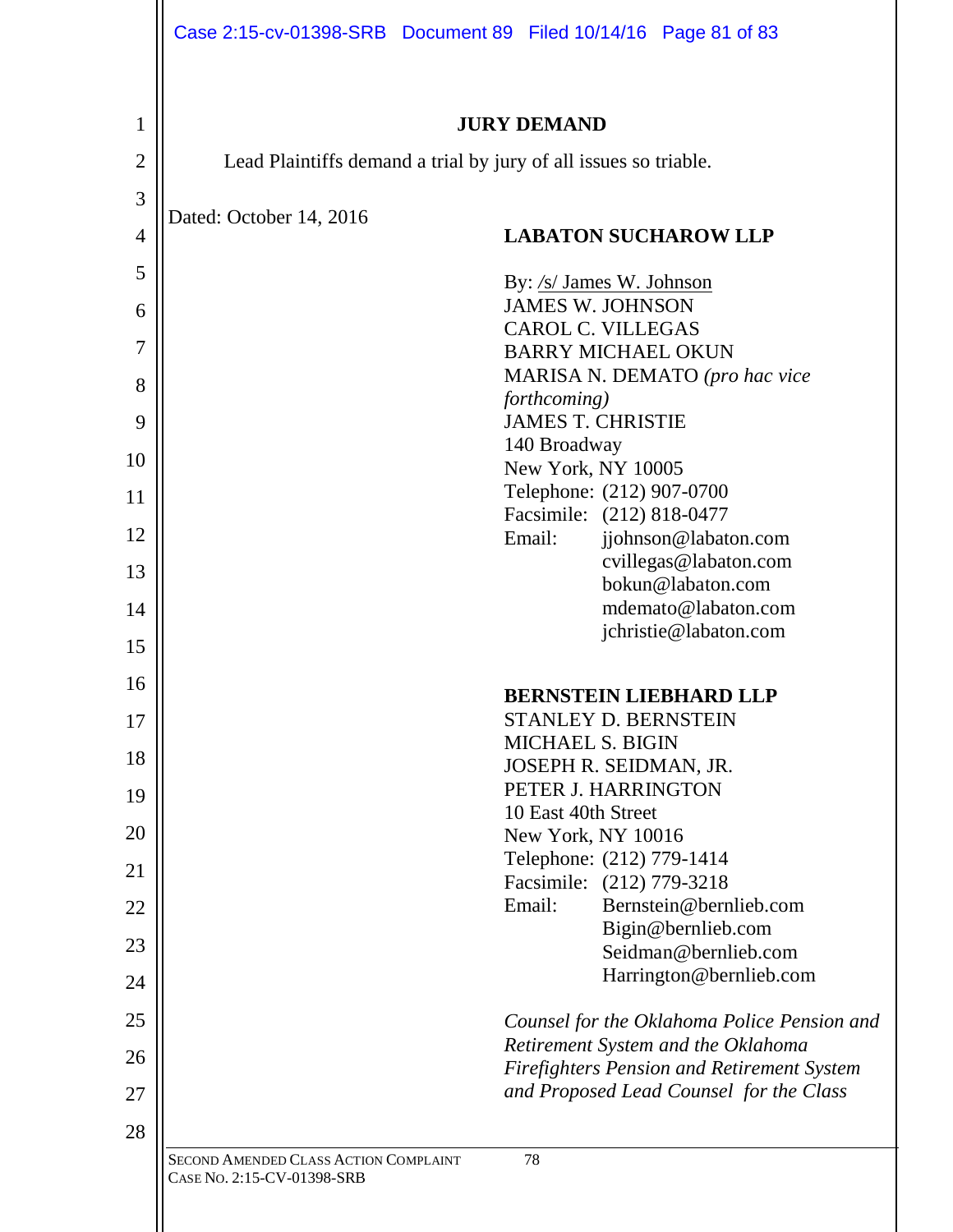## JURY DEMAND

Lead Plaintiffs demand a trial by jury of all issues so triable.

Dated: October 14, 2016

**LABATON SUCHAROW LLP**

By: /s/ James W. Johnson
JAMES W. JOHNSON
CAROL C. VILLEGAS
BARRY MICHAEL OKUN
MARISA N. DEMATO *(pro hac vice forthcoming)*
JAMES T. CHRISTIE
140 Broadway
New York, NY 10005
Telephone: (212) 907-0700
Facsimile: (212) 818-0477
Email: jjohnson@labaton.com
cvillegas@labaton.com
bokun@labaton.com
mdemato@labaton.com
jchristie@labaton.com

**BERNSTEIN LIEBHARD LLP**
STANLEY D. BERNSTEIN
MICHAEL S. BIGIN
JOSEPH R. SEIDMAN, JR.
PETER J. HARRINGTON
10 East 40th Street
New York, NY 10016
Telephone: (212) 779-1414
Facsimile: (212) 779-3218
Email: Bernstein@bernlieb.com
Bigin@bernlieb.com
Seidman@bernlieb.com
Harrington@bernlieb.com

*Counsel for the Oklahoma Police Pension and Retirement System and the Oklahoma Firefighters Pension and Retirement System and Proposed Lead Counsel for the Class*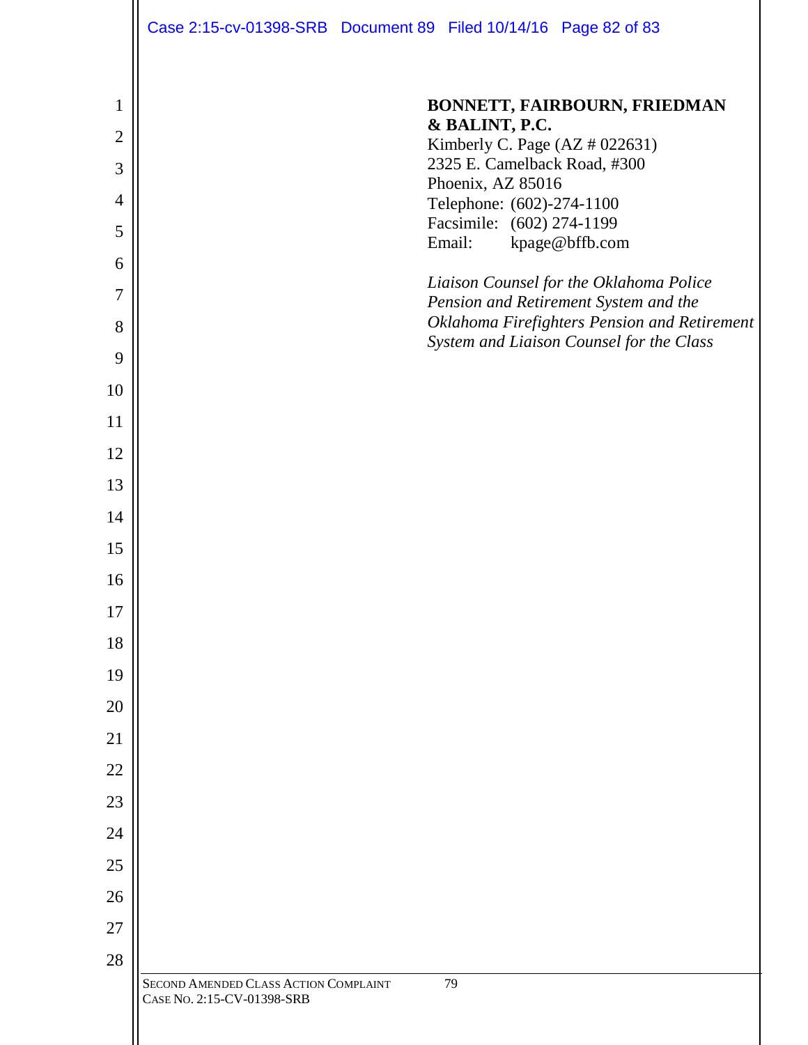**BONNETT, FAIRBOURN, FRIEDMAN & BALINT, P.C.**
Kimberly C. Page (AZ # 022631)
2325 E. Camelback Road, #300
Phoenix, AZ 85016
Telephone: (602)-274-1100
Facsimile: (602) 274-1199
Email: kpage@bffb.com

*Liaison Counsel for the Oklahoma Police Pension and Retirement System and the Oklahoma Firefighters Pension and Retirement System and Liaison Counsel for the Class*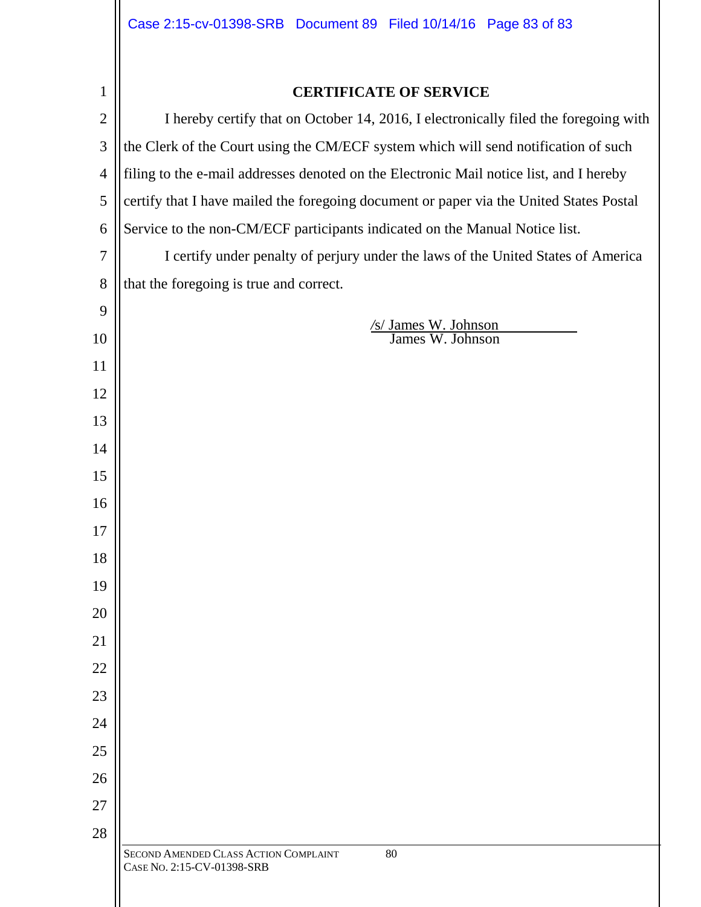## CERTIFICATE OF SERVICE

I hereby certify that on October 14, 2016, I electronically filed the foregoing with the Clerk of the Court using the CM/ECF system which will send notification of such filing to the e-mail addresses denoted on the Electronic Mail notice list, and I hereby certify that I have mailed the foregoing document or paper via the United States Postal Service to the non-CM/ECF participants indicated on the Manual Notice list.

I certify under penalty of perjury under the laws of the United States of America that the foregoing is true and correct.

/s/ James W. Johnson
James W. Johnson